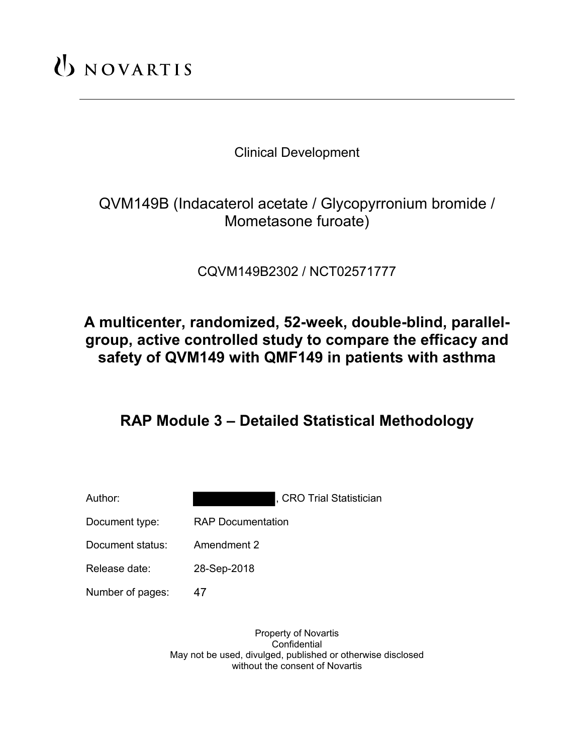NOVARTIS

Clinical Development

QVM149B (Indacaterol acetate / Glycopyrronium bromide / Mometasone furoate)

CQVM149B2302 / NCT02571777

# A multicenter, randomized, 52-week, double-blind, parallel-group, active controlled study to compare the efficacy and safety of QVM149 with QMF149 in patients with asthma

## RAP Module 3 – Detailed Statistical Methodology

| | |
|---|---|
| Author: | ████████, CRO Trial Statistician |
| Document type: | RAP Documentation |
| Document status: | Amendment 2 |
| Release date: | 28-Sep-2018 |
| Number of pages: | 47 |

Property of Novartis
Confidential
May not be used, divulged, published or otherwise disclosed
without the consent of Novartis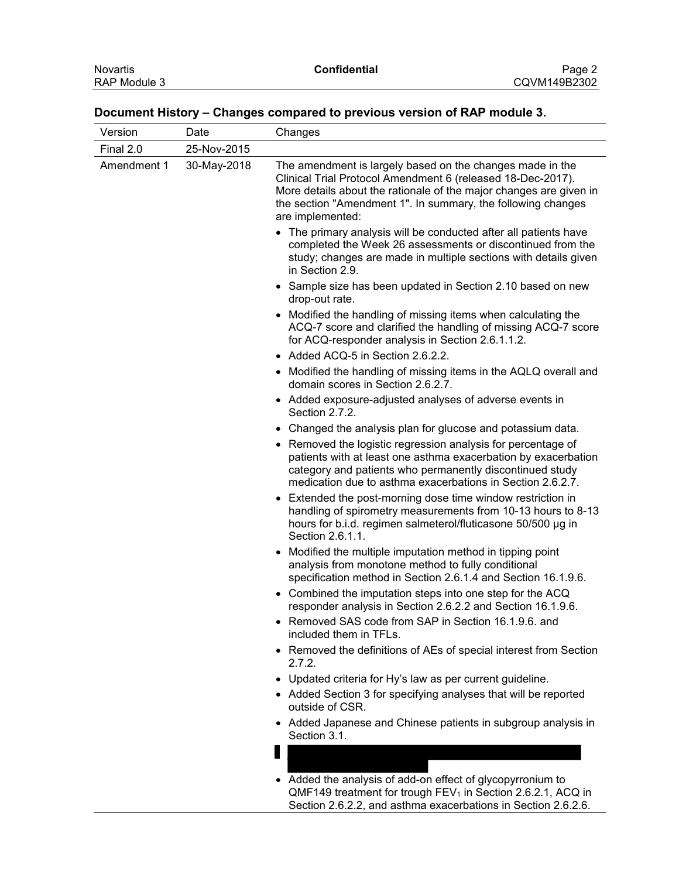## Document History – Changes compared to previous version of RAP module 3.

| Version | Date | Changes |
|---|---|---|
| Final 2.0 | 25-Nov-2015 | |
| Amendment 1 | 30-May-2018 | The amendment is largely based on the changes made in the Clinical Trial Protocol Amendment 6 (released 18-Dec-2017). More details about the rationale of the major changes are given in the section "Amendment 1". In summary, the following changes are implemented:<br>• The primary analysis will be conducted after all patients have completed the Week 26 assessments or discontinued from the study; changes are made in multiple sections with details given in Section 2.9.<br>• Sample size has been updated in Section 2.10 based on new drop-out rate.<br>• Modified the handling of missing items when calculating the ACQ-7 score and clarified the handling of missing ACQ-7 score for ACQ-responder analysis in Section 2.6.1.1.2.<br>• Added ACQ-5 in Section 2.6.2.2.<br>• Modified the handling of missing items in the AQLQ overall and domain scores in Section 2.6.2.7.<br>• Added exposure-adjusted analyses of adverse events in Section 2.7.2.<br>• Changed the analysis plan for glucose and potassium data.<br>• Removed the logistic regression analysis for percentage of patients with at least one asthma exacerbation by exacerbation category and patients who permanently discontinued study medication due to asthma exacerbations in Section 2.6.2.7.<br>• Extended the post-morning dose time window restriction in handling of spirometry measurements from 10-13 hours to 8-13 hours for b.i.d. regimen salmeterol/fluticasone 50/500 µg in Section 2.6.1.1.<br>• Modified the multiple imputation method in tipping point analysis from monotone method to fully conditional specification method in Section 2.6.1.4 and Section 16.1.9.6.<br>• Combined the imputation steps into one step for the ACQ responder analysis in Section 2.6.2.2 and Section 16.1.9.6.<br>• Removed SAS code from SAP in Section 16.1.9.6. and included them in TFLs.<br>• Removed the definitions of AEs of special interest from Section 2.7.2.<br>• Updated criteria for Hy's law as per current guideline.<br>• Added Section 3 for specifying analyses that will be reported outside of CSR.<br>• Added Japanese and Chinese patients in subgroup analysis in Section 3.1.<br>• [redacted]<br>• Added the analysis of add-on effect of glycopyrronium to QMF149 treatment for trough $FEV_1$ in Section 2.6.2.1, ACQ in Section 2.6.2.2, and asthma exacerbations in Section 2.6.2.6. |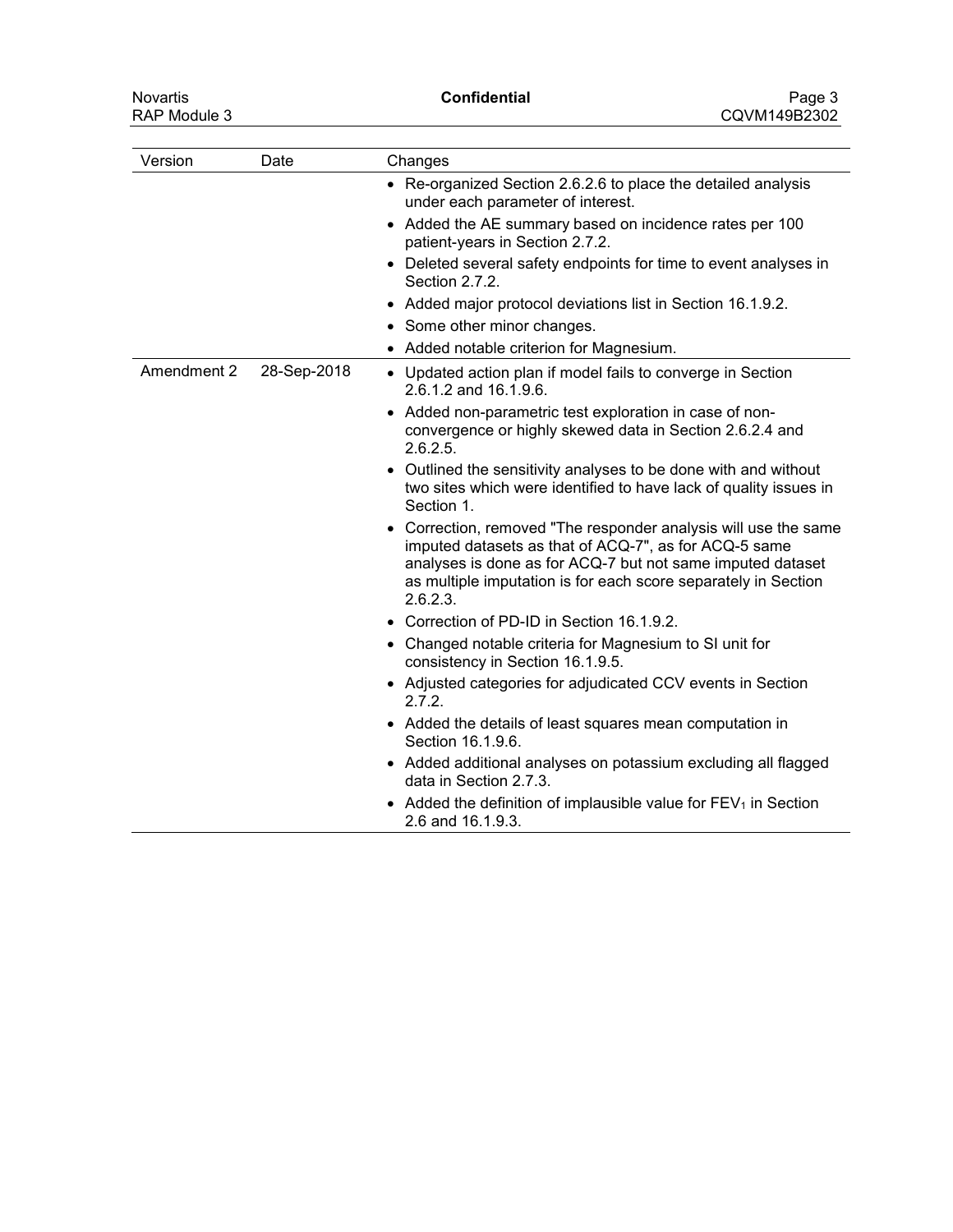| Version | Date | Changes |
|---|---|---|
| | | • Re-organized Section 2.6.2.6 to place the detailed analysis under each parameter of interest.<br>• Added the AE summary based on incidence rates per 100 patient-years in Section 2.7.2.<br>• Deleted several safety endpoints for time to event analyses in Section 2.7.2.<br>• Added major protocol deviations list in Section 16.1.9.2.<br>• Some other minor changes.<br>• Added notable criterion for Magnesium. |
| Amendment 2 | 28-Sep-2018 | • Updated action plan if model fails to converge in Section 2.6.1.2 and 16.1.9.6.<br>• Added non-parametric test exploration in case of non-convergence or highly skewed data in Section 2.6.2.4 and 2.6.2.5.<br>• Outlined the sensitivity analyses to be done with and without two sites which were identified to have lack of quality issues in Section 1.<br>• Correction, removed "The responder analysis will use the same imputed datasets as that of ACQ-7", as for ACQ-5 same analyses is done as for ACQ-7 but not same imputed dataset as multiple imputation is for each score separately in Section 2.6.2.3.<br>• Correction of PD-ID in Section 16.1.9.2.<br>• Changed notable criteria for Magnesium to SI unit for consistency in Section 16.1.9.5.<br>• Adjusted categories for adjudicated CCV events in Section 2.7.2.<br>• Added the details of least squares mean computation in Section 16.1.9.6.<br>• Added additional analyses on potassium excluding all flagged data in Section 2.7.3.<br>• Added the definition of implausible value for $FEV_1$ in Section 2.6 and 16.1.9.3. |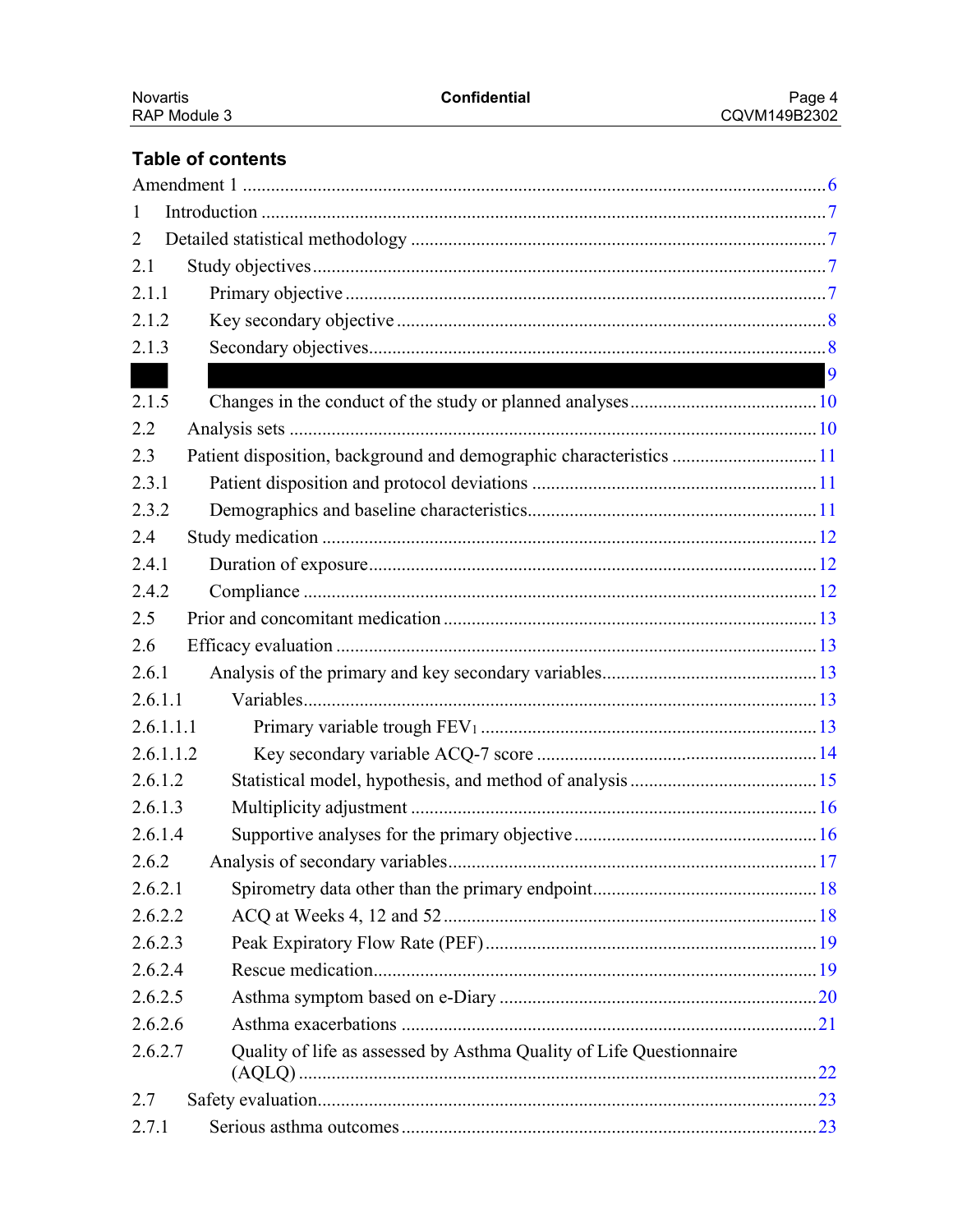## Table of contents

Amendment 1 .......... 6

1 Introduction .......... 7

2 Detailed statistical methodology .......... 7

2.1 Study objectives .......... 7

2.1.1 Primary objective .......... 7

2.1.2 Key secondary objective .......... 8

2.1.3 Secondary objectives .......... 8

[redacted] .......... 9

2.1.5 Changes in the conduct of the study or planned analyses .......... 10

2.2 Analysis sets .......... 10

2.3 Patient disposition, background and demographic characteristics .......... 11

2.3.1 Patient disposition and protocol deviations .......... 11

2.3.2 Demographics and baseline characteristics .......... 11

2.4 Study medication .......... 12

2.4.1 Duration of exposure .......... 12

2.4.2 Compliance .......... 12

2.5 Prior and concomitant medication .......... 13

2.6 Efficacy evaluation .......... 13

2.6.1 Analysis of the primary and key secondary variables .......... 13

2.6.1.1 Variables .......... 13

2.6.1.1.1 Primary variable trough $FEV_1$ .......... 13

2.6.1.1.2 Key secondary variable ACQ-7 score .......... 14

2.6.1.2 Statistical model, hypothesis, and method of analysis .......... 15

2.6.1.3 Multiplicity adjustment .......... 16

2.6.1.4 Supportive analyses for the primary objective .......... 16

2.6.2 Analysis of secondary variables .......... 17

2.6.2.1 Spirometry data other than the primary endpoint .......... 18

2.6.2.2 ACQ at Weeks 4, 12 and 52 .......... 18

2.6.2.3 Peak Expiratory Flow Rate (PEF) .......... 19

2.6.2.4 Rescue medication .......... 19

2.6.2.5 Asthma symptom based on e-Diary .......... 20

2.6.2.6 Asthma exacerbations .......... 21

2.6.2.7 Quality of life as assessed by Asthma Quality of Life Questionnaire (AQLQ) .......... 22

2.7 Safety evaluation .......... 23

2.7.1 Serious asthma outcomes .......... 23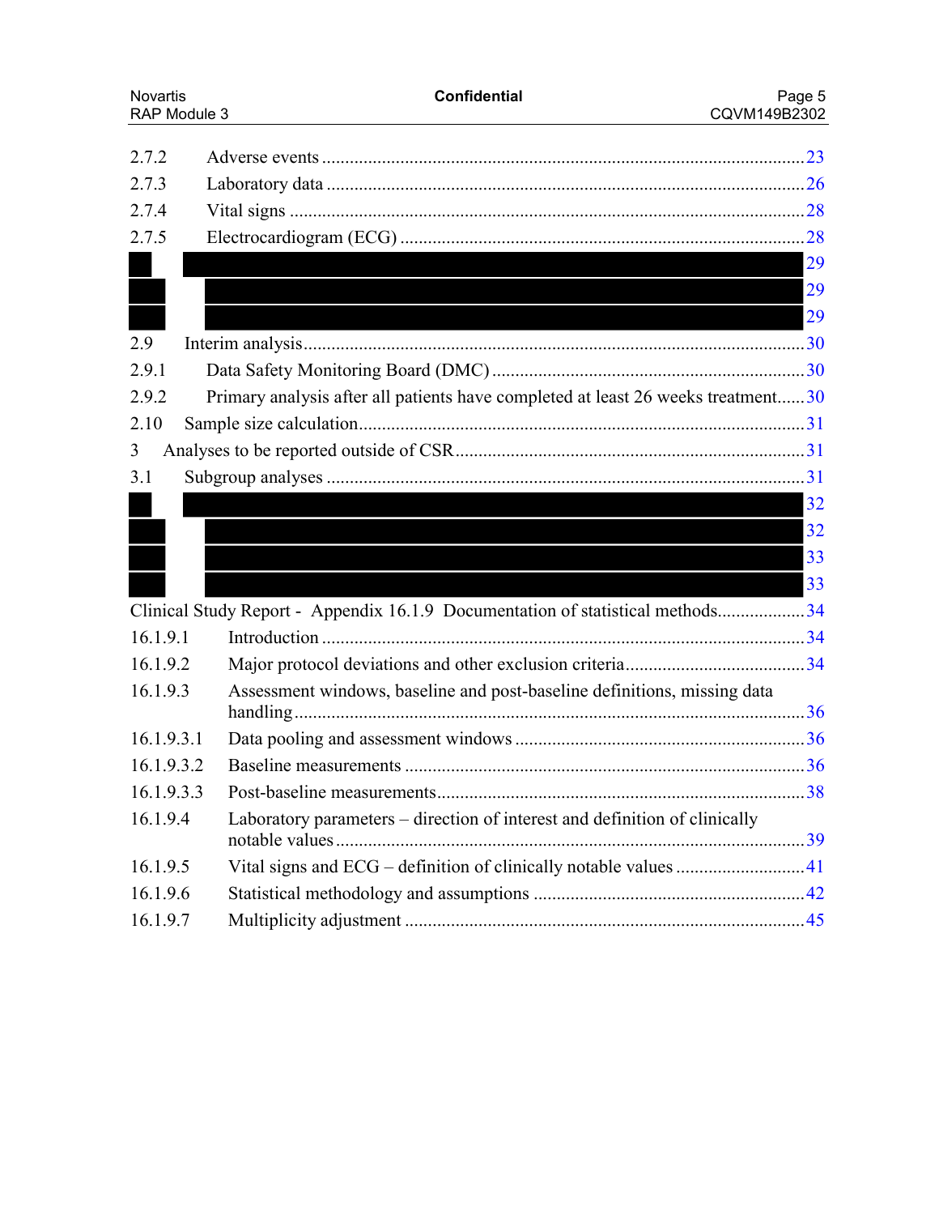2.7.2 Adverse events ........................................................................................................23

2.7.3 Laboratory data .......................................................................................................26

2.7.4 Vital signs ...............................................................................................................28

2.7.5 Electrocardiogram (ECG) ......................................................................................28

29

29

29

2.9 Interim analysis............................................................................................................30

2.9.1 Data Safety Monitoring Board (DMC) ...................................................................30

2.9.2 Primary analysis after all patients have completed at least 26 weeks treatment......30

2.10 Sample size calculation................................................................................................31

3 Analyses to be reported outside of CSR...........................................................................31

3.1 Subgroup analyses .......................................................................................................31

32

32

33

33

Clinical Study Report - Appendix 16.1.9 Documentation of statistical methods...................34

16.1.9.1 Introduction ........................................................................................................34

16.1.9.2 Major protocol deviations and other exclusion criteria.......................................34

16.1.9.3 Assessment windows, baseline and post-baseline definitions, missing data handling..............................................................................................................36

16.1.9.3.1 Data pooling and assessment windows ...............................................................36

16.1.9.3.2 Baseline measurements ......................................................................................36

16.1.9.3.3 Post-baseline measurements................................................................................38

16.1.9.4 Laboratory parameters – direction of interest and definition of clinically notable values.....................................................................................................39

16.1.9.5 Vital signs and ECG – definition of clinically notable values ............................41

16.1.9.6 Statistical methodology and assumptions ..........................................................42

16.1.9.7 Multiplicity adjustment ......................................................................................45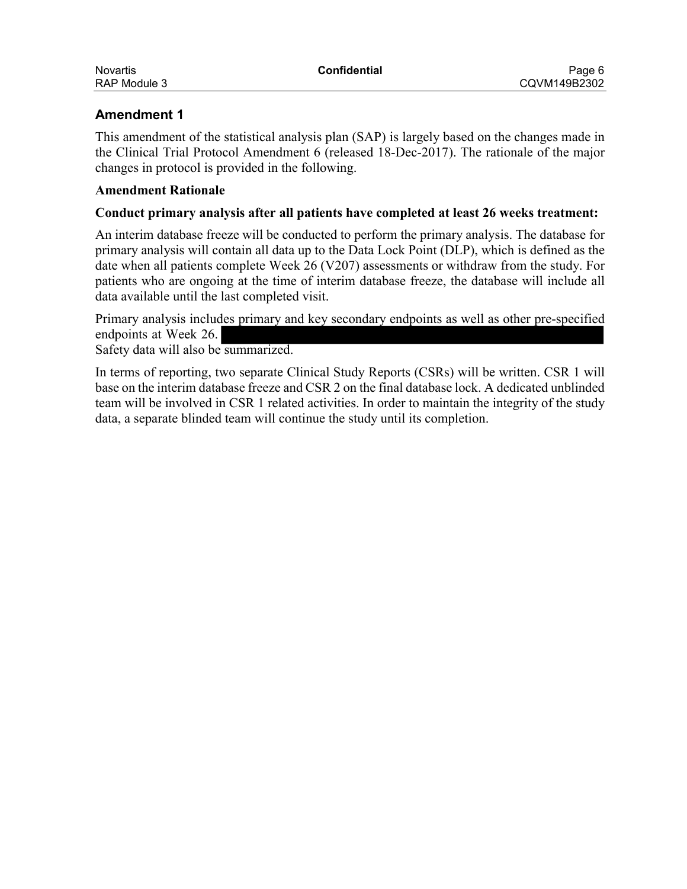## Amendment 1

This amendment of the statistical analysis plan (SAP) is largely based on the changes made in the Clinical Trial Protocol Amendment 6 (released 18-Dec-2017). The rationale of the major changes in protocol is provided in the following.

**Amendment Rationale**

**Conduct primary analysis after all patients have completed at least 26 weeks treatment:**

An interim database freeze will be conducted to perform the primary analysis. The database for primary analysis will contain all data up to the Data Lock Point (DLP), which is defined as the date when all patients complete Week 26 (V207) assessments or withdraw from the study. For patients who are ongoing at the time of interim database freeze, the database will include all data available until the last completed visit.

Primary analysis includes primary and key secondary endpoints as well as other pre-specified endpoints at Week 26.

Safety data will also be summarized.

In terms of reporting, two separate Clinical Study Reports (CSRs) will be written. CSR 1 will base on the interim database freeze and CSR 2 on the final database lock. A dedicated unblinded team will be involved in CSR 1 related activities. In order to maintain the integrity of the study data, a separate blinded team will continue the study until its completion.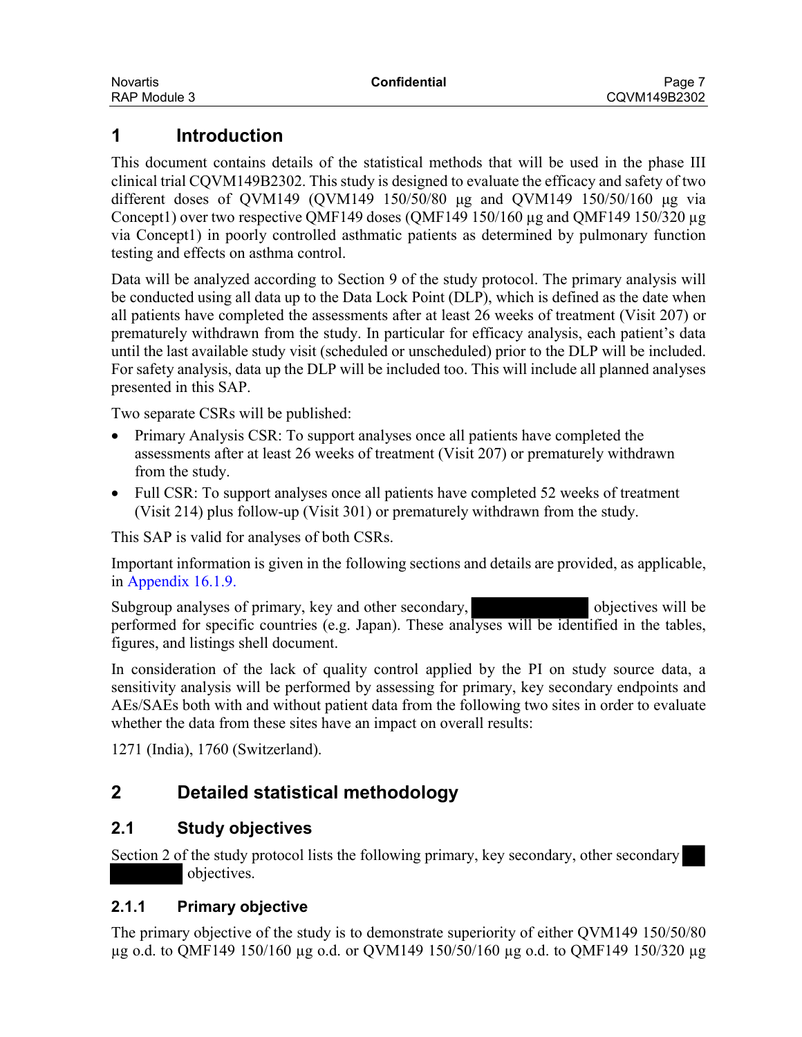# 1 Introduction

This document contains details of the statistical methods that will be used in the phase III clinical trial CQVM149B2302. This study is designed to evaluate the efficacy and safety of two different doses of QVM149 (QVM149 150/50/80 µg and QVM149 150/50/160 µg via Concept1) over two respective QMF149 doses (QMF149 150/160 µg and QMF149 150/320 µg via Concept1) in poorly controlled asthmatic patients as determined by pulmonary function testing and effects on asthma control.

Data will be analyzed according to Section 9 of the study protocol. The primary analysis will be conducted using all data up to the Data Lock Point (DLP), which is defined as the date when all patients have completed the assessments after at least 26 weeks of treatment (Visit 207) or prematurely withdrawn from the study. In particular for efficacy analysis, each patient's data until the last available study visit (scheduled or unscheduled) prior to the DLP will be included. For safety analysis, data up the DLP will be included too. This will include all planned analyses presented in this SAP.

Two separate CSRs will be published:

- Primary Analysis CSR: To support analyses once all patients have completed the assessments after at least 26 weeks of treatment (Visit 207) or prematurely withdrawn from the study.
- Full CSR: To support analyses once all patients have completed 52 weeks of treatment (Visit 214) plus follow-up (Visit 301) or prematurely withdrawn from the study.

This SAP is valid for analyses of both CSRs.

Important information is given in the following sections and details are provided, as applicable, in Appendix 16.1.9.

Subgroup analyses of primary, key and other secondary, ██████████ objectives will be performed for specific countries (e.g. Japan). These analyses will be identified in the tables, figures, and listings shell document.

In consideration of the lack of quality control applied by the PI on study source data, a sensitivity analysis will be performed by assessing for primary, key secondary endpoints and AEs/SAEs both with and without patient data from the following two sites in order to evaluate whether the data from these sites have an impact on overall results:

1271 (India), 1760 (Switzerland).

# 2 Detailed statistical methodology

## 2.1 Study objectives

Section 2 of the study protocol lists the following primary, key secondary, other secondary ██ ██████ objectives.

### 2.1.1 Primary objective

The primary objective of the study is to demonstrate superiority of either QVM149 150/50/80 µg o.d. to QMF149 150/160 µg o.d. or QVM149 150/50/160 µg o.d. to QMF149 150/320 µg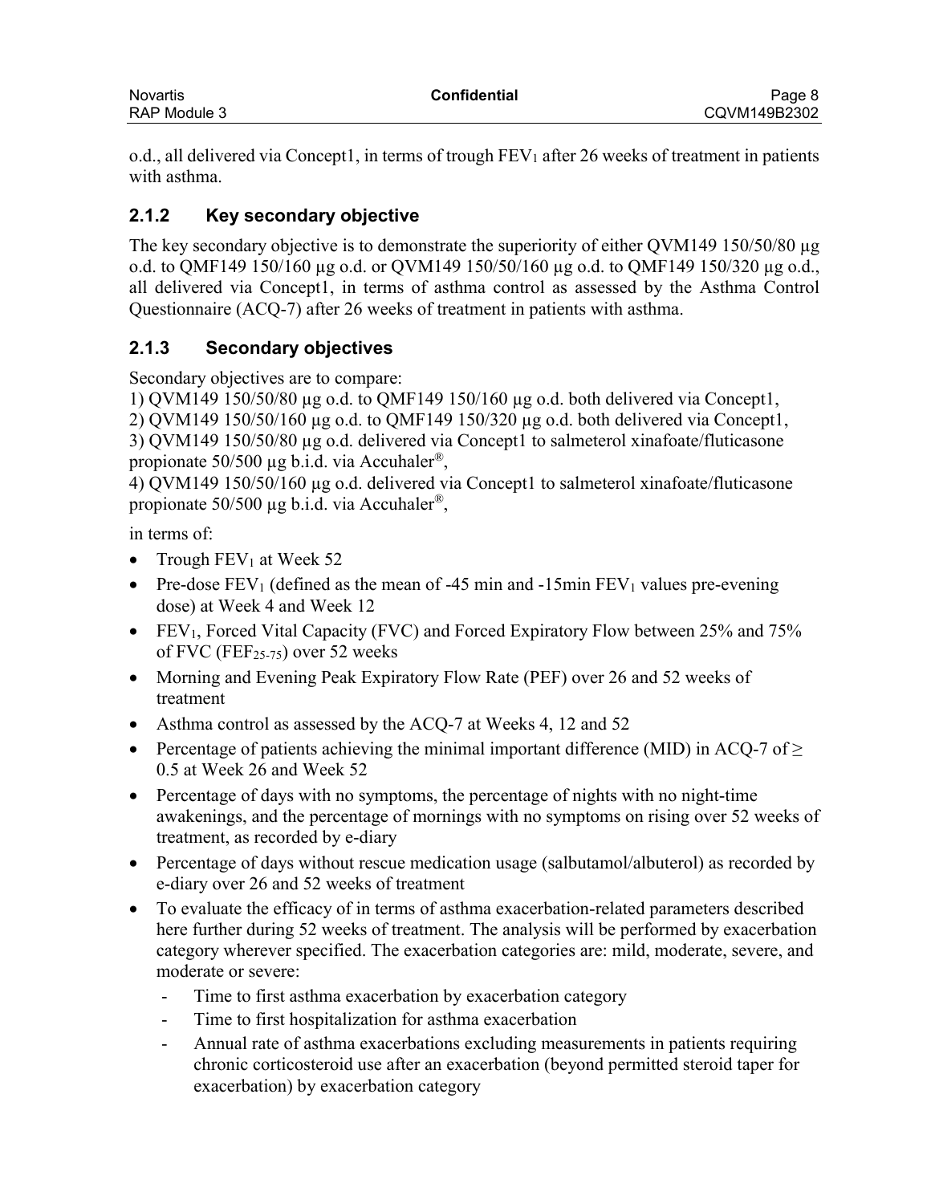o.d., all delivered via Concept1, in terms of trough $FEV_1$ after 26 weeks of treatment in patients with asthma.

### 2.1.2 Key secondary objective

The key secondary objective is to demonstrate the superiority of either QVM149 150/50/80 µg o.d. to QMF149 150/160 µg o.d. or QVM149 150/50/160 µg o.d. to QMF149 150/320 µg o.d., all delivered via Concept1, in terms of asthma control as assessed by the Asthma Control Questionnaire (ACQ-7) after 26 weeks of treatment in patients with asthma.

### 2.1.3 Secondary objectives

Secondary objectives are to compare:

1) QVM149 150/50/80 µg o.d. to QMF149 150/160 µg o.d. both delivered via Concept1,
2) QVM149 150/50/160 µg o.d. to QMF149 150/320 µg o.d. both delivered via Concept1,
3) QVM149 150/50/80 µg o.d. delivered via Concept1 to salmeterol xinafoate/fluticasone propionate 50/500 µg b.i.d. via Accuhaler®,
4) QVM149 150/50/160 µg o.d. delivered via Concept1 to salmeterol xinafoate/fluticasone propionate 50/500 µg b.i.d. via Accuhaler®,

in terms of:

- Trough $FEV_1$ at Week 52
- Pre-dose $FEV_1$ (defined as the mean of -45 min and -15min $FEV_1$ values pre-evening dose) at Week 4 and Week 12
- $FEV_1$, Forced Vital Capacity (FVC) and Forced Expiratory Flow between 25% and 75% of FVC ($FEF_{25\text{-}75}$) over 52 weeks
- Morning and Evening Peak Expiratory Flow Rate (PEF) over 26 and 52 weeks of treatment
- Asthma control as assessed by the ACQ-7 at Weeks 4, 12 and 52
- Percentage of patients achieving the minimal important difference (MID) in ACQ-7 of $\geq$ 0.5 at Week 26 and Week 52
- Percentage of days with no symptoms, the percentage of nights with no night-time awakenings, and the percentage of mornings with no symptoms on rising over 52 weeks of treatment, as recorded by e-diary
- Percentage of days without rescue medication usage (salbutamol/albuterol) as recorded by e-diary over 26 and 52 weeks of treatment
- To evaluate the efficacy of in terms of asthma exacerbation-related parameters described here further during 52 weeks of treatment. The analysis will be performed by exacerbation category wherever specified. The exacerbation categories are: mild, moderate, severe, and moderate or severe:
  - Time to first asthma exacerbation by exacerbation category
  - Time to first hospitalization for asthma exacerbation
  - Annual rate of asthma exacerbations excluding measurements in patients requiring chronic corticosteroid use after an exacerbation (beyond permitted steroid taper for exacerbation) by exacerbation category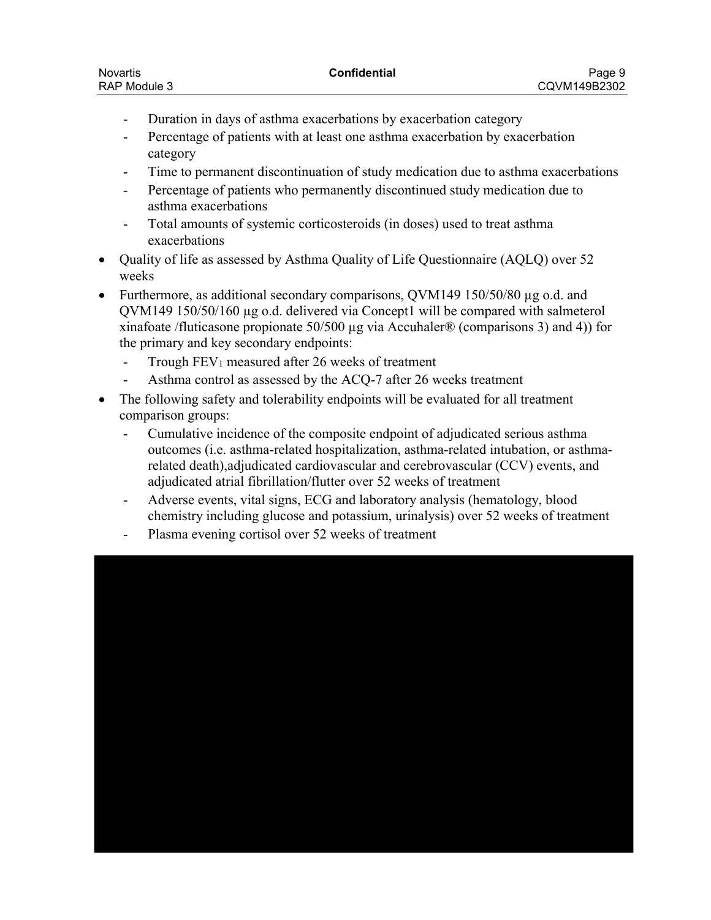- Duration in days of asthma exacerbations by exacerbation category
- Percentage of patients with at least one asthma exacerbation by exacerbation category
- Time to permanent discontinuation of study medication due to asthma exacerbations
- Percentage of patients who permanently discontinued study medication due to asthma exacerbations
- Total amounts of systemic corticosteroids (in doses) used to treat asthma exacerbations

- Quality of life as assessed by Asthma Quality of Life Questionnaire (AQLQ) over 52 weeks
- Furthermore, as additional secondary comparisons, QVM149 150/50/80 µg o.d. and QVM149 150/50/160 µg o.d. delivered via Concept1 will be compared with salmeterol xinafoate /fluticasone propionate 50/500 µg via Accuhaler® (comparisons 3) and 4)) for the primary and key secondary endpoints:
  - Trough $FEV_1$ measured after 26 weeks of treatment
  - Asthma control as assessed by the ACQ-7 after 26 weeks treatment
- The following safety and tolerability endpoints will be evaluated for all treatment comparison groups:
  - Cumulative incidence of the composite endpoint of adjudicated serious asthma outcomes (i.e. asthma-related hospitalization, asthma-related intubation, or asthma-related death),adjudicated cardiovascular and cerebrovascular (CCV) events, and adjudicated atrial fibrillation/flutter over 52 weeks of treatment
  - Adverse events, vital signs, ECG and laboratory analysis (hematology, blood chemistry including glucose and potassium, urinalysis) over 52 weeks of treatment
  - Plasma evening cortisol over 52 weeks of treatment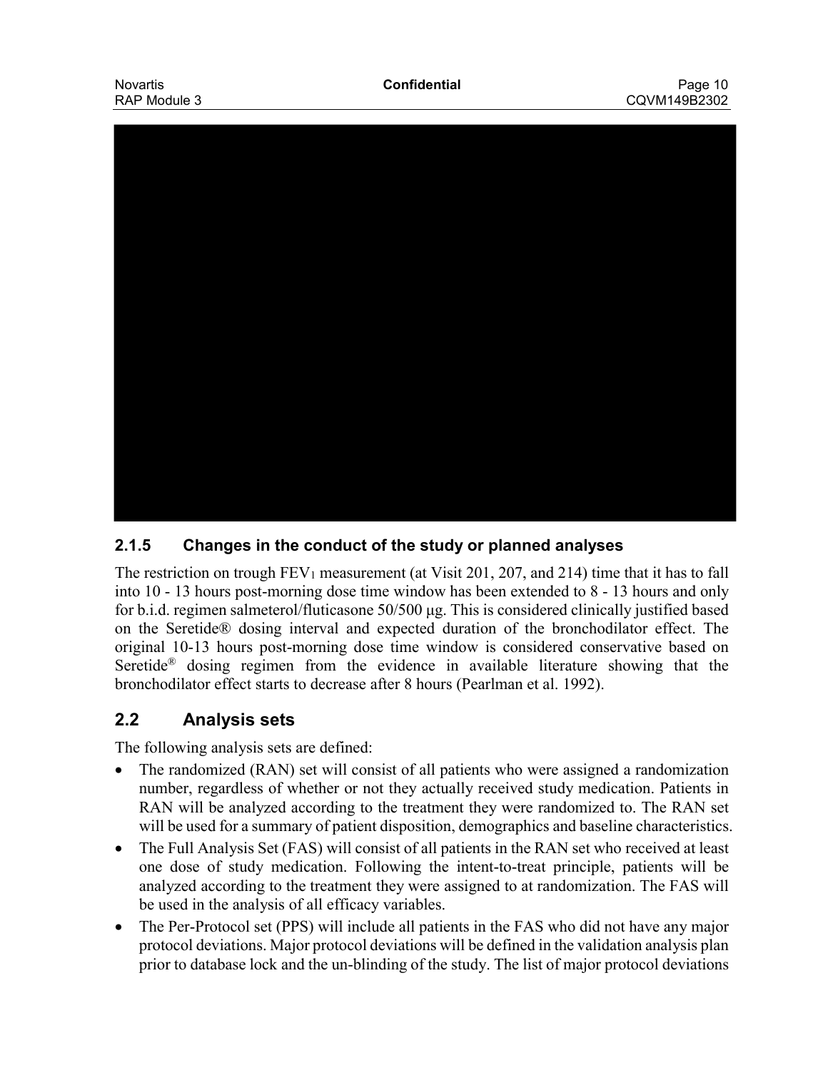### 2.1.5 Changes in the conduct of the study or planned analyses

The restriction on trough $FEV_1$ measurement (at Visit 201, 207, and 214) time that it has to fall into 10 - 13 hours post-morning dose time window has been extended to 8 - 13 hours and only for b.i.d. regimen salmeterol/fluticasone 50/500 µg. This is considered clinically justified based on the Seretide® dosing interval and expected duration of the bronchodilator effect. The original 10-13 hours post-morning dose time window is considered conservative based on Seretide® dosing regimen from the evidence in available literature showing that the bronchodilator effect starts to decrease after 8 hours (Pearlman et al. 1992).

## 2.2 Analysis sets

The following analysis sets are defined:

- The randomized (RAN) set will consist of all patients who were assigned a randomization number, regardless of whether or not they actually received study medication. Patients in RAN will be analyzed according to the treatment they were randomized to. The RAN set will be used for a summary of patient disposition, demographics and baseline characteristics.
- The Full Analysis Set (FAS) will consist of all patients in the RAN set who received at least one dose of study medication. Following the intent-to-treat principle, patients will be analyzed according to the treatment they were assigned to at randomization. The FAS will be used in the analysis of all efficacy variables.
- The Per-Protocol set (PPS) will include all patients in the FAS who did not have any major protocol deviations. Major protocol deviations will be defined in the validation analysis plan prior to database lock and the un-blinding of the study. The list of major protocol deviations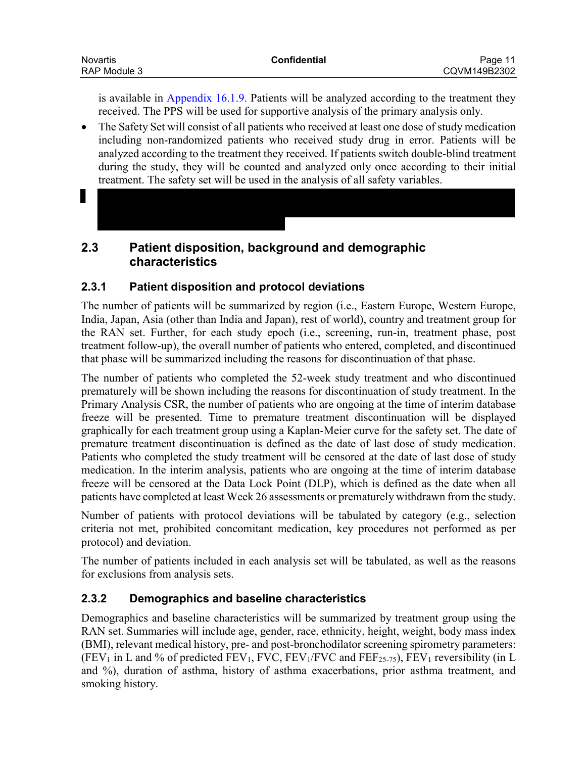is available in Appendix 16.1.9. Patients will be analyzed according to the treatment they received. The PPS will be used for supportive analysis of the primary analysis only.

- The Safety Set will consist of all patients who received at least one dose of study medication including non-randomized patients who received study drug in error. Patients will be analyzed according to the treatment they received. If patients switch double-blind treatment during the study, they will be counted and analyzed only once according to their initial treatment. The safety set will be used in the analysis of all safety variables.

## 2.3 Patient disposition, background and demographic characteristics

### 2.3.1 Patient disposition and protocol deviations

The number of patients will be summarized by region (i.e., Eastern Europe, Western Europe, India, Japan, Asia (other than India and Japan), rest of world), country and treatment group for the RAN set. Further, for each study epoch (i.e., screening, run-in, treatment phase, post treatment follow-up), the overall number of patients who entered, completed, and discontinued that phase will be summarized including the reasons for discontinuation of that phase.

The number of patients who completed the 52-week study treatment and who discontinued prematurely will be shown including the reasons for discontinuation of study treatment. In the Primary Analysis CSR, the number of patients who are ongoing at the time of interim database freeze will be presented. Time to premature treatment discontinuation will be displayed graphically for each treatment group using a Kaplan-Meier curve for the safety set. The date of premature treatment discontinuation is defined as the date of last dose of study medication. Patients who completed the study treatment will be censored at the date of last dose of study medication. In the interim analysis, patients who are ongoing at the time of interim database freeze will be censored at the Data Lock Point (DLP), which is defined as the date when all patients have completed at least Week 26 assessments or prematurely withdrawn from the study.

Number of patients with protocol deviations will be tabulated by category (e.g., selection criteria not met, prohibited concomitant medication, key procedures not performed as per protocol) and deviation.

The number of patients included in each analysis set will be tabulated, as well as the reasons for exclusions from analysis sets.

### 2.3.2 Demographics and baseline characteristics

Demographics and baseline characteristics will be summarized by treatment group using the RAN set. Summaries will include age, gender, race, ethnicity, height, weight, body mass index (BMI), relevant medical history, pre- and post-bronchodilator screening spirometry parameters: ($FEV_1$ in L and % of predicted $FEV_1$, FVC, $FEV_1$/FVC and $FEF_{25-75}$), $FEV_1$ reversibility (in L and %), duration of asthma, history of asthma exacerbations, prior asthma treatment, and smoking history.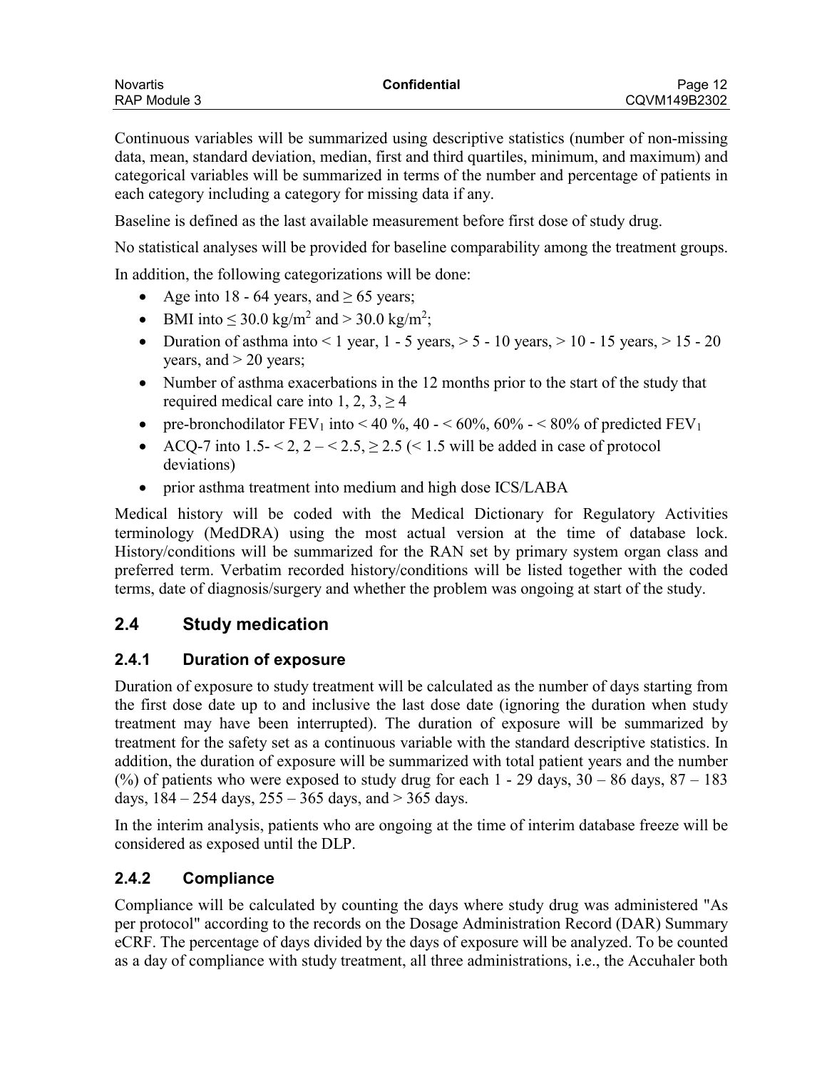Continuous variables will be summarized using descriptive statistics (number of non-missing data, mean, standard deviation, median, first and third quartiles, minimum, and maximum) and categorical variables will be summarized in terms of the number and percentage of patients in each category including a category for missing data if any.

Baseline is defined as the last available measurement before first dose of study drug.

No statistical analyses will be provided for baseline comparability among the treatment groups.

In addition, the following categorizations will be done:

- Age into 18 - 64 years, and ≥ 65 years;
- BMI into ≤ 30.0 kg/m$^2$ and > 30.0 kg/m$^2$;
- Duration of asthma into < 1 year, 1 - 5 years, > 5 - 10 years, > 10 - 15 years, > 15 - 20 years, and > 20 years;
- Number of asthma exacerbations in the 12 months prior to the start of the study that required medical care into 1, 2, 3, ≥ 4
- pre-bronchodilator $FEV_1$ into < 40 %, 40 - < 60%, 60% - < 80% of predicted $FEV_1$
- ACQ-7 into 1.5- < 2, 2 – < 2.5, ≥ 2.5 (< 1.5 will be added in case of protocol deviations)
- prior asthma treatment into medium and high dose ICS/LABA

Medical history will be coded with the Medical Dictionary for Regulatory Activities terminology (MedDRA) using the most actual version at the time of database lock. History/conditions will be summarized for the RAN set by primary system organ class and preferred term. Verbatim recorded history/conditions will be listed together with the coded terms, date of diagnosis/surgery and whether the problem was ongoing at start of the study.

## 2.4 Study medication

### 2.4.1 Duration of exposure

Duration of exposure to study treatment will be calculated as the number of days starting from the first dose date up to and inclusive the last dose date (ignoring the duration when study treatment may have been interrupted). The duration of exposure will be summarized by treatment for the safety set as a continuous variable with the standard descriptive statistics. In addition, the duration of exposure will be summarized with total patient years and the number (%) of patients who were exposed to study drug for each 1 - 29 days, 30 – 86 days, 87 – 183 days, 184 – 254 days, 255 – 365 days, and > 365 days.

In the interim analysis, patients who are ongoing at the time of interim database freeze will be considered as exposed until the DLP.

### 2.4.2 Compliance

Compliance will be calculated by counting the days where study drug was administered "As per protocol" according to the records on the Dosage Administration Record (DAR) Summary eCRF. The percentage of days divided by the days of exposure will be analyzed. To be counted as a day of compliance with study treatment, all three administrations, i.e., the Accuhaler both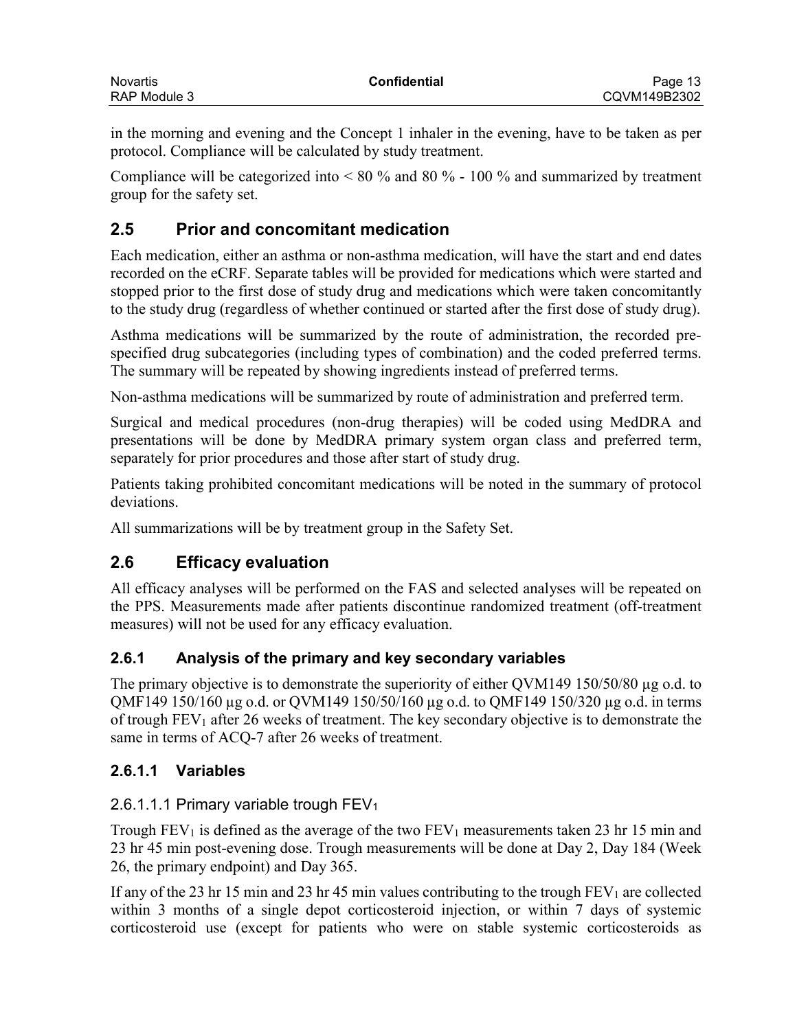in the morning and evening and the Concept 1 inhaler in the evening, have to be taken as per protocol. Compliance will be calculated by study treatment.

Compliance will be categorized into < 80 % and 80 % - 100 % and summarized by treatment group for the safety set.

## 2.5 Prior and concomitant medication

Each medication, either an asthma or non-asthma medication, will have the start and end dates recorded on the eCRF. Separate tables will be provided for medications which were started and stopped prior to the first dose of study drug and medications which were taken concomitantly to the study drug (regardless of whether continued or started after the first dose of study drug).

Asthma medications will be summarized by the route of administration, the recorded pre-specified drug subcategories (including types of combination) and the coded preferred terms. The summary will be repeated by showing ingredients instead of preferred terms.

Non-asthma medications will be summarized by route of administration and preferred term.

Surgical and medical procedures (non-drug therapies) will be coded using MedDRA and presentations will be done by MedDRA primary system organ class and preferred term, separately for prior procedures and those after start of study drug.

Patients taking prohibited concomitant medications will be noted in the summary of protocol deviations.

All summarizations will be by treatment group in the Safety Set.

## 2.6 Efficacy evaluation

All efficacy analyses will be performed on the FAS and selected analyses will be repeated on the PPS. Measurements made after patients discontinue randomized treatment (off-treatment measures) will not be used for any efficacy evaluation.

### 2.6.1 Analysis of the primary and key secondary variables

The primary objective is to demonstrate the superiority of either QVM149 150/50/80 µg o.d. to QMF149 150/160 µg o.d. or QVM149 150/50/160 µg o.d. to QMF149 150/320 µg o.d. in terms of trough $FEV_1$ after 26 weeks of treatment. The key secondary objective is to demonstrate the same in terms of ACQ-7 after 26 weeks of treatment.

#### 2.6.1.1 Variables

##### 2.6.1.1.1 Primary variable trough $FEV_1$

Trough $FEV_1$ is defined as the average of the two $FEV_1$ measurements taken 23 hr 15 min and 23 hr 45 min post-evening dose. Trough measurements will be done at Day 2, Day 184 (Week 26, the primary endpoint) and Day 365.

If any of the 23 hr 15 min and 23 hr 45 min values contributing to the trough $FEV_1$ are collected within 3 months of a single depot corticosteroid injection, or within 7 days of systemic corticosteroid use (except for patients who were on stable systemic corticosteroids as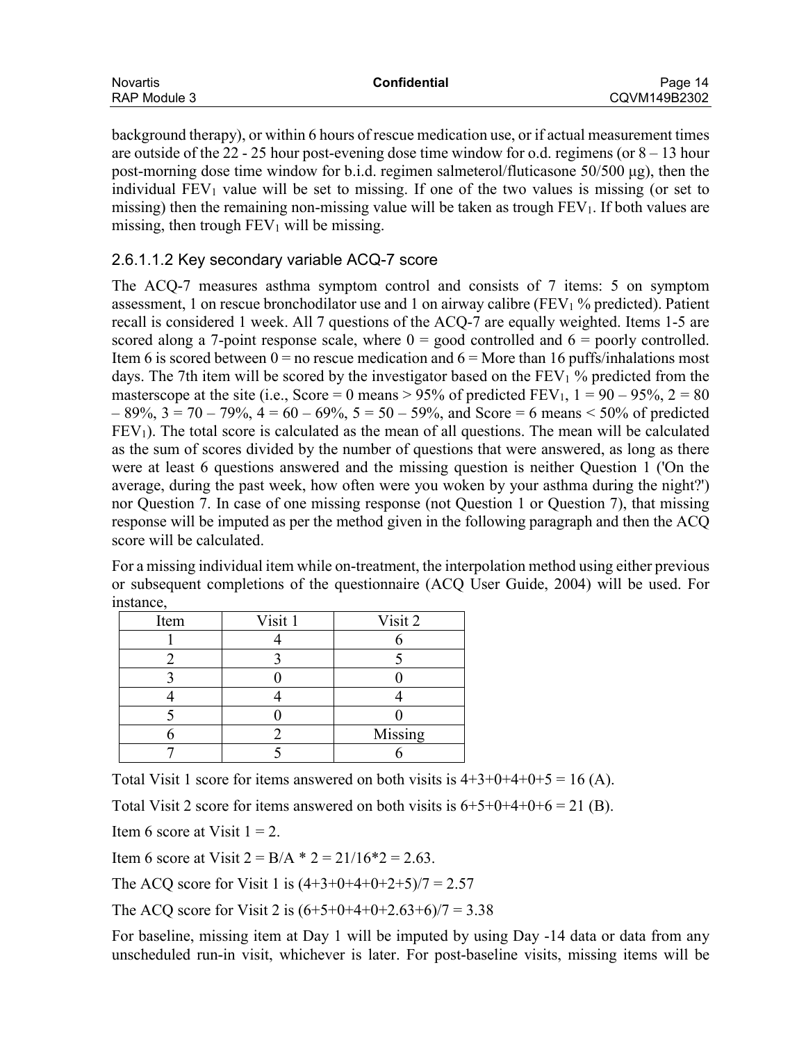background therapy), or within 6 hours of rescue medication use, or if actual measurement times are outside of the 22 - 25 hour post-evening dose time window for o.d. regimens (or 8 – 13 hour post-morning dose time window for b.i.d. regimen salmeterol/fluticasone 50/500 µg), then the individual $FEV_1$ value will be set to missing. If one of the two values is missing (or set to missing) then the remaining non-missing value will be taken as trough $FEV_1$. If both values are missing, then trough $FEV_1$ will be missing.

### 2.6.1.1.2 Key secondary variable ACQ-7 score

The ACQ-7 measures asthma symptom control and consists of 7 items: 5 on symptom assessment, 1 on rescue bronchodilator use and 1 on airway calibre ($FEV_1$ % predicted). Patient recall is considered 1 week. All 7 questions of the ACQ-7 are equally weighted. Items 1-5 are scored along a 7-point response scale, where 0 = good controlled and 6 = poorly controlled. Item 6 is scored between 0 = no rescue medication and 6 = More than 16 puffs/inhalations most days. The 7th item will be scored by the investigator based on the $FEV_1$ % predicted from the masterscope at the site (i.e., Score = 0 means > 95% of predicted $FEV_1$, 1 = 90 – 95%, 2 = 80 – 89%, 3 = 70 – 79%, 4 = 60 – 69%, 5 = 50 – 59%, and Score = 6 means < 50% of predicted $FEV_1$). The total score is calculated as the mean of all questions. The mean will be calculated as the sum of scores divided by the number of questions that were answered, as long as there were at least 6 questions answered and the missing question is neither Question 1 ('On the average, during the past week, how often were you woken by your asthma during the night?') nor Question 7. In case of one missing response (not Question 1 or Question 7), that missing response will be imputed as per the method given in the following paragraph and then the ACQ score will be calculated.

For a missing individual item while on-treatment, the interpolation method using either previous or subsequent completions of the questionnaire (ACQ User Guide, 2004) will be used. For instance,

| Item | Visit 1 | Visit 2 |
|---|---|---|
| 1 | 4 | 6 |
| 2 | 3 | 5 |
| 3 | 0 | 0 |
| 4 | 4 | 4 |
| 5 | 0 | 0 |
| 6 | 2 | Missing |
| 7 | 5 | 6 |

Total Visit 1 score for items answered on both visits is 4+3+0+4+0+5 = 16 (A).

Total Visit 2 score for items answered on both visits is 6+5+0+4+0+6 = 21 (B).

Item 6 score at Visit 1 = 2.

Item 6 score at Visit 2 = B/A * 2 = 21/16*2 = 2.63.

The ACQ score for Visit 1 is (4+3+0+4+0+2+5)/7 = 2.57

The ACQ score for Visit 2 is (6+5+0+4+0+2.63+6)/7 = 3.38

For baseline, missing item at Day 1 will be imputed by using Day -14 data or data from any unscheduled run-in visit, whichever is later. For post-baseline visits, missing items will be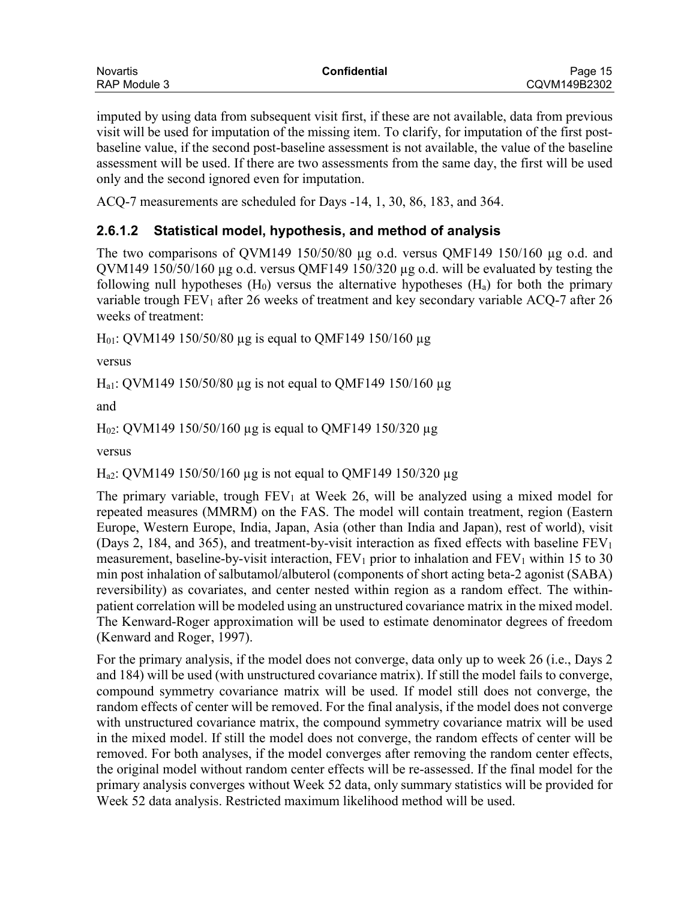imputed by using data from subsequent visit first, if these are not available, data from previous visit will be used for imputation of the missing item. To clarify, for imputation of the first post-baseline value, if the second post-baseline assessment is not available, the value of the baseline assessment will be used. If there are two assessments from the same day, the first will be used only and the second ignored even for imputation.

ACQ-7 measurements are scheduled for Days -14, 1, 30, 86, 183, and 364.

### 2.6.1.2 Statistical model, hypothesis, and method of analysis

The two comparisons of QVM149 150/50/80 µg o.d. versus QMF149 150/160 µg o.d. and QVM149 150/50/160 µg o.d. versus QMF149 150/320 µg o.d. will be evaluated by testing the following null hypotheses ($H_0$) versus the alternative hypotheses ($H_a$) for both the primary variable trough $FEV_1$ after 26 weeks of treatment and key secondary variable ACQ-7 after 26 weeks of treatment:

$H_{01}$: QVM149 150/50/80 µg is equal to QMF149 150/160 µg

versus

$H_{a1}$: QVM149 150/50/80 µg is not equal to QMF149 150/160 µg

and

$H_{02}$: QVM149 150/50/160 µg is equal to QMF149 150/320 µg

versus

$H_{a2}$: QVM149 150/50/160 µg is not equal to QMF149 150/320 µg

The primary variable, trough $FEV_1$ at Week 26, will be analyzed using a mixed model for repeated measures (MMRM) on the FAS. The model will contain treatment, region (Eastern Europe, Western Europe, India, Japan, Asia (other than India and Japan), rest of world), visit (Days 2, 184, and 365), and treatment-by-visit interaction as fixed effects with baseline $FEV_1$ measurement, baseline-by-visit interaction, $FEV_1$ prior to inhalation and $FEV_1$ within 15 to 30 min post inhalation of salbutamol/albuterol (components of short acting beta-2 agonist (SABA) reversibility) as covariates, and center nested within region as a random effect. The within-patient correlation will be modeled using an unstructured covariance matrix in the mixed model. The Kenward-Roger approximation will be used to estimate denominator degrees of freedom (Kenward and Roger, 1997).

For the primary analysis, if the model does not converge, data only up to week 26 (i.e., Days 2 and 184) will be used (with unstructured covariance matrix). If still the model fails to converge, compound symmetry covariance matrix will be used. If model still does not converge, the random effects of center will be removed. For the final analysis, if the model does not converge with unstructured covariance matrix, the compound symmetry covariance matrix will be used in the mixed model. If still the model does not converge, the random effects of center will be removed. For both analyses, if the model converges after removing the random center effects, the original model without random center effects will be re-assessed. If the final model for the primary analysis converges without Week 52 data, only summary statistics will be provided for Week 52 data analysis. Restricted maximum likelihood method will be used.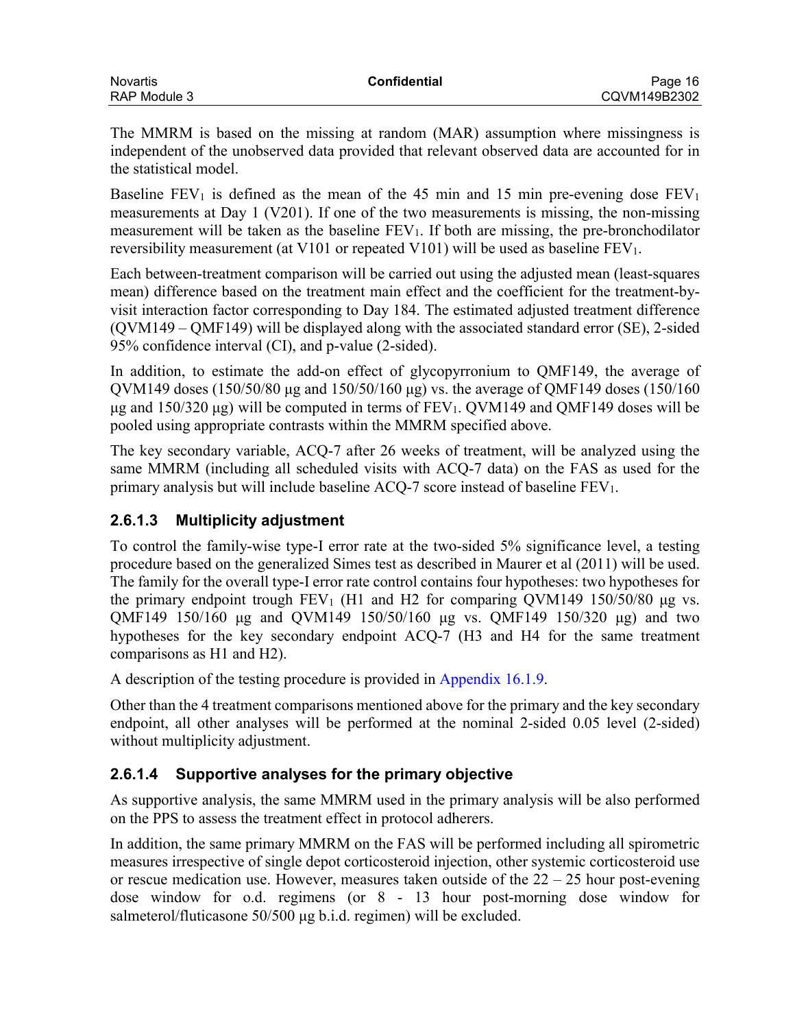The MMRM is based on the missing at random (MAR) assumption where missingness is independent of the unobserved data provided that relevant observed data are accounted for in the statistical model.

Baseline $FEV_1$ is defined as the mean of the 45 min and 15 min pre-evening dose $FEV_1$ measurements at Day 1 (V201). If one of the two measurements is missing, the non-missing measurement will be taken as the baseline $FEV_1$. If both are missing, the pre-bronchodilator reversibility measurement (at V101 or repeated V101) will be used as baseline $FEV_1$.

Each between-treatment comparison will be carried out using the adjusted mean (least-squares mean) difference based on the treatment main effect and the coefficient for the treatment-by-visit interaction factor corresponding to Day 184. The estimated adjusted treatment difference (QVM149 – QMF149) will be displayed along with the associated standard error (SE), 2-sided 95% confidence interval (CI), and p-value (2-sided).

In addition, to estimate the add-on effect of glycopyrronium to QMF149, the average of QVM149 doses (150/50/80 µg and 150/50/160 µg) vs. the average of QMF149 doses (150/160 µg and 150/320 µg) will be computed in terms of $FEV_1$. QVM149 and QMF149 doses will be pooled using appropriate contrasts within the MMRM specified above.

The key secondary variable, ACQ-7 after 26 weeks of treatment, will be analyzed using the same MMRM (including all scheduled visits with ACQ-7 data) on the FAS as used for the primary analysis but will include baseline ACQ-7 score instead of baseline $FEV_1$.

#### 2.6.1.3 Multiplicity adjustment

To control the family-wise type-I error rate at the two-sided 5% significance level, a testing procedure based on the generalized Simes test as described in Maurer et al (2011) will be used. The family for the overall type-I error rate control contains four hypotheses: two hypotheses for the primary endpoint trough $FEV_1$ (H1 and H2 for comparing QVM149 150/50/80 µg vs. QMF149 150/160 µg and QVM149 150/50/160 µg vs. QMF149 150/320 µg) and two hypotheses for the key secondary endpoint ACQ-7 (H3 and H4 for the same treatment comparisons as H1 and H2).

A description of the testing procedure is provided in Appendix 16.1.9.

Other than the 4 treatment comparisons mentioned above for the primary and the key secondary endpoint, all other analyses will be performed at the nominal 2-sided 0.05 level (2-sided) without multiplicity adjustment.

#### 2.6.1.4 Supportive analyses for the primary objective

As supportive analysis, the same MMRM used in the primary analysis will be also performed on the PPS to assess the treatment effect in protocol adherers.

In addition, the same primary MMRM on the FAS will be performed including all spirometric measures irrespective of single depot corticosteroid injection, other systemic corticosteroid use or rescue medication use. However, measures taken outside of the 22 – 25 hour post-evening dose window for o.d. regimens (or 8 - 13 hour post-morning dose window for salmeterol/fluticasone 50/500 µg b.i.d. regimen) will be excluded.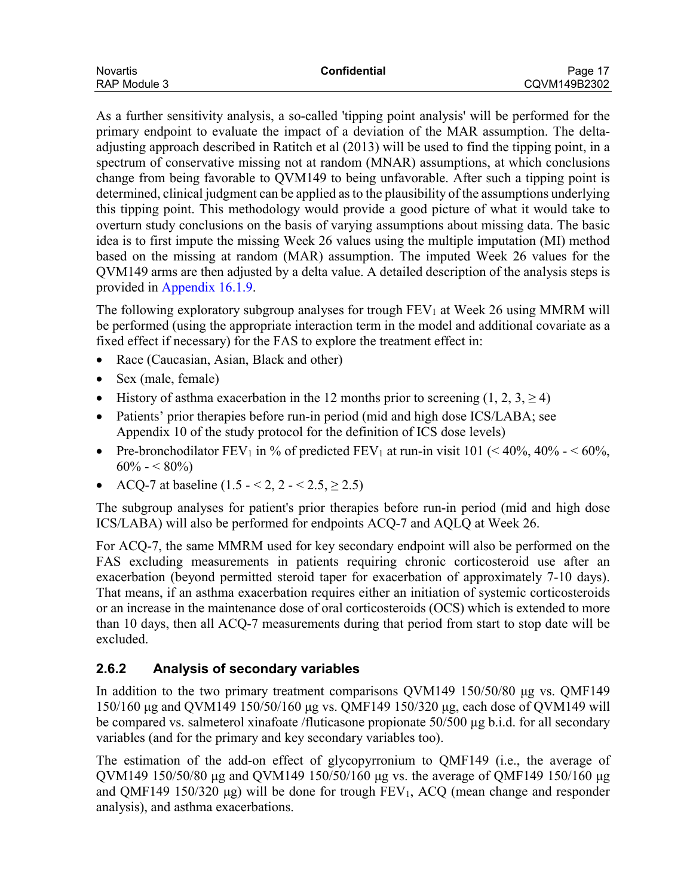As a further sensitivity analysis, a so-called 'tipping point analysis' will be performed for the primary endpoint to evaluate the impact of a deviation of the MAR assumption. The delta-adjusting approach described in Ratitch et al (2013) will be used to find the tipping point, in a spectrum of conservative missing not at random (MNAR) assumptions, at which conclusions change from being favorable to QVM149 to being unfavorable. After such a tipping point is determined, clinical judgment can be applied as to the plausibility of the assumptions underlying this tipping point. This methodology would provide a good picture of what it would take to overturn study conclusions on the basis of varying assumptions about missing data. The basic idea is to first impute the missing Week 26 values using the multiple imputation (MI) method based on the missing at random (MAR) assumption. The imputed Week 26 values for the QVM149 arms are then adjusted by a delta value. A detailed description of the analysis steps is provided in Appendix 16.1.9.

The following exploratory subgroup analyses for trough $FEV_1$ at Week 26 using MMRM will be performed (using the appropriate interaction term in the model and additional covariate as a fixed effect if necessary) for the FAS to explore the treatment effect in:

- Race (Caucasian, Asian, Black and other)
- Sex (male, female)
- History of asthma exacerbation in the 12 months prior to screening (1, 2, 3, $\geq 4$)
- Patients' prior therapies before run-in period (mid and high dose ICS/LABA; see Appendix 10 of the study protocol for the definition of ICS dose levels)
- Pre-bronchodilator $FEV_1$ in % of predicted $FEV_1$ at run-in visit 101 (< 40%, 40% - < 60%, 60% - < 80%)
- ACQ-7 at baseline (1.5 - < 2, 2 - < 2.5, $\geq 2.5$)

The subgroup analyses for patient's prior therapies before run-in period (mid and high dose ICS/LABA) will also be performed for endpoints ACQ-7 and AQLQ at Week 26.

For ACQ-7, the same MMRM used for key secondary endpoint will also be performed on the FAS excluding measurements in patients requiring chronic corticosteroid use after an exacerbation (beyond permitted steroid taper for exacerbation of approximately 7-10 days). That means, if an asthma exacerbation requires either an initiation of systemic corticosteroids or an increase in the maintenance dose of oral corticosteroids (OCS) which is extended to more than 10 days, then all ACQ-7 measurements during that period from start to stop date will be excluded.

### 2.6.2 Analysis of secondary variables

In addition to the two primary treatment comparisons QVM149 150/50/80 µg vs. QMF149 150/160 µg and QVM149 150/50/160 µg vs. QMF149 150/320 µg, each dose of QVM149 will be compared vs. salmeterol xinafoate /fluticasone propionate 50/500 µg b.i.d. for all secondary variables (and for the primary and key secondary variables too).

The estimation of the add-on effect of glycopyrronium to QMF149 (i.e., the average of QVM149 150/50/80 µg and QVM149 150/50/160 µg vs. the average of QMF149 150/160 µg and QMF149 150/320 µg) will be done for trough $FEV_1$, ACQ (mean change and responder analysis), and asthma exacerbations.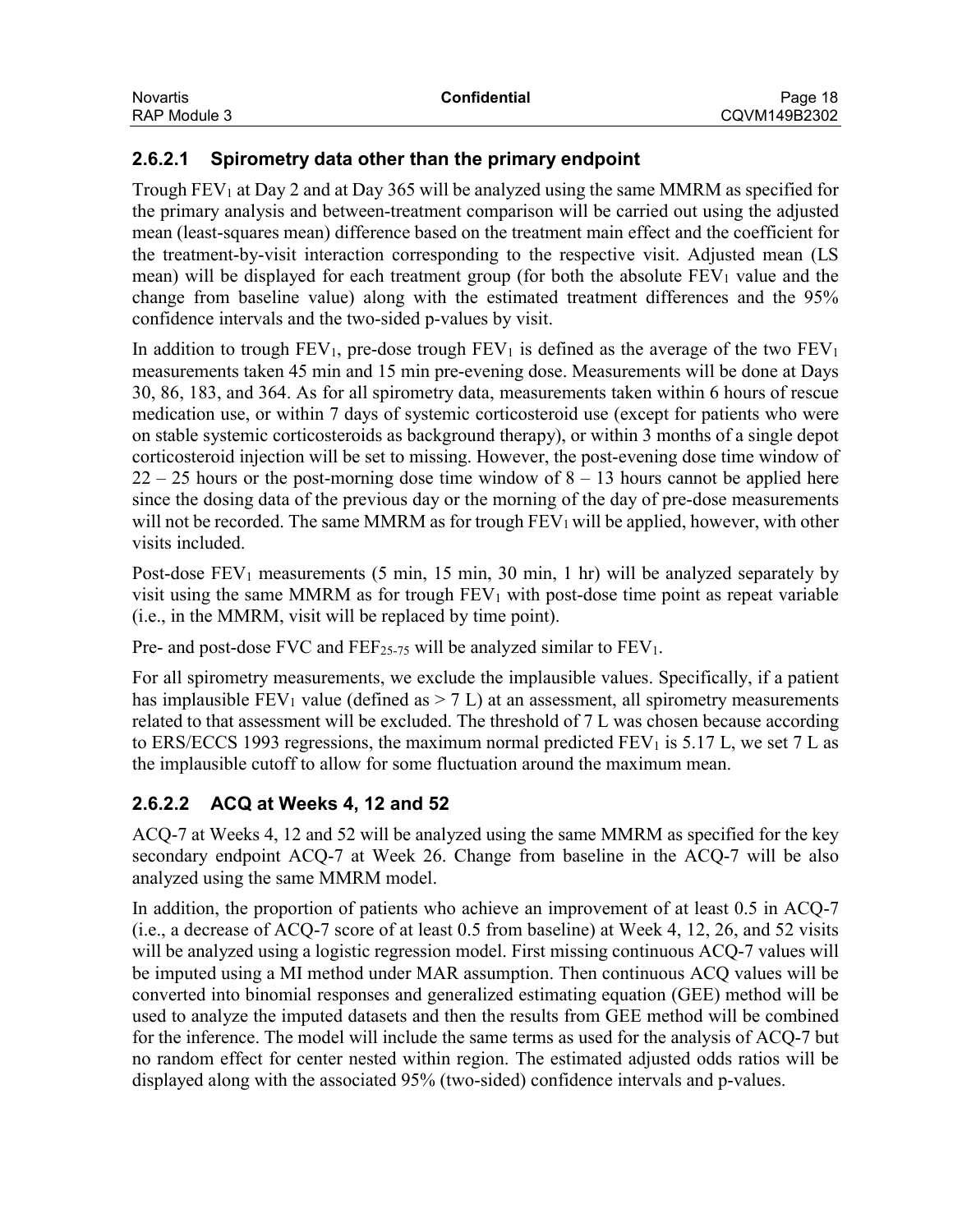### 2.6.2.1 Spirometry data other than the primary endpoint

Trough $FEV_1$ at Day 2 and at Day 365 will be analyzed using the same MMRM as specified for the primary analysis and between-treatment comparison will be carried out using the adjusted mean (least-squares mean) difference based on the treatment main effect and the coefficient for the treatment-by-visit interaction corresponding to the respective visit. Adjusted mean (LS mean) will be displayed for each treatment group (for both the absolute $FEV_1$ value and the change from baseline value) along with the estimated treatment differences and the 95% confidence intervals and the two-sided p-values by visit.

In addition to trough $FEV_1$, pre-dose trough $FEV_1$ is defined as the average of the two $FEV_1$ measurements taken 45 min and 15 min pre-evening dose. Measurements will be done at Days 30, 86, 183, and 364. As for all spirometry data, measurements taken within 6 hours of rescue medication use, or within 7 days of systemic corticosteroid use (except for patients who were on stable systemic corticosteroids as background therapy), or within 3 months of a single depot corticosteroid injection will be set to missing. However, the post-evening dose time window of 22 – 25 hours or the post-morning dose time window of 8 – 13 hours cannot be applied here since the dosing data of the previous day or the morning of the day of pre-dose measurements will not be recorded. The same MMRM as for trough $FEV_1$ will be applied, however, with other visits included.

Post-dose $FEV_1$ measurements (5 min, 15 min, 30 min, 1 hr) will be analyzed separately by visit using the same MMRM as for trough $FEV_1$ with post-dose time point as repeat variable (i.e., in the MMRM, visit will be replaced by time point).

Pre- and post-dose FVC and $FEF_{25\text{-}75}$ will be analyzed similar to $FEV_1$.

For all spirometry measurements, we exclude the implausible values. Specifically, if a patient has implausible $FEV_1$ value (defined as > 7 L) at an assessment, all spirometry measurements related to that assessment will be excluded. The threshold of 7 L was chosen because according to ERS/ECCS 1993 regressions, the maximum normal predicted $FEV_1$ is 5.17 L, we set 7 L as the implausible cutoff to allow for some fluctuation around the maximum mean.

### 2.6.2.2 ACQ at Weeks 4, 12 and 52

ACQ-7 at Weeks 4, 12 and 52 will be analyzed using the same MMRM as specified for the key secondary endpoint ACQ-7 at Week 26. Change from baseline in the ACQ-7 will be also analyzed using the same MMRM model.

In addition, the proportion of patients who achieve an improvement of at least 0.5 in ACQ-7 (i.e., a decrease of ACQ-7 score of at least 0.5 from baseline) at Week 4, 12, 26, and 52 visits will be analyzed using a logistic regression model. First missing continuous ACQ-7 values will be imputed using a MI method under MAR assumption. Then continuous ACQ values will be converted into binomial responses and generalized estimating equation (GEE) method will be used to analyze the imputed datasets and then the results from GEE method will be combined for the inference. The model will include the same terms as used for the analysis of ACQ-7 but no random effect for center nested within region. The estimated adjusted odds ratios will be displayed along with the associated 95% (two-sided) confidence intervals and p-values.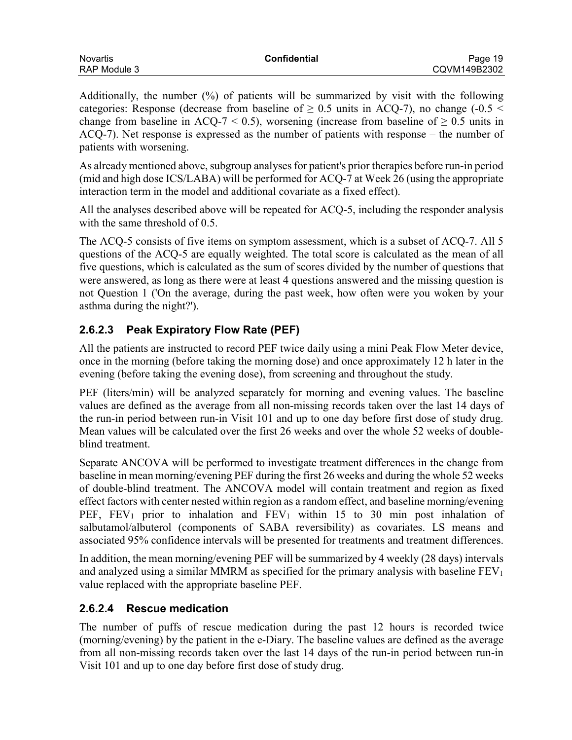Additionally, the number (%) of patients will be summarized by visit with the following categories: Response (decrease from baseline of $\geq 0.5$ units in ACQ-7), no change ($-0.5 <$ change from baseline in ACQ-7 $< 0.5$), worsening (increase from baseline of $\geq 0.5$ units in ACQ-7). Net response is expressed as the number of patients with response – the number of patients with worsening.

As already mentioned above, subgroup analyses for patient's prior therapies before run-in period (mid and high dose ICS/LABA) will be performed for ACQ-7 at Week 26 (using the appropriate interaction term in the model and additional covariate as a fixed effect).

All the analyses described above will be repeated for ACQ-5, including the responder analysis with the same threshold of 0.5.

The ACQ-5 consists of five items on symptom assessment, which is a subset of ACQ-7. All 5 questions of the ACQ-5 are equally weighted. The total score is calculated as the mean of all five questions, which is calculated as the sum of scores divided by the number of questions that were answered, as long as there were at least 4 questions answered and the missing question is not Question 1 ('On the average, during the past week, how often were you woken by your asthma during the night?').

#### 2.6.2.3 Peak Expiratory Flow Rate (PEF)

All the patients are instructed to record PEF twice daily using a mini Peak Flow Meter device, once in the morning (before taking the morning dose) and once approximately 12 h later in the evening (before taking the evening dose), from screening and throughout the study.

PEF (liters/min) will be analyzed separately for morning and evening values. The baseline values are defined as the average from all non-missing records taken over the last 14 days of the run-in period between run-in Visit 101 and up to one day before first dose of study drug. Mean values will be calculated over the first 26 weeks and over the whole 52 weeks of double-blind treatment.

Separate ANCOVA will be performed to investigate treatment differences in the change from baseline in mean morning/evening PEF during the first 26 weeks and during the whole 52 weeks of double-blind treatment. The ANCOVA model will contain treatment and region as fixed effect factors with center nested within region as a random effect, and baseline morning/evening PEF, $FEV_1$ prior to inhalation and $FEV_1$ within 15 to 30 min post inhalation of salbutamol/albuterol (components of SABA reversibility) as covariates. LS means and associated 95% confidence intervals will be presented for treatments and treatment differences.

In addition, the mean morning/evening PEF will be summarized by 4 weekly (28 days) intervals and analyzed using a similar MMRM as specified for the primary analysis with baseline $FEV_1$ value replaced with the appropriate baseline PEF.

#### 2.6.2.4 Rescue medication

The number of puffs of rescue medication during the past 12 hours is recorded twice (morning/evening) by the patient in the e-Diary. The baseline values are defined as the average from all non-missing records taken over the last 14 days of the run-in period between run-in Visit 101 and up to one day before first dose of study drug.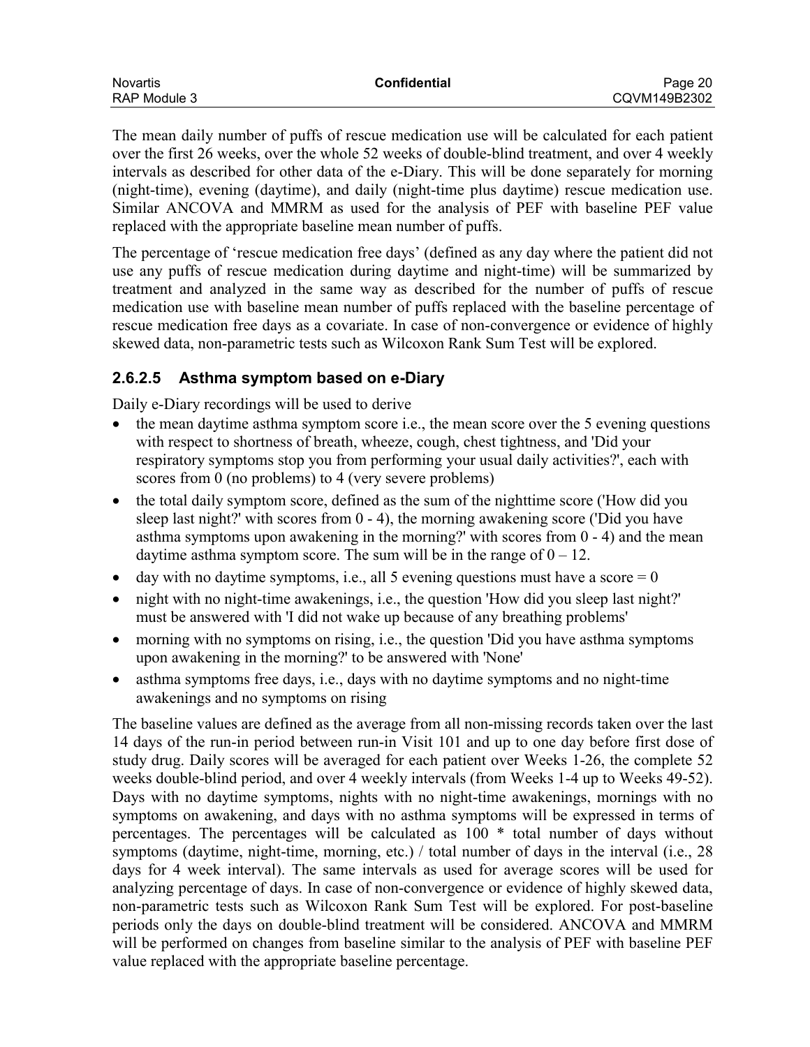The mean daily number of puffs of rescue medication use will be calculated for each patient over the first 26 weeks, over the whole 52 weeks of double-blind treatment, and over 4 weekly intervals as described for other data of the e-Diary. This will be done separately for morning (night-time), evening (daytime), and daily (night-time plus daytime) rescue medication use. Similar ANCOVA and MMRM as used for the analysis of PEF with baseline PEF value replaced with the appropriate baseline mean number of puffs.

The percentage of 'rescue medication free days' (defined as any day where the patient did not use any puffs of rescue medication during daytime and night-time) will be summarized by treatment and analyzed in the same way as described for the number of puffs of rescue medication use with baseline mean number of puffs replaced with the baseline percentage of rescue medication free days as a covariate. In case of non-convergence or evidence of highly skewed data, non-parametric tests such as Wilcoxon Rank Sum Test will be explored.

#### 2.6.2.5 Asthma symptom based on e-Diary

Daily e-Diary recordings will be used to derive

- the mean daytime asthma symptom score i.e., the mean score over the 5 evening questions with respect to shortness of breath, wheeze, cough, chest tightness, and 'Did your respiratory symptoms stop you from performing your usual daily activities?', each with scores from 0 (no problems) to 4 (very severe problems)
- the total daily symptom score, defined as the sum of the nighttime score ('How did you sleep last night?' with scores from 0 - 4), the morning awakening score ('Did you have asthma symptoms upon awakening in the morning?' with scores from 0 - 4) and the mean daytime asthma symptom score. The sum will be in the range of 0 – 12.
- day with no daytime symptoms, i.e., all 5 evening questions must have a score = 0
- night with no night-time awakenings, i.e., the question 'How did you sleep last night?' must be answered with 'I did not wake up because of any breathing problems'
- morning with no symptoms on rising, i.e., the question 'Did you have asthma symptoms upon awakening in the morning?' to be answered with 'None'
- asthma symptoms free days, i.e., days with no daytime symptoms and no night-time awakenings and no symptoms on rising

The baseline values are defined as the average from all non-missing records taken over the last 14 days of the run-in period between run-in Visit 101 and up to one day before first dose of study drug. Daily scores will be averaged for each patient over Weeks 1-26, the complete 52 weeks double-blind period, and over 4 weekly intervals (from Weeks 1-4 up to Weeks 49-52). Days with no daytime symptoms, nights with no night-time awakenings, mornings with no symptoms on awakening, and days with no asthma symptoms will be expressed in terms of percentages. The percentages will be calculated as 100 * total number of days without symptoms (daytime, night-time, morning, etc.) / total number of days in the interval (i.e., 28 days for 4 week interval). The same intervals as used for average scores will be used for analyzing percentage of days. In case of non-convergence or evidence of highly skewed data, non-parametric tests such as Wilcoxon Rank Sum Test will be explored. For post-baseline periods only the days on double-blind treatment will be considered. ANCOVA and MMRM will be performed on changes from baseline similar to the analysis of PEF with baseline PEF value replaced with the appropriate baseline percentage.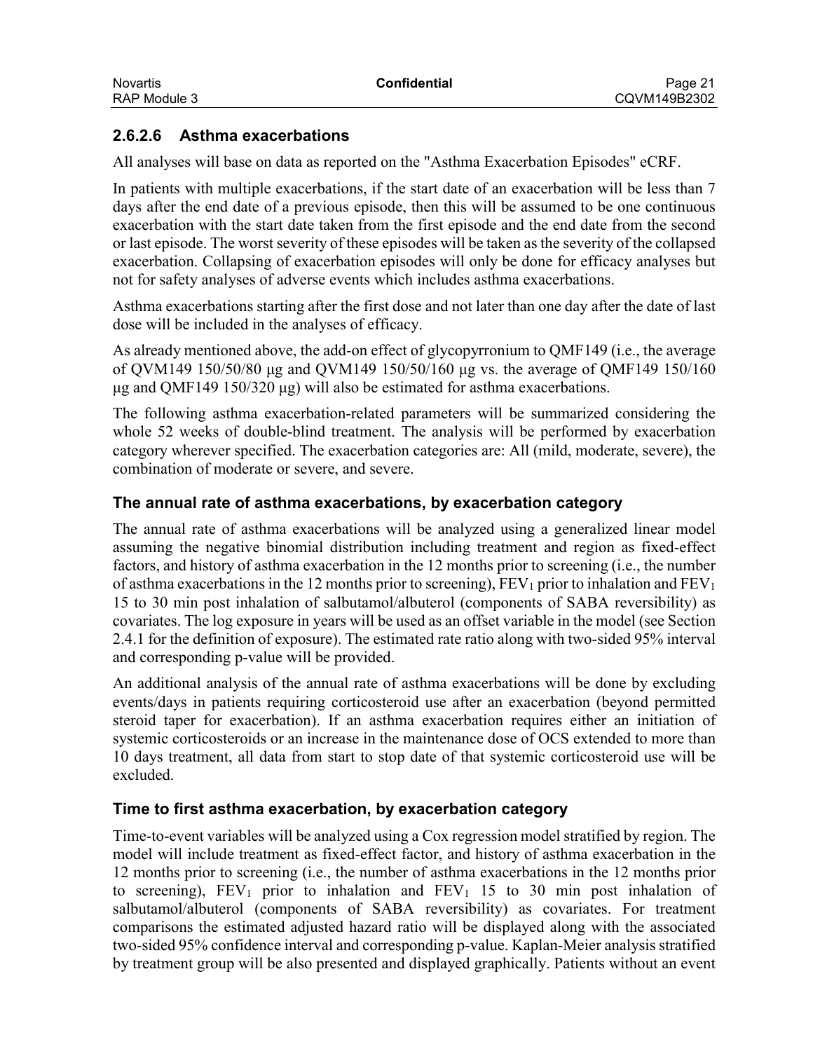### 2.6.2.6 Asthma exacerbations

All analyses will base on data as reported on the "Asthma Exacerbation Episodes" eCRF.

In patients with multiple exacerbations, if the start date of an exacerbation will be less than 7 days after the end date of a previous episode, then this will be assumed to be one continuous exacerbation with the start date taken from the first episode and the end date from the second or last episode. The worst severity of these episodes will be taken as the severity of the collapsed exacerbation. Collapsing of exacerbation episodes will only be done for efficacy analyses but not for safety analyses of adverse events which includes asthma exacerbations.

Asthma exacerbations starting after the first dose and not later than one day after the date of last dose will be included in the analyses of efficacy.

As already mentioned above, the add-on effect of glycopyrronium to QMF149 (i.e., the average of QVM149 150/50/80 µg and QVM149 150/50/160 µg vs. the average of QMF149 150/160 µg and QMF149 150/320 µg) will also be estimated for asthma exacerbations.

The following asthma exacerbation-related parameters will be summarized considering the whole 52 weeks of double-blind treatment. The analysis will be performed by exacerbation category wherever specified. The exacerbation categories are: All (mild, moderate, severe), the combination of moderate or severe, and severe.

#### The annual rate of asthma exacerbations, by exacerbation category

The annual rate of asthma exacerbations will be analyzed using a generalized linear model assuming the negative binomial distribution including treatment and region as fixed-effect factors, and history of asthma exacerbation in the 12 months prior to screening (i.e., the number of asthma exacerbations in the 12 months prior to screening), $FEV_1$ prior to inhalation and $FEV_1$ 15 to 30 min post inhalation of salbutamol/albuterol (components of SABA reversibility) as covariates. The log exposure in years will be used as an offset variable in the model (see Section 2.4.1 for the definition of exposure). The estimated rate ratio along with two-sided 95% interval and corresponding p-value will be provided.

An additional analysis of the annual rate of asthma exacerbations will be done by excluding events/days in patients requiring corticosteroid use after an exacerbation (beyond permitted steroid taper for exacerbation). If an asthma exacerbation requires either an initiation of systemic corticosteroids or an increase in the maintenance dose of OCS extended to more than 10 days treatment, all data from start to stop date of that systemic corticosteroid use will be excluded.

#### Time to first asthma exacerbation, by exacerbation category

Time-to-event variables will be analyzed using a Cox regression model stratified by region. The model will include treatment as fixed-effect factor, and history of asthma exacerbation in the 12 months prior to screening (i.e., the number of asthma exacerbations in the 12 months prior to screening), $FEV_1$ prior to inhalation and $FEV_1$ 15 to 30 min post inhalation of salbutamol/albuterol (components of SABA reversibility) as covariates. For treatment comparisons the estimated adjusted hazard ratio will be displayed along with the associated two-sided 95% confidence interval and corresponding p-value. Kaplan-Meier analysis stratified by treatment group will be also presented and displayed graphically. Patients without an event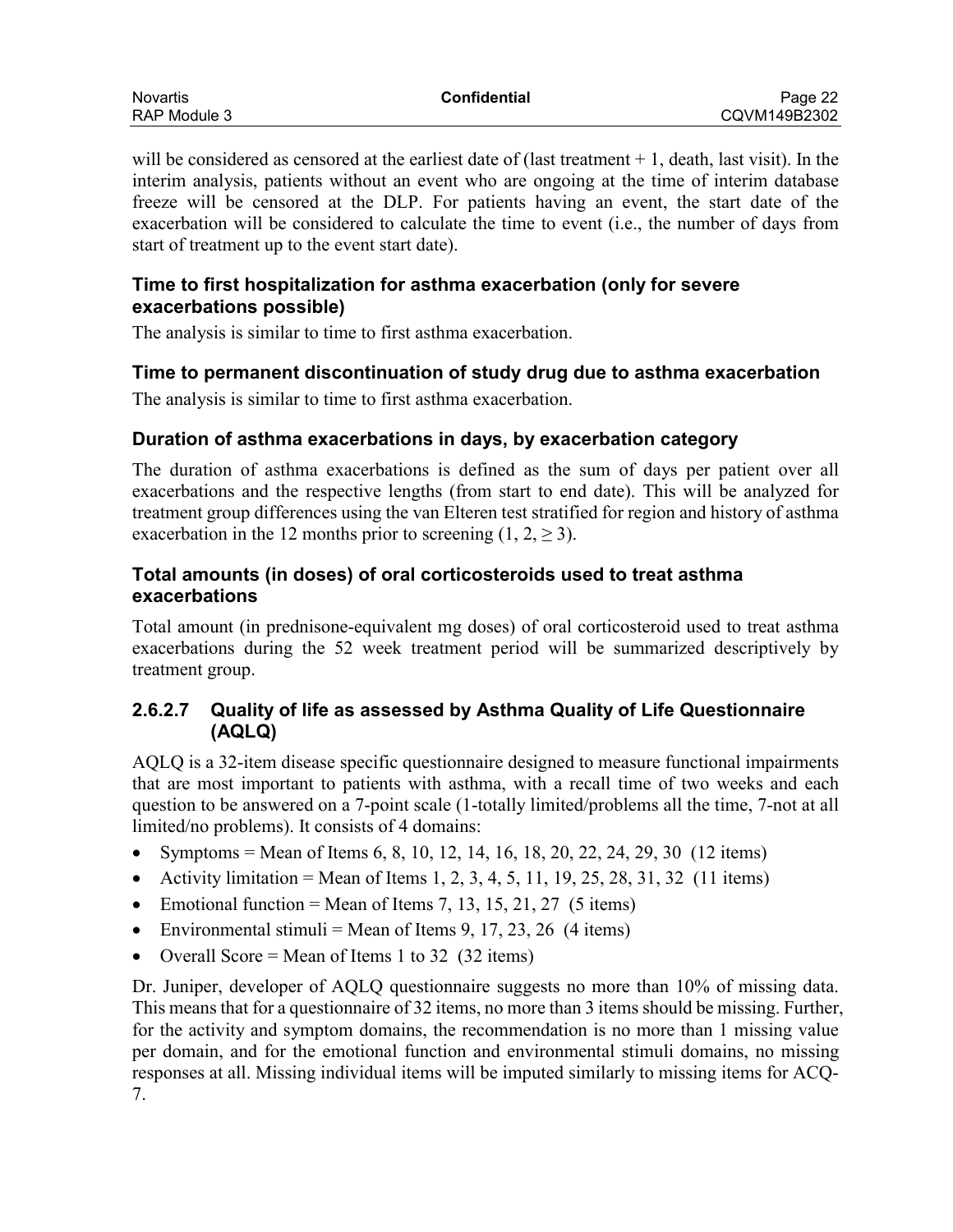will be considered as censored at the earliest date of (last treatment + 1, death, last visit). In the interim analysis, patients without an event who are ongoing at the time of interim database freeze will be censored at the DLP. For patients having an event, the start date of the exacerbation will be considered to calculate the time to event (i.e., the number of days from start of treatment up to the event start date).

**Time to first hospitalization for asthma exacerbation (only for severe exacerbations possible)**

The analysis is similar to time to first asthma exacerbation.

**Time to permanent discontinuation of study drug due to asthma exacerbation**

The analysis is similar to time to first asthma exacerbation.

**Duration of asthma exacerbations in days, by exacerbation category**

The duration of asthma exacerbations is defined as the sum of days per patient over all exacerbations and the respective lengths (from start to end date). This will be analyzed for treatment group differences using the van Elteren test stratified for region and history of asthma exacerbation in the 12 months prior to screening (1, 2, $\geq$ 3).

**Total amounts (in doses) of oral corticosteroids used to treat asthma exacerbations**

Total amount (in prednisone-equivalent mg doses) of oral corticosteroid used to treat asthma exacerbations during the 52 week treatment period will be summarized descriptively by treatment group.

#### 2.6.2.7 Quality of life as assessed by Asthma Quality of Life Questionnaire (AQLQ)

AQLQ is a 32-item disease specific questionnaire designed to measure functional impairments that are most important to patients with asthma, with a recall time of two weeks and each question to be answered on a 7-point scale (1-totally limited/problems all the time, 7-not at all limited/no problems). It consists of 4 domains:

- Symptoms = Mean of Items 6, 8, 10, 12, 14, 16, 18, 20, 22, 24, 29, 30 (12 items)
- Activity limitation = Mean of Items 1, 2, 3, 4, 5, 11, 19, 25, 28, 31, 32 (11 items)
- Emotional function = Mean of Items 7, 13, 15, 21, 27 (5 items)
- Environmental stimuli = Mean of Items 9, 17, 23, 26 (4 items)
- Overall Score = Mean of Items 1 to 32 (32 items)

Dr. Juniper, developer of AQLQ questionnaire suggests no more than 10% of missing data. This means that for a questionnaire of 32 items, no more than 3 items should be missing. Further, for the activity and symptom domains, the recommendation is no more than 1 missing value per domain, and for the emotional function and environmental stimuli domains, no missing responses at all. Missing individual items will be imputed similarly to missing items for ACQ-7.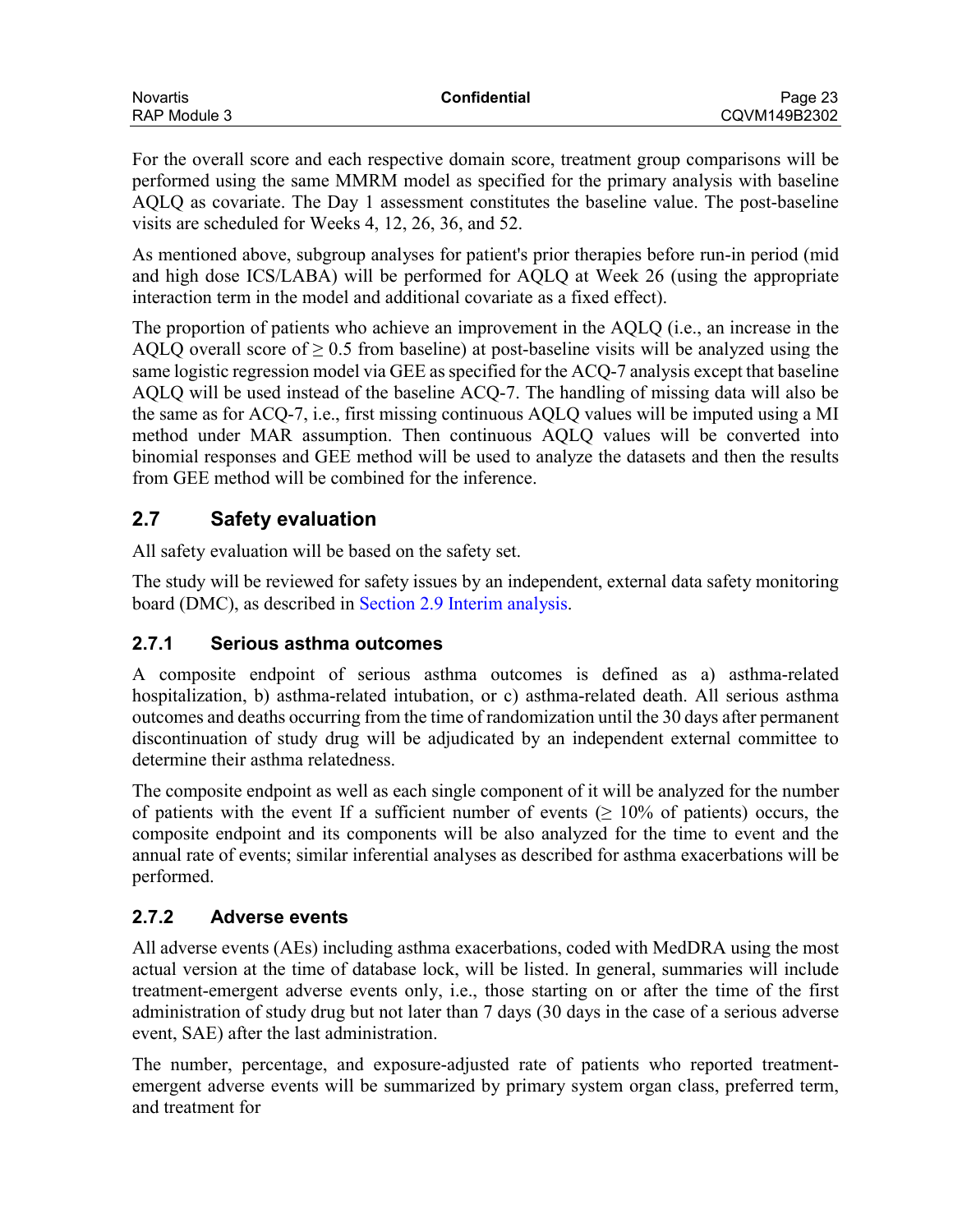For the overall score and each respective domain score, treatment group comparisons will be performed using the same MMRM model as specified for the primary analysis with baseline AQLQ as covariate. The Day 1 assessment constitutes the baseline value. The post-baseline visits are scheduled for Weeks 4, 12, 26, 36, and 52.

As mentioned above, subgroup analyses for patient's prior therapies before run-in period (mid and high dose ICS/LABA) will be performed for AQLQ at Week 26 (using the appropriate interaction term in the model and additional covariate as a fixed effect).

The proportion of patients who achieve an improvement in the AQLQ (i.e., an increase in the AQLQ overall score of $\geq 0.5$ from baseline) at post-baseline visits will be analyzed using the same logistic regression model via GEE as specified for the ACQ-7 analysis except that baseline AQLQ will be used instead of the baseline ACQ-7. The handling of missing data will also be the same as for ACQ-7, i.e., first missing continuous AQLQ values will be imputed using a MI method under MAR assumption. Then continuous AQLQ values will be converted into binomial responses and GEE method will be used to analyze the datasets and then the results from GEE method will be combined for the inference.

## 2.7 Safety evaluation

All safety evaluation will be based on the safety set.

The study will be reviewed for safety issues by an independent, external data safety monitoring board (DMC), as described in Section 2.9 Interim analysis.

### 2.7.1 Serious asthma outcomes

A composite endpoint of serious asthma outcomes is defined as a) asthma-related hospitalization, b) asthma-related intubation, or c) asthma-related death. All serious asthma outcomes and deaths occurring from the time of randomization until the 30 days after permanent discontinuation of study drug will be adjudicated by an independent external committee to determine their asthma relatedness.

The composite endpoint as well as each single component of it will be analyzed for the number of patients with the event If a sufficient number of events ($\geq$ 10% of patients) occurs, the composite endpoint and its components will be also analyzed for the time to event and the annual rate of events; similar inferential analyses as described for asthma exacerbations will be performed.

### 2.7.2 Adverse events

All adverse events (AEs) including asthma exacerbations, coded with MedDRA using the most actual version at the time of database lock, will be listed. In general, summaries will include treatment-emergent adverse events only, i.e., those starting on or after the time of the first administration of study drug but not later than 7 days (30 days in the case of a serious adverse event, SAE) after the last administration.

The number, percentage, and exposure-adjusted rate of patients who reported treatment-emergent adverse events will be summarized by primary system organ class, preferred term, and treatment for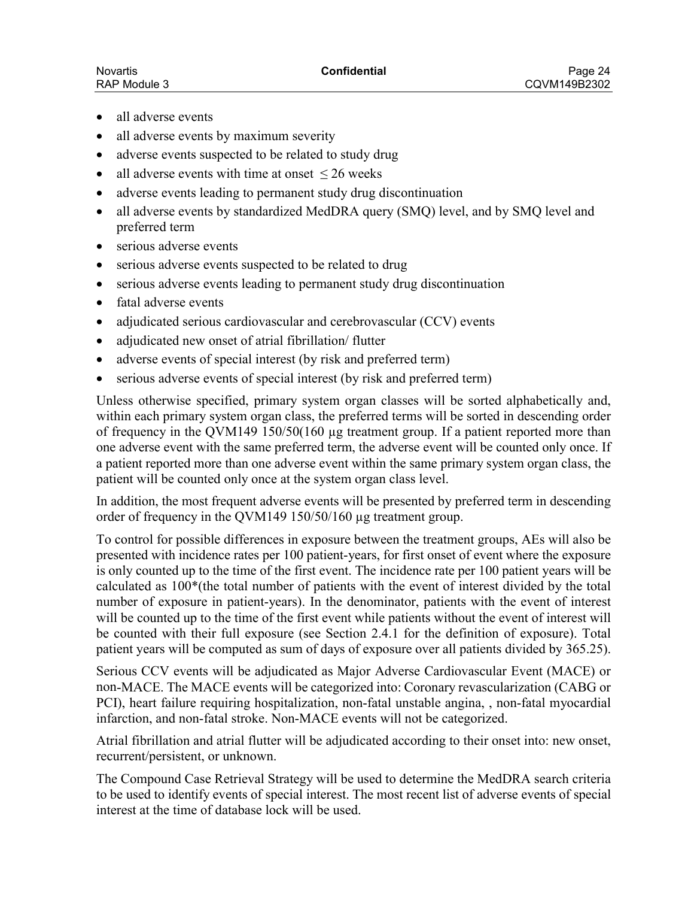- all adverse events
- all adverse events by maximum severity
- adverse events suspected to be related to study drug
- all adverse events with time at onset $\leq 26$ weeks
- adverse events leading to permanent study drug discontinuation
- all adverse events by standardized MedDRA query (SMQ) level, and by SMQ level and preferred term
- serious adverse events
- serious adverse events suspected to be related to drug
- serious adverse events leading to permanent study drug discontinuation
- fatal adverse events
- adjudicated serious cardiovascular and cerebrovascular (CCV) events
- adjudicated new onset of atrial fibrillation/ flutter
- adverse events of special interest (by risk and preferred term)
- serious adverse events of special interest (by risk and preferred term)

Unless otherwise specified, primary system organ classes will be sorted alphabetically and, within each primary system organ class, the preferred terms will be sorted in descending order of frequency in the QVM149 150/50(160 µg treatment group. If a patient reported more than one adverse event with the same preferred term, the adverse event will be counted only once. If a patient reported more than one adverse event within the same primary system organ class, the patient will be counted only once at the system organ class level.

In addition, the most frequent adverse events will be presented by preferred term in descending order of frequency in the QVM149 150/50/160 µg treatment group.

To control for possible differences in exposure between the treatment groups, AEs will also be presented with incidence rates per 100 patient-years, for first onset of event where the exposure is only counted up to the time of the first event. The incidence rate per 100 patient years will be calculated as 100*(the total number of patients with the event of interest divided by the total number of exposure in patient-years). In the denominator, patients with the event of interest will be counted up to the time of the first event while patients without the event of interest will be counted with their full exposure (see Section 2.4.1 for the definition of exposure). Total patient years will be computed as sum of days of exposure over all patients divided by 365.25).

Serious CCV events will be adjudicated as Major Adverse Cardiovascular Event (MACE) or non-MACE. The MACE events will be categorized into: Coronary revascularization (CABG or PCI), heart failure requiring hospitalization, non-fatal unstable angina, , non-fatal myocardial infarction, and non-fatal stroke. Non-MACE events will not be categorized.

Atrial fibrillation and atrial flutter will be adjudicated according to their onset into: new onset, recurrent/persistent, or unknown.

The Compound Case Retrieval Strategy will be used to determine the MedDRA search criteria to be used to identify events of special interest. The most recent list of adverse events of special interest at the time of database lock will be used.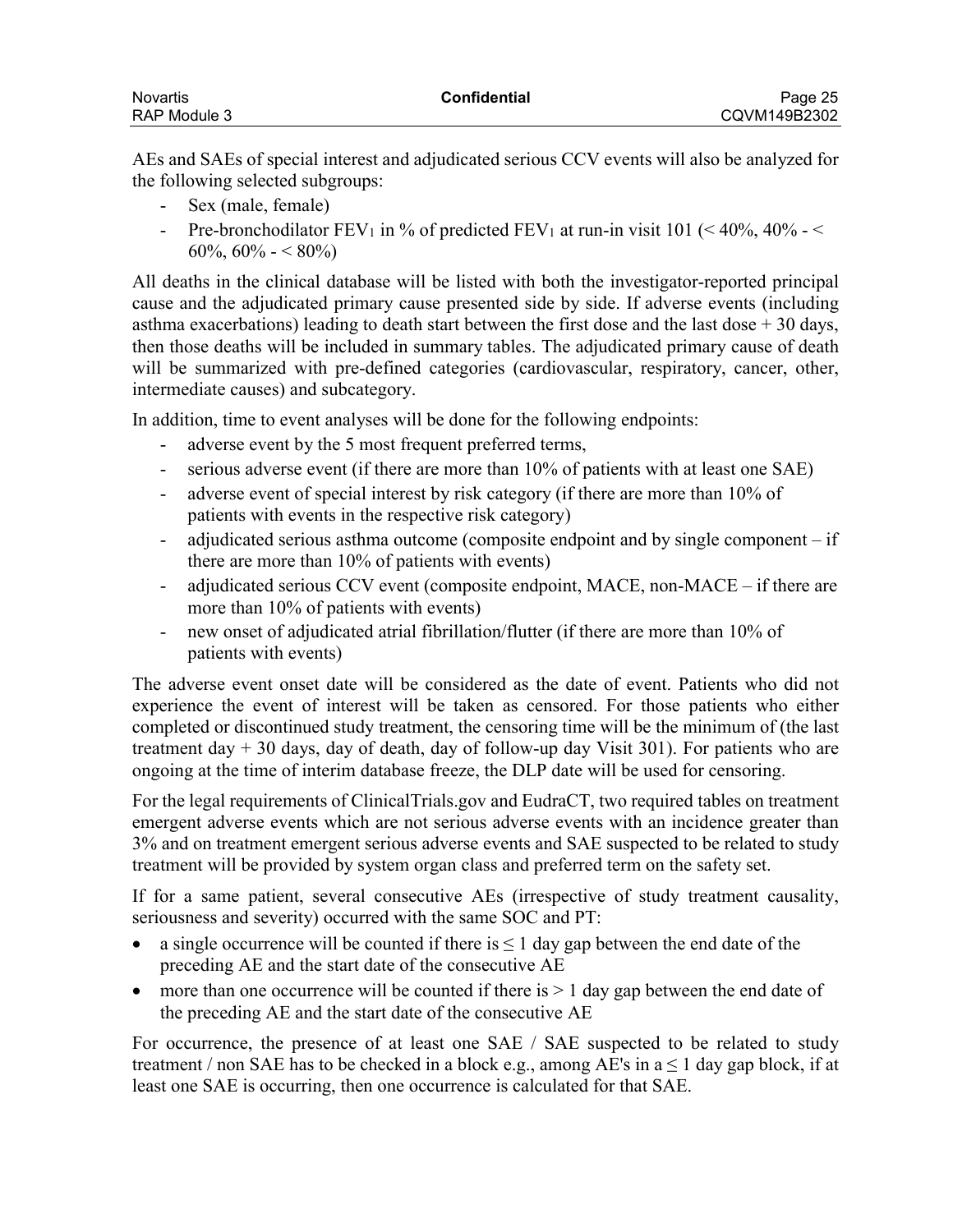AEs and SAEs of special interest and adjudicated serious CCV events will also be analyzed for the following selected subgroups:

- Sex (male, female)
- Pre-bronchodilator $FEV_1$ in % of predicted $FEV_1$ at run-in visit 101 (< 40%, 40% - < 60%, 60% - < 80%)

All deaths in the clinical database will be listed with both the investigator-reported principal cause and the adjudicated primary cause presented side by side. If adverse events (including asthma exacerbations) leading to death start between the first dose and the last dose + 30 days, then those deaths will be included in summary tables. The adjudicated primary cause of death will be summarized with pre-defined categories (cardiovascular, respiratory, cancer, other, intermediate causes) and subcategory.

In addition, time to event analyses will be done for the following endpoints:

- adverse event by the 5 most frequent preferred terms,
- serious adverse event (if there are more than 10% of patients with at least one SAE)
- adverse event of special interest by risk category (if there are more than 10% of patients with events in the respective risk category)
- adjudicated serious asthma outcome (composite endpoint and by single component – if there are more than 10% of patients with events)
- adjudicated serious CCV event (composite endpoint, MACE, non-MACE – if there are more than 10% of patients with events)
- new onset of adjudicated atrial fibrillation/flutter (if there are more than 10% of patients with events)

The adverse event onset date will be considered as the date of event. Patients who did not experience the event of interest will be taken as censored. For those patients who either completed or discontinued study treatment, the censoring time will be the minimum of (the last treatment day + 30 days, day of death, day of follow-up day Visit 301). For patients who are ongoing at the time of interim database freeze, the DLP date will be used for censoring.

For the legal requirements of ClinicalTrials.gov and EudraCT, two required tables on treatment emergent adverse events which are not serious adverse events with an incidence greater than 3% and on treatment emergent serious adverse events and SAE suspected to be related to study treatment will be provided by system organ class and preferred term on the safety set.

If for a same patient, several consecutive AEs (irrespective of study treatment causality, seriousness and severity) occurred with the same SOC and PT:

- a single occurrence will be counted if there is ≤ 1 day gap between the end date of the preceding AE and the start date of the consecutive AE
- more than one occurrence will be counted if there is > 1 day gap between the end date of the preceding AE and the start date of the consecutive AE

For occurrence, the presence of at least one SAE / SAE suspected to be related to study treatment / non SAE has to be checked in a block e.g., among AE's in a ≤ 1 day gap block, if at least one SAE is occurring, then one occurrence is calculated for that SAE.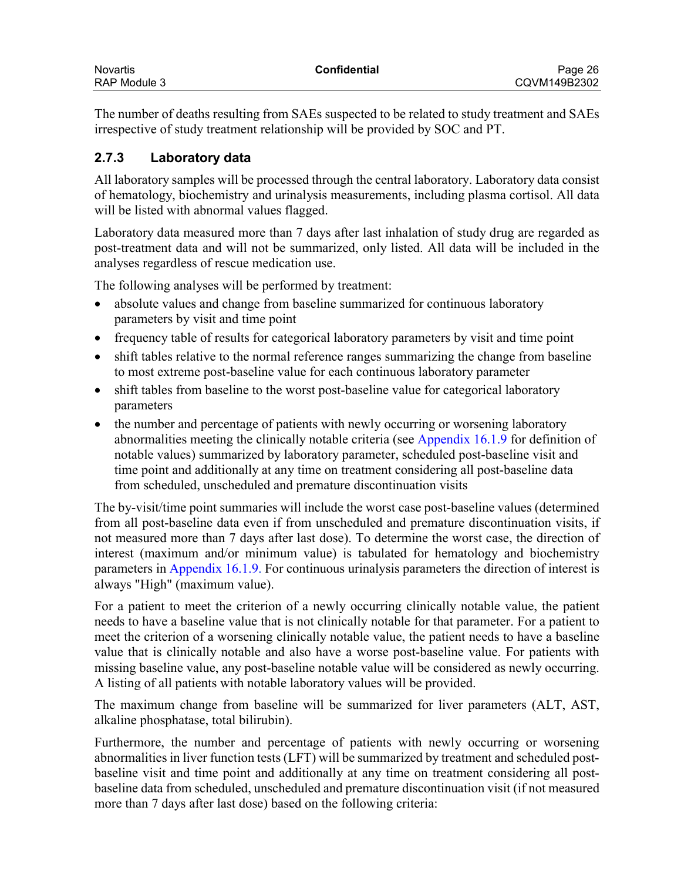The number of deaths resulting from SAEs suspected to be related to study treatment and SAEs irrespective of study treatment relationship will be provided by SOC and PT.

### 2.7.3 Laboratory data

All laboratory samples will be processed through the central laboratory. Laboratory data consist of hematology, biochemistry and urinalysis measurements, including plasma cortisol. All data will be listed with abnormal values flagged.

Laboratory data measured more than 7 days after last inhalation of study drug are regarded as post-treatment data and will not be summarized, only listed. All data will be included in the analyses regardless of rescue medication use.

The following analyses will be performed by treatment:

- absolute values and change from baseline summarized for continuous laboratory parameters by visit and time point
- frequency table of results for categorical laboratory parameters by visit and time point
- shift tables relative to the normal reference ranges summarizing the change from baseline to most extreme post-baseline value for each continuous laboratory parameter
- shift tables from baseline to the worst post-baseline value for categorical laboratory parameters
- the number and percentage of patients with newly occurring or worsening laboratory abnormalities meeting the clinically notable criteria (see Appendix 16.1.9 for definition of notable values) summarized by laboratory parameter, scheduled post-baseline visit and time point and additionally at any time on treatment considering all post-baseline data from scheduled, unscheduled and premature discontinuation visits

The by-visit/time point summaries will include the worst case post-baseline values (determined from all post-baseline data even if from unscheduled and premature discontinuation visits, if not measured more than 7 days after last dose). To determine the worst case, the direction of interest (maximum and/or minimum value) is tabulated for hematology and biochemistry parameters in Appendix 16.1.9. For continuous urinalysis parameters the direction of interest is always "High" (maximum value).

For a patient to meet the criterion of a newly occurring clinically notable value, the patient needs to have a baseline value that is not clinically notable for that parameter. For a patient to meet the criterion of a worsening clinically notable value, the patient needs to have a baseline value that is clinically notable and also have a worse post-baseline value. For patients with missing baseline value, any post-baseline notable value will be considered as newly occurring. A listing of all patients with notable laboratory values will be provided.

The maximum change from baseline will be summarized for liver parameters (ALT, AST, alkaline phosphatase, total bilirubin).

Furthermore, the number and percentage of patients with newly occurring or worsening abnormalities in liver function tests (LFT) will be summarized by treatment and scheduled post-baseline visit and time point and additionally at any time on treatment considering all post-baseline data from scheduled, unscheduled and premature discontinuation visit (if not measured more than 7 days after last dose) based on the following criteria: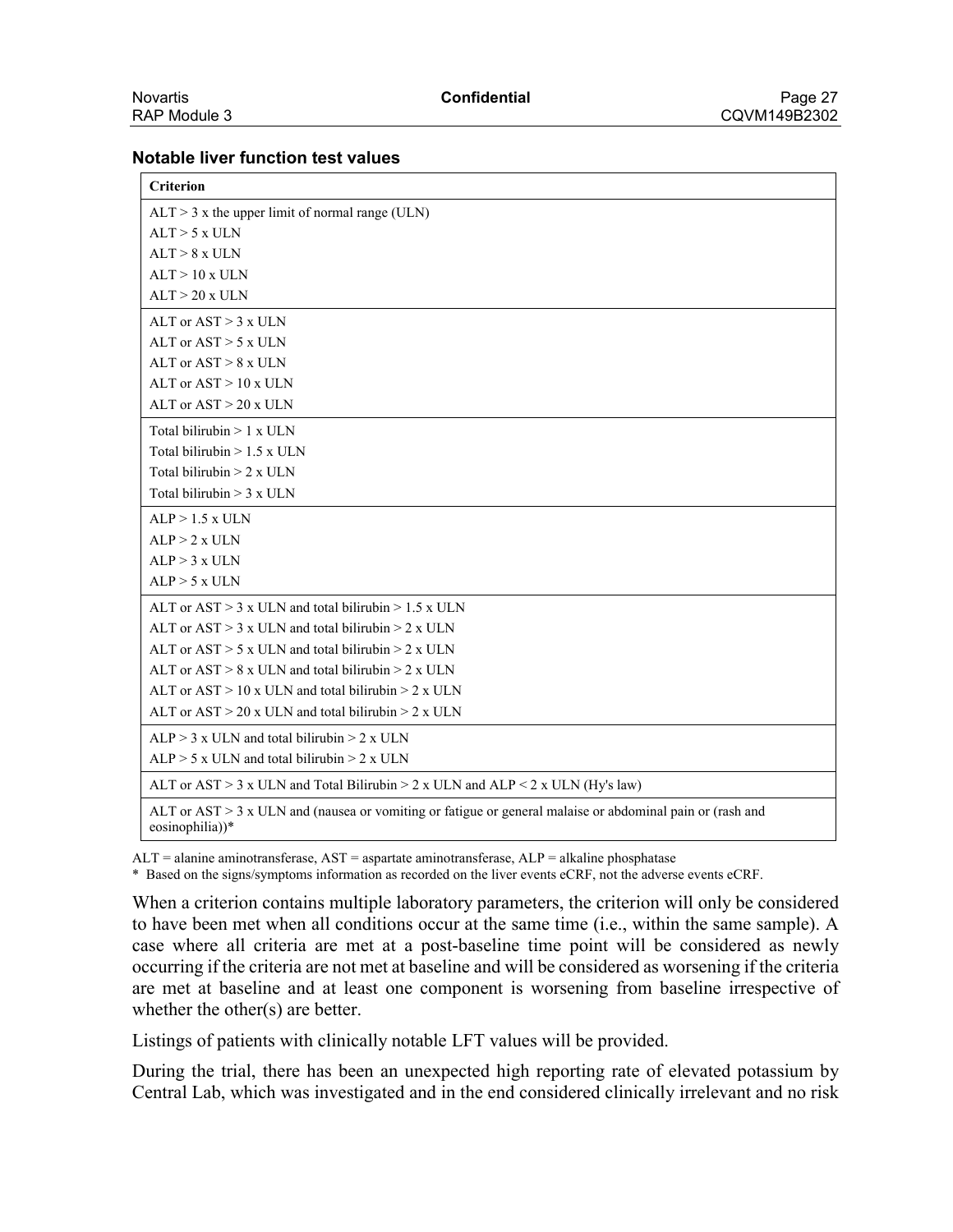### Notable liver function test values

| Criterion |
|---|
| ALT > 3 x the upper limit of normal range (ULN)<br>ALT > 5 x ULN<br>ALT > 8 x ULN<br>ALT > 10 x ULN<br>ALT > 20 x ULN |
| ALT or AST > 3 x ULN<br>ALT or AST > 5 x ULN<br>ALT or AST > 8 x ULN<br>ALT or AST > 10 x ULN<br>ALT or AST > 20 x ULN |
| Total bilirubin > 1 x ULN<br>Total bilirubin > 1.5 x ULN<br>Total bilirubin > 2 x ULN<br>Total bilirubin > 3 x ULN |
| ALP > 1.5 x ULN<br>ALP > 2 x ULN<br>ALP > 3 x ULN<br>ALP > 5 x ULN |
| ALT or AST > 3 x ULN and total bilirubin > 1.5 x ULN<br>ALT or AST > 3 x ULN and total bilirubin > 2 x ULN<br>ALT or AST > 5 x ULN and total bilirubin > 2 x ULN<br>ALT or AST > 8 x ULN and total bilirubin > 2 x ULN<br>ALT or AST > 10 x ULN and total bilirubin > 2 x ULN<br>ALT or AST > 20 x ULN and total bilirubin > 2 x ULN |
| ALP > 3 x ULN and total bilirubin > 2 x ULN<br>ALP > 5 x ULN and total bilirubin > 2 x ULN |
| ALT or AST > 3 x ULN and Total Bilirubin > 2 x ULN and ALP < 2 x ULN (Hy's law) |
| ALT or AST > 3 x ULN and (nausea or vomiting or fatigue or general malaise or abdominal pain or (rash and eosinophilia))* |

ALT = alanine aminotransferase, AST = aspartate aminotransferase, ALP = alkaline phosphatase

\* Based on the signs/symptoms information as recorded on the liver events eCRF, not the adverse events eCRF.

When a criterion contains multiple laboratory parameters, the criterion will only be considered to have been met when all conditions occur at the same time (i.e., within the same sample). A case where all criteria are met at a post-baseline time point will be considered as newly occurring if the criteria are not met at baseline and will be considered as worsening if the criteria are met at baseline and at least one component is worsening from baseline irrespective of whether the other(s) are better.

Listings of patients with clinically notable LFT values will be provided.

During the trial, there has been an unexpected high reporting rate of elevated potassium by Central Lab, which was investigated and in the end considered clinically irrelevant and no risk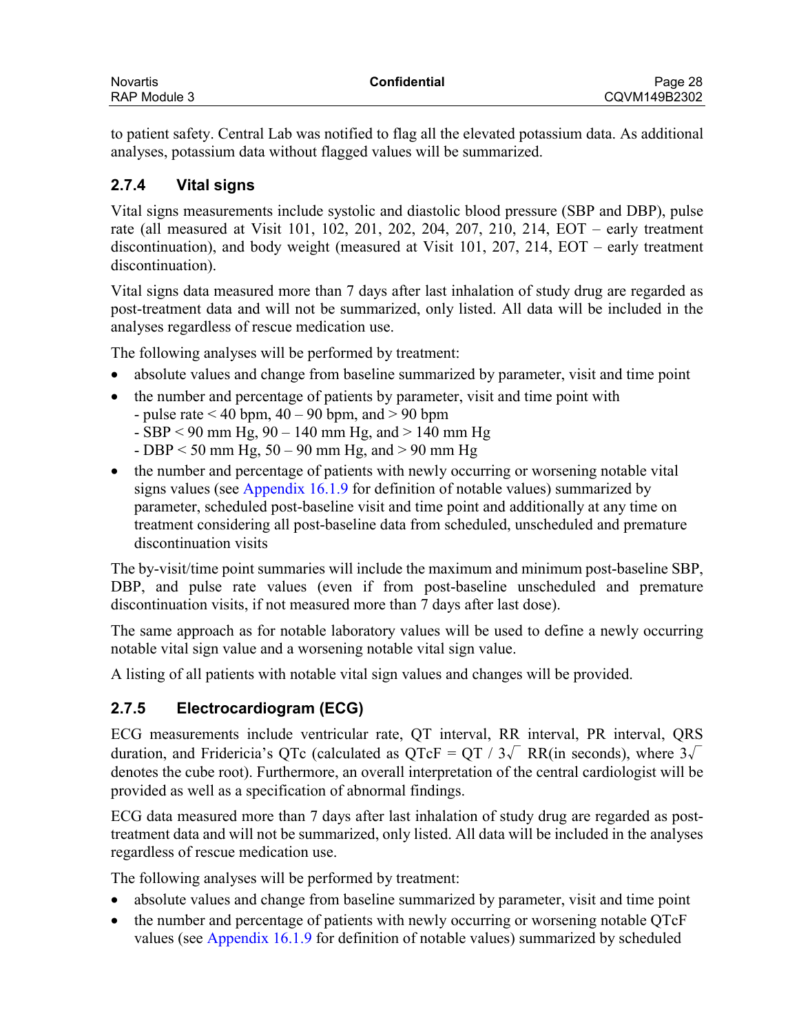to patient safety. Central Lab was notified to flag all the elevated potassium data. As additional analyses, potassium data without flagged values will be summarized.

### 2.7.4 Vital signs

Vital signs measurements include systolic and diastolic blood pressure (SBP and DBP), pulse rate (all measured at Visit 101, 102, 201, 202, 204, 207, 210, 214, EOT – early treatment discontinuation), and body weight (measured at Visit 101, 207, 214, EOT – early treatment discontinuation).

Vital signs data measured more than 7 days after last inhalation of study drug are regarded as post-treatment data and will not be summarized, only listed. All data will be included in the analyses regardless of rescue medication use.

The following analyses will be performed by treatment:

- absolute values and change from baseline summarized by parameter, visit and time point
- the number and percentage of patients by parameter, visit and time point with
  - pulse rate < 40 bpm, 40 – 90 bpm, and > 90 bpm
  - SBP < 90 mm Hg, 90 – 140 mm Hg, and > 140 mm Hg
  - DBP < 50 mm Hg, 50 – 90 mm Hg, and > 90 mm Hg
- the number and percentage of patients with newly occurring or worsening notable vital signs values (see Appendix 16.1.9 for definition of notable values) summarized by parameter, scheduled post-baseline visit and time point and additionally at any time on treatment considering all post-baseline data from scheduled, unscheduled and premature discontinuation visits

The by-visit/time point summaries will include the maximum and minimum post-baseline SBP, DBP, and pulse rate values (even if from post-baseline unscheduled and premature discontinuation visits, if not measured more than 7 days after last dose).

The same approach as for notable laboratory values will be used to define a newly occurring notable vital sign value and a worsening notable vital sign value.

A listing of all patients with notable vital sign values and changes will be provided.

### 2.7.5 Electrocardiogram (ECG)

ECG measurements include ventricular rate, QT interval, RR interval, PR interval, QRS duration, and Fridericia's QTc (calculated as $QTcF = QT / \sqrt[3]{RR}$ (in seconds), where $\sqrt[3]{\ }$ denotes the cube root). Furthermore, an overall interpretation of the central cardiologist will be provided as well as a specification of abnormal findings.

ECG data measured more than 7 days after last inhalation of study drug are regarded as post-treatment data and will not be summarized, only listed. All data will be included in the analyses regardless of rescue medication use.

The following analyses will be performed by treatment:

- absolute values and change from baseline summarized by parameter, visit and time point
- the number and percentage of patients with newly occurring or worsening notable QTcF values (see Appendix 16.1.9 for definition of notable values) summarized by scheduled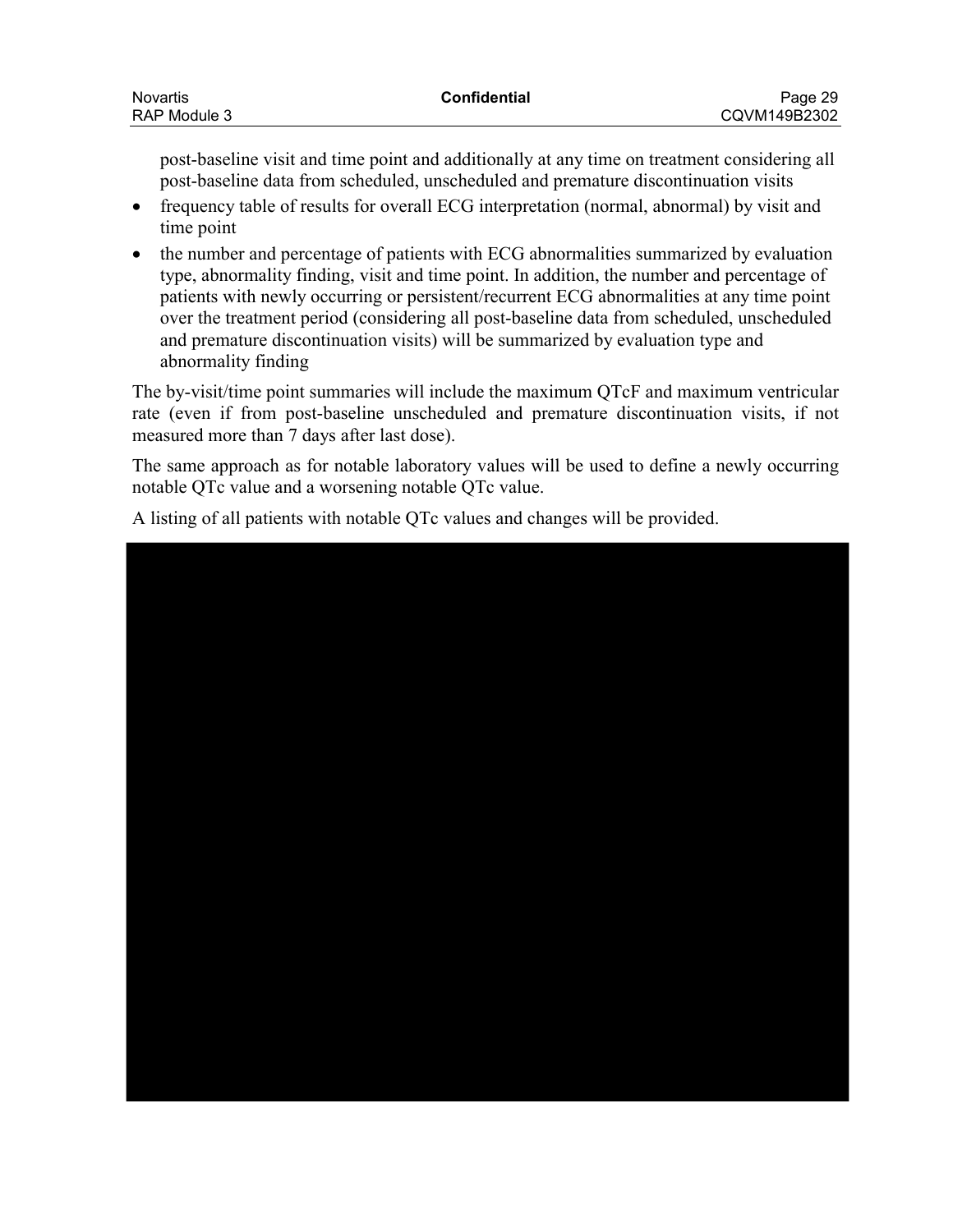post-baseline visit and time point and additionally at any time on treatment considering all post-baseline data from scheduled, unscheduled and premature discontinuation visits

- frequency table of results for overall ECG interpretation (normal, abnormal) by visit and time point
- the number and percentage of patients with ECG abnormalities summarized by evaluation type, abnormality finding, visit and time point. In addition, the number and percentage of patients with newly occurring or persistent/recurrent ECG abnormalities at any time point over the treatment period (considering all post-baseline data from scheduled, unscheduled and premature discontinuation visits) will be summarized by evaluation type and abnormality finding

The by-visit/time point summaries will include the maximum QTcF and maximum ventricular rate (even if from post-baseline unscheduled and premature discontinuation visits, if not measured more than 7 days after last dose).

The same approach as for notable laboratory values will be used to define a newly occurring notable QTc value and a worsening notable QTc value.

A listing of all patients with notable QTc values and changes will be provided.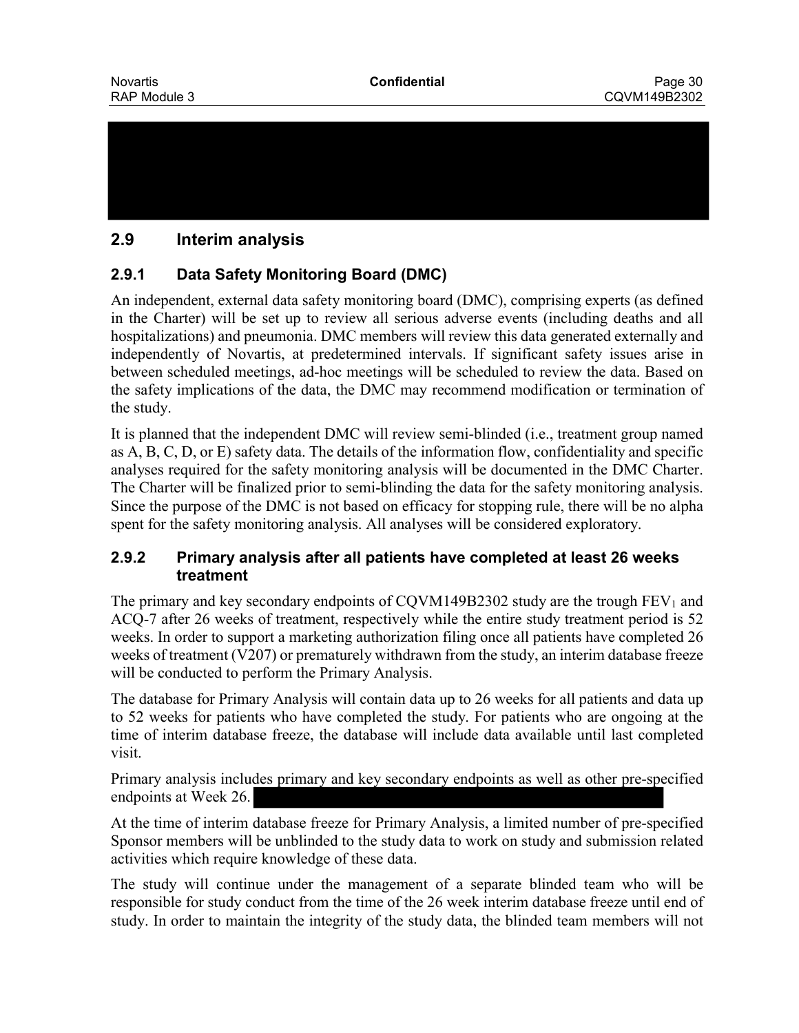## 2.9 Interim analysis

### 2.9.1 Data Safety Monitoring Board (DMC)

An independent, external data safety monitoring board (DMC), comprising experts (as defined in the Charter) will be set up to review all serious adverse events (including deaths and all hospitalizations) and pneumonia. DMC members will review this data generated externally and independently of Novartis, at predetermined intervals. If significant safety issues arise in between scheduled meetings, ad-hoc meetings will be scheduled to review the data. Based on the safety implications of the data, the DMC may recommend modification or termination of the study.

It is planned that the independent DMC will review semi-blinded (i.e., treatment group named as A, B, C, D, or E) safety data. The details of the information flow, confidentiality and specific analyses required for the safety monitoring analysis will be documented in the DMC Charter. The Charter will be finalized prior to semi-blinding the data for the safety monitoring analysis. Since the purpose of the DMC is not based on efficacy for stopping rule, there will be no alpha spent for the safety monitoring analysis. All analyses will be considered exploratory.

### 2.9.2 Primary analysis after all patients have completed at least 26 weeks treatment

The primary and key secondary endpoints of CQVM149B2302 study are the trough $FEV_1$ and ACQ-7 after 26 weeks of treatment, respectively while the entire study treatment period is 52 weeks. In order to support a marketing authorization filing once all patients have completed 26 weeks of treatment (V207) or prematurely withdrawn from the study, an interim database freeze will be conducted to perform the Primary Analysis.

The database for Primary Analysis will contain data up to 26 weeks for all patients and data up to 52 weeks for patients who have completed the study. For patients who are ongoing at the time of interim database freeze, the database will include data available until last completed visit.

Primary analysis includes primary and key secondary endpoints as well as other pre-specified endpoints at Week 26.

At the time of interim database freeze for Primary Analysis, a limited number of pre-specified Sponsor members will be unblinded to the study data to work on study and submission related activities which require knowledge of these data.

The study will continue under the management of a separate blinded team who will be responsible for study conduct from the time of the 26 week interim database freeze until end of study. In order to maintain the integrity of the study data, the blinded team members will not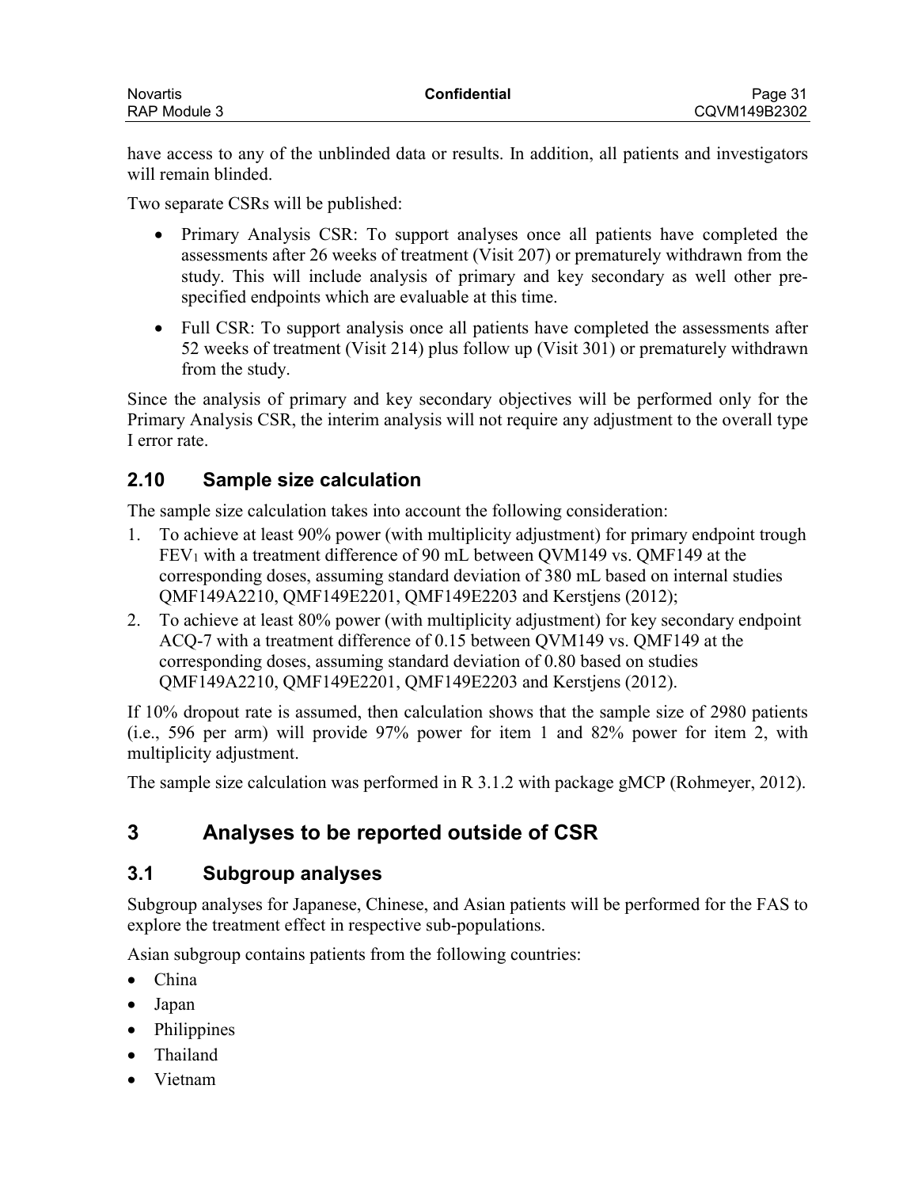have access to any of the unblinded data or results. In addition, all patients and investigators will remain blinded.

Two separate CSRs will be published:

- Primary Analysis CSR: To support analyses once all patients have completed the assessments after 26 weeks of treatment (Visit 207) or prematurely withdrawn from the study. This will include analysis of primary and key secondary as well other pre-specified endpoints which are evaluable at this time.
- Full CSR: To support analysis once all patients have completed the assessments after 52 weeks of treatment (Visit 214) plus follow up (Visit 301) or prematurely withdrawn from the study.

Since the analysis of primary and key secondary objectives will be performed only for the Primary Analysis CSR, the interim analysis will not require any adjustment to the overall type I error rate.

## 2.10 Sample size calculation

The sample size calculation takes into account the following consideration:

1. To achieve at least 90% power (with multiplicity adjustment) for primary endpoint trough $FEV_1$ with a treatment difference of 90 mL between QVM149 vs. QMF149 at the corresponding doses, assuming standard deviation of 380 mL based on internal studies QMF149A2210, QMF149E2201, QMF149E2203 and Kerstjens (2012);
2. To achieve at least 80% power (with multiplicity adjustment) for key secondary endpoint ACQ-7 with a treatment difference of 0.15 between QVM149 vs. QMF149 at the corresponding doses, assuming standard deviation of 0.80 based on studies QMF149A2210, QMF149E2201, QMF149E2203 and Kerstjens (2012).

If 10% dropout rate is assumed, then calculation shows that the sample size of 2980 patients (i.e., 596 per arm) will provide 97% power for item 1 and 82% power for item 2, with multiplicity adjustment.

The sample size calculation was performed in R 3.1.2 with package gMCP (Rohmeyer, 2012).

# 3 Analyses to be reported outside of CSR

## 3.1 Subgroup analyses

Subgroup analyses for Japanese, Chinese, and Asian patients will be performed for the FAS to explore the treatment effect in respective sub-populations.

Asian subgroup contains patients from the following countries:

- China
- Japan
- Philippines
- Thailand
- Vietnam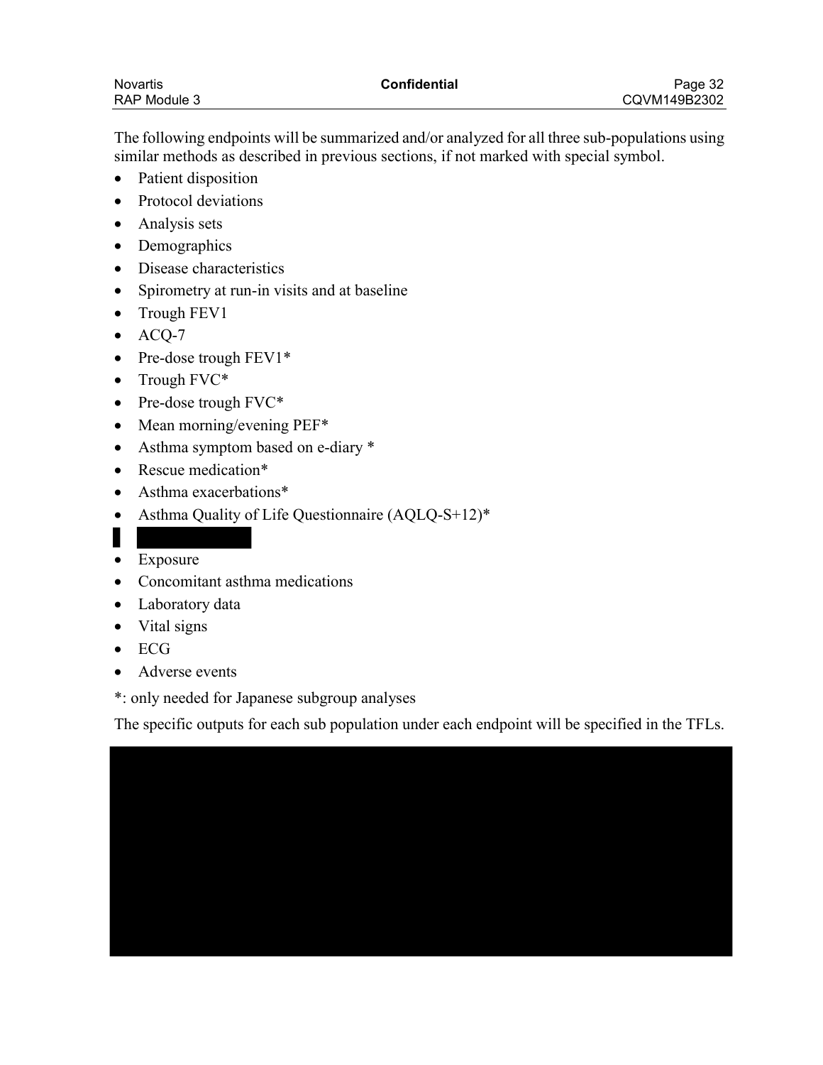The following endpoints will be summarized and/or analyzed for all three sub-populations using similar methods as described in previous sections, if not marked with special symbol.

- Patient disposition
- Protocol deviations
- Analysis sets
- Demographics
- Disease characteristics
- Spirometry at run-in visits and at baseline
- Trough FEV1
- ACQ-7
- Pre-dose trough FEV1*
- Trough FVC*
- Pre-dose trough FVC*
- Mean morning/evening PEF*
- Asthma symptom based on e-diary *
- Rescue medication*
- Asthma exacerbations*
- Asthma Quality of Life Questionnaire (AQLQ-S+12)*
- Exposure
- Concomitant asthma medications
- Laboratory data
- Vital signs
- ECG
- Adverse events

*: only needed for Japanese subgroup analyses

The specific outputs for each sub population under each endpoint will be specified in the TFLs.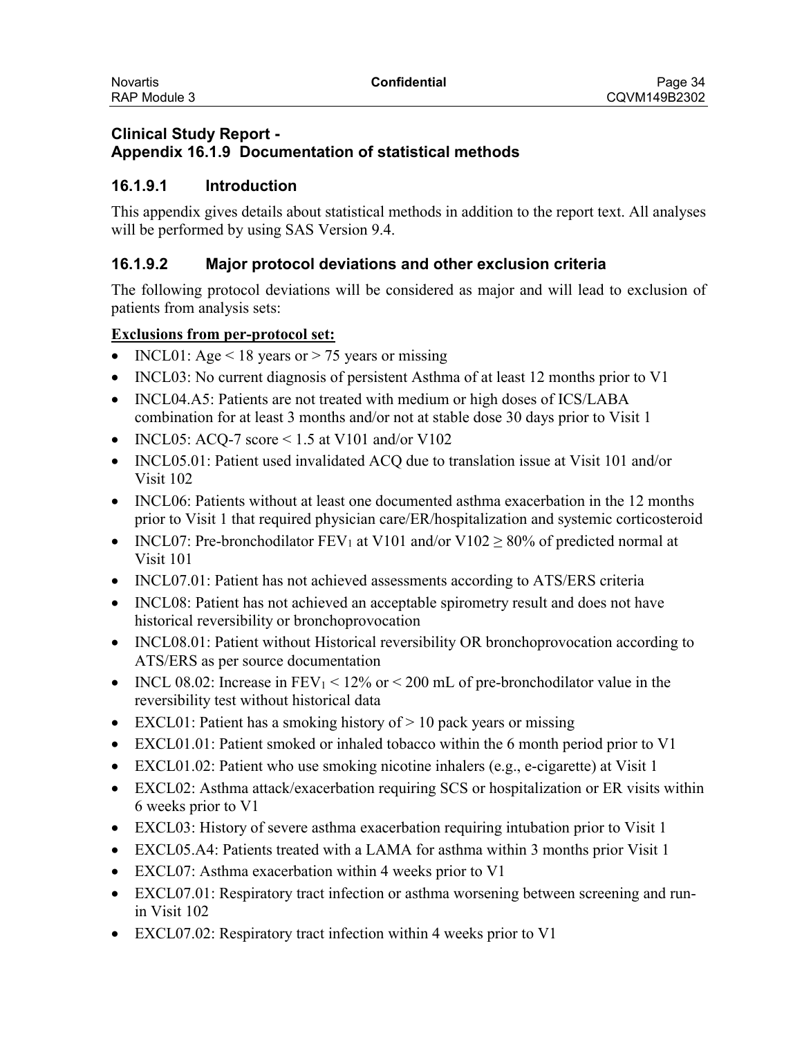## Clinical Study Report - Appendix 16.1.9 Documentation of statistical methods

### 16.1.9.1 Introduction

This appendix gives details about statistical methods in addition to the report text. All analyses will be performed by using SAS Version 9.4.

### 16.1.9.2 Major protocol deviations and other exclusion criteria

The following protocol deviations will be considered as major and will lead to exclusion of patients from analysis sets:

**Exclusions from per-protocol set:**

- INCL01: Age < 18 years or > 75 years or missing
- INCL03: No current diagnosis of persistent Asthma of at least 12 months prior to V1
- INCL04.A5: Patients are not treated with medium or high doses of ICS/LABA combination for at least 3 months and/or not at stable dose 30 days prior to Visit 1
- INCL05: ACQ-7 score < 1.5 at V101 and/or V102
- INCL05.01: Patient used invalidated ACQ due to translation issue at Visit 101 and/or Visit 102
- INCL06: Patients without at least one documented asthma exacerbation in the 12 months prior to Visit 1 that required physician care/ER/hospitalization and systemic corticosteroid
- INCL07: Pre-bronchodilator $FEV_1$ at V101 and/or V102 ≥ 80% of predicted normal at Visit 101
- INCL07.01: Patient has not achieved assessments according to ATS/ERS criteria
- INCL08: Patient has not achieved an acceptable spirometry result and does not have historical reversibility or bronchoprovocation
- INCL08.01: Patient without Historical reversibility OR bronchoprovocation according to ATS/ERS as per source documentation
- INCL 08.02: Increase in $FEV_1$ < 12% or < 200 mL of pre-bronchodilator value in the reversibility test without historical data
- EXCL01: Patient has a smoking history of > 10 pack years or missing
- EXCL01.01: Patient smoked or inhaled tobacco within the 6 month period prior to V1
- EXCL01.02: Patient who use smoking nicotine inhalers (e.g., e-cigarette) at Visit 1
- EXCL02: Asthma attack/exacerbation requiring SCS or hospitalization or ER visits within 6 weeks prior to V1
- EXCL03: History of severe asthma exacerbation requiring intubation prior to Visit 1
- EXCL05.A4: Patients treated with a LAMA for asthma within 3 months prior Visit 1
- EXCL07: Asthma exacerbation within 4 weeks prior to V1
- EXCL07.01: Respiratory tract infection or asthma worsening between screening and run-in Visit 102
- EXCL07.02: Respiratory tract infection within 4 weeks prior to V1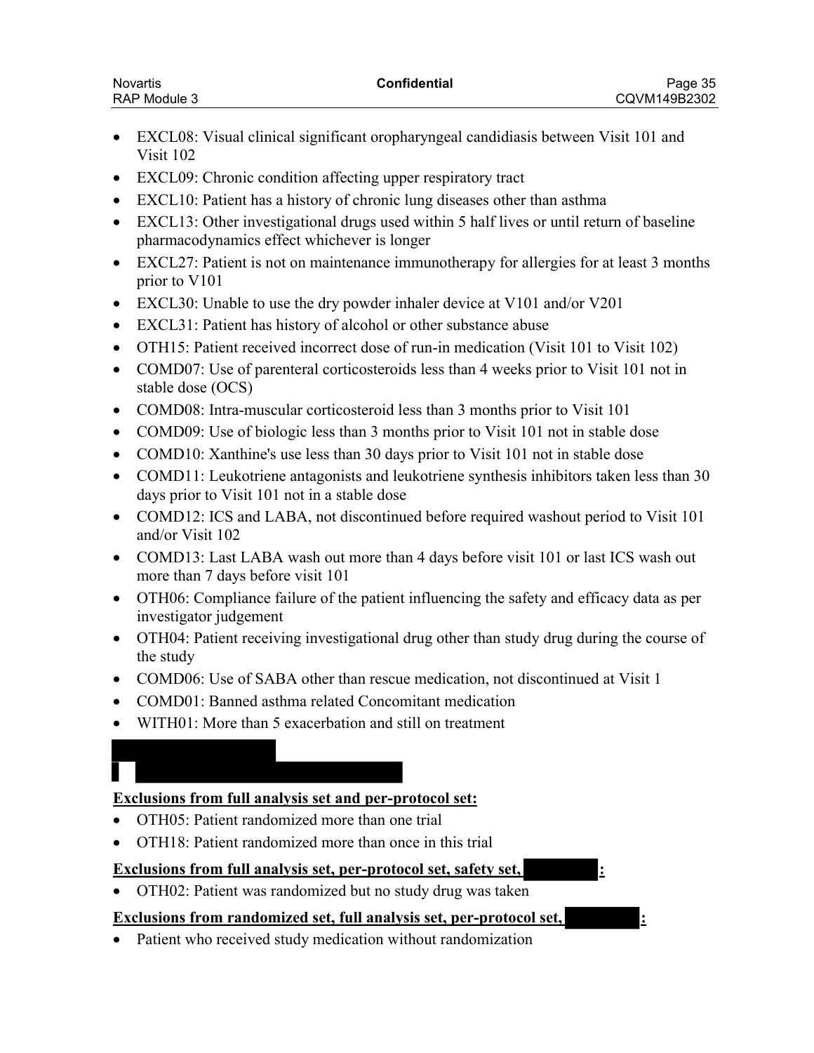- EXCL08: Visual clinical significant oropharyngeal candidiasis between Visit 101 and Visit 102
- EXCL09: Chronic condition affecting upper respiratory tract
- EXCL10: Patient has a history of chronic lung diseases other than asthma
- EXCL13: Other investigational drugs used within 5 half lives or until return of baseline pharmacodynamics effect whichever is longer
- EXCL27: Patient is not on maintenance immunotherapy for allergies for at least 3 months prior to V101
- EXCL30: Unable to use the dry powder inhaler device at V101 and/or V201
- EXCL31: Patient has history of alcohol or other substance abuse
- OTH15: Patient received incorrect dose of run-in medication (Visit 101 to Visit 102)
- COMD07: Use of parenteral corticosteroids less than 4 weeks prior to Visit 101 not in stable dose (OCS)
- COMD08: Intra-muscular corticosteroid less than 3 months prior to Visit 101
- COMD09: Use of biologic less than 3 months prior to Visit 101 not in stable dose
- COMD10: Xanthine's use less than 30 days prior to Visit 101 not in stable dose
- COMD11: Leukotriene antagonists and leukotriene synthesis inhibitors taken less than 30 days prior to Visit 101 not in a stable dose
- COMD12: ICS and LABA, not discontinued before required washout period to Visit 101 and/or Visit 102
- COMD13: Last LABA wash out more than 4 days before visit 101 or last ICS wash out more than 7 days before visit 101
- OTH06: Compliance failure of the patient influencing the safety and efficacy data as per investigator judgement
- OTH04: Patient receiving investigational drug other than study drug during the course of the study
- COMD06: Use of SABA other than rescue medication, not discontinued at Visit 1
- COMD01: Banned asthma related Concomitant medication
- WITH01: More than 5 exacerbation and still on treatment

**Exclusions from full analysis set and per-protocol set:**

- OTH05: Patient randomized more than one trial
- OTH18: Patient randomized more than once in this trial

**Exclusions from full analysis set, per-protocol set, safety set, :**

- OTH02: Patient was randomized but no study drug was taken

**Exclusions from randomized set, full analysis set, per-protocol set, :**

- Patient who received study medication without randomization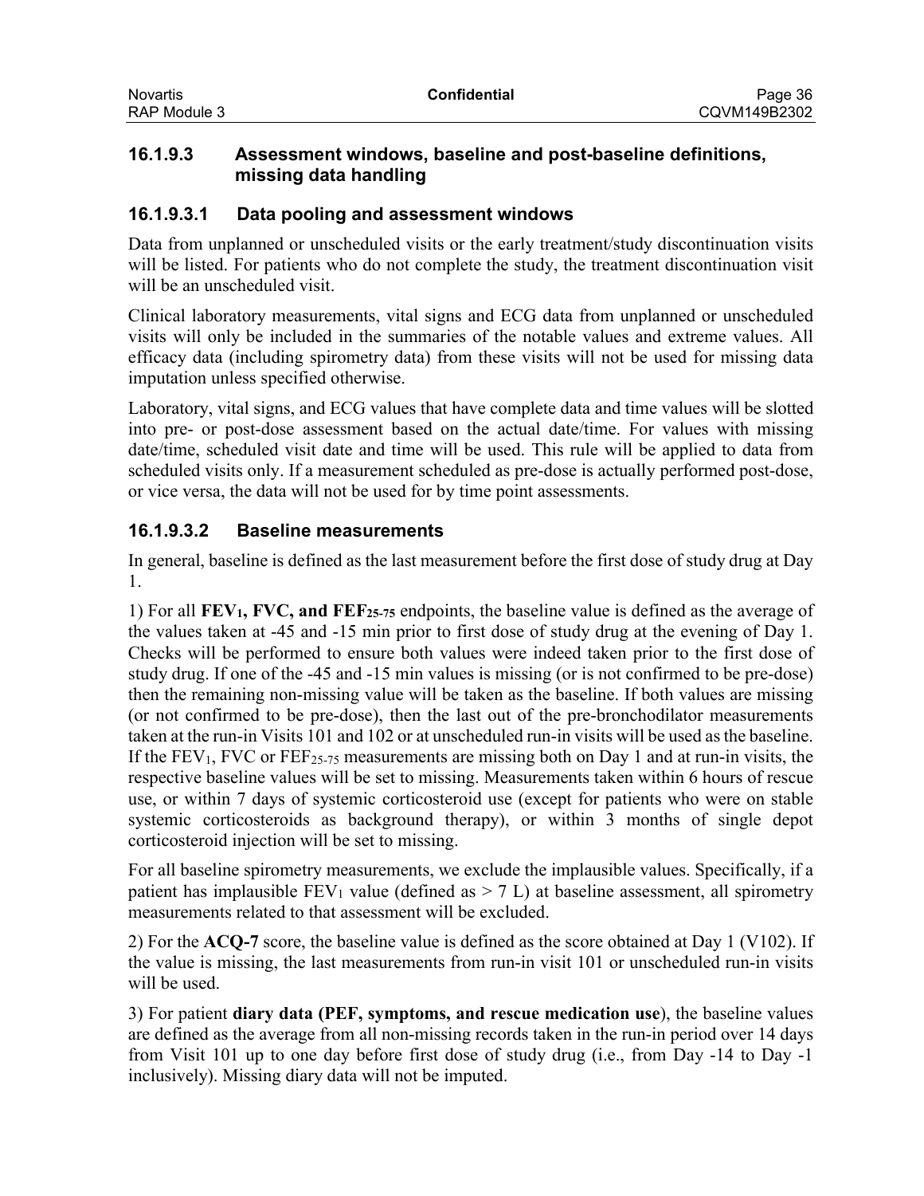### 16.1.9.3 Assessment windows, baseline and post-baseline definitions, missing data handling

#### 16.1.9.3.1 Data pooling and assessment windows

Data from unplanned or unscheduled visits or the early treatment/study discontinuation visits will be listed. For patients who do not complete the study, the treatment discontinuation visit will be an unscheduled visit.

Clinical laboratory measurements, vital signs and ECG data from unplanned or unscheduled visits will only be included in the summaries of the notable values and extreme values. All efficacy data (including spirometry data) from these visits will not be used for missing data imputation unless specified otherwise.

Laboratory, vital signs, and ECG values that have complete data and time values will be slotted into pre- or post-dose assessment based on the actual date/time. For values with missing date/time, scheduled visit date and time will be used. This rule will be applied to data from scheduled visits only. If a measurement scheduled as pre-dose is actually performed post-dose, or vice versa, the data will not be used for by time point assessments.

#### 16.1.9.3.2 Baseline measurements

In general, baseline is defined as the last measurement before the first dose of study drug at Day 1.

1) For all **$FEV_1$, FVC, and $FEF_{25\text{-}75}$** endpoints, the baseline value is defined as the average of the values taken at -45 and -15 min prior to first dose of study drug at the evening of Day 1. Checks will be performed to ensure both values were indeed taken prior to the first dose of study drug. If one of the -45 and -15 min values is missing (or is not confirmed to be pre-dose) then the remaining non-missing value will be taken as the baseline. If both values are missing (or not confirmed to be pre-dose), then the last out of the pre-bronchodilator measurements taken at the run-in Visits 101 and 102 or at unscheduled run-in visits will be used as the baseline. If the $FEV_1$, FVC or $FEF_{25\text{-}75}$ measurements are missing both on Day 1 and at run-in visits, the respective baseline values will be set to missing. Measurements taken within 6 hours of rescue use, or within 7 days of systemic corticosteroid use (except for patients who were on stable systemic corticosteroids as background therapy), or within 3 months of single depot corticosteroid injection will be set to missing.

For all baseline spirometry measurements, we exclude the implausible values. Specifically, if a patient has implausible $FEV_1$ value (defined as > 7 L) at baseline assessment, all spirometry measurements related to that assessment will be excluded.

2) For the **ACQ-7** score, the baseline value is defined as the score obtained at Day 1 (V102). If the value is missing, the last measurements from run-in visit 101 or unscheduled run-in visits will be used.

3) For patient **diary data (PEF, symptoms, and rescue medication use**), the baseline values are defined as the average from all non-missing records taken in the run-in period over 14 days from Visit 101 up to one day before first dose of study drug (i.e., from Day -14 to Day -1 inclusively). Missing diary data will not be imputed.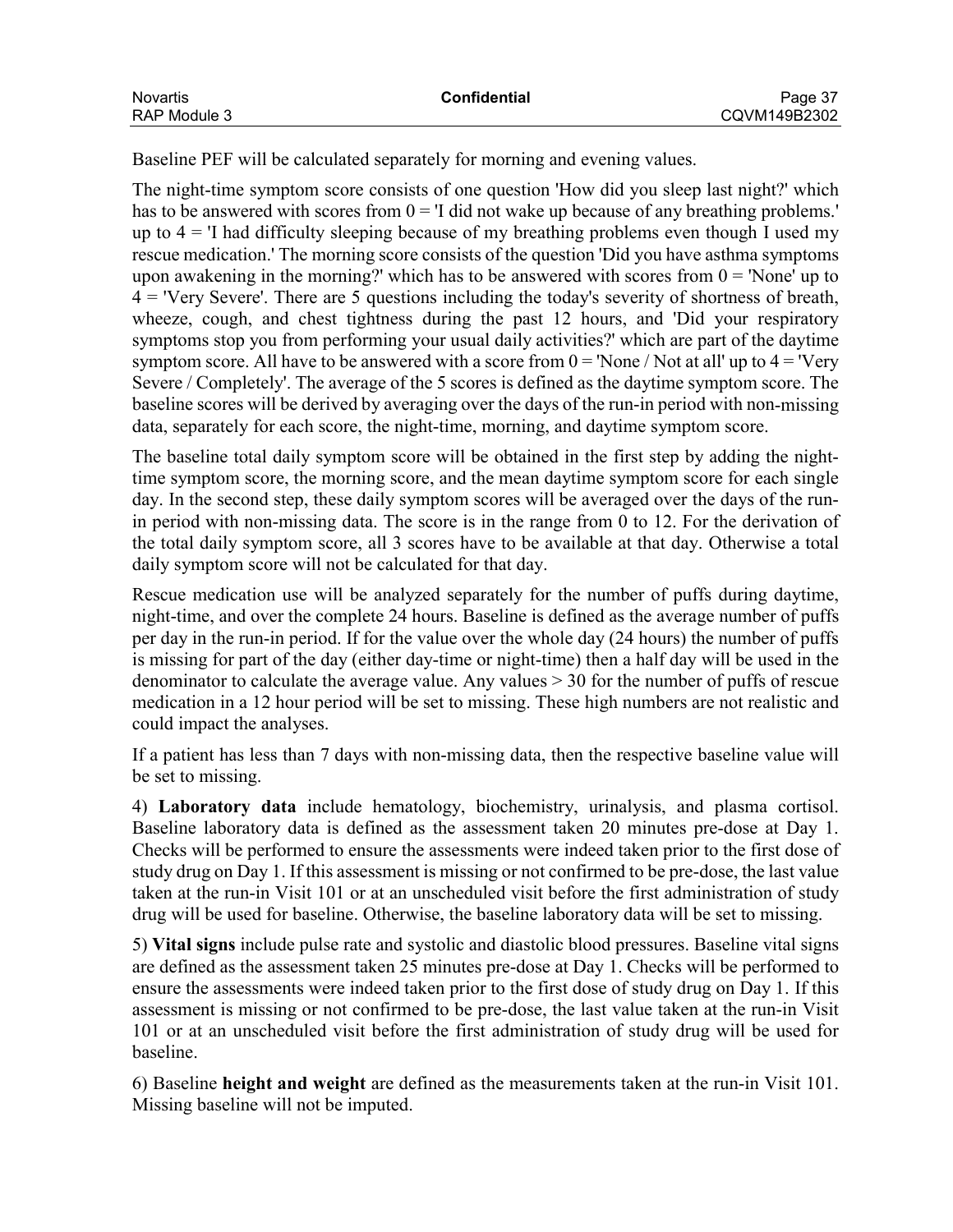Baseline PEF will be calculated separately for morning and evening values.

The night-time symptom score consists of one question 'How did you sleep last night?' which has to be answered with scores from 0 = 'I did not wake up because of any breathing problems.' up to 4 = 'I had difficulty sleeping because of my breathing problems even though I used my rescue medication.' The morning score consists of the question 'Did you have asthma symptoms upon awakening in the morning?' which has to be answered with scores from 0 = 'None' up to 4 = 'Very Severe'. There are 5 questions including the today's severity of shortness of breath, wheeze, cough, and chest tightness during the past 12 hours, and 'Did your respiratory symptoms stop you from performing your usual daily activities?' which are part of the daytime symptom score. All have to be answered with a score from 0 = 'None / Not at all' up to 4 = 'Very Severe / Completely'. The average of the 5 scores is defined as the daytime symptom score. The baseline scores will be derived by averaging over the days of the run-in period with non-missing data, separately for each score, the night-time, morning, and daytime symptom score.

The baseline total daily symptom score will be obtained in the first step by adding the night-time symptom score, the morning score, and the mean daytime symptom score for each single day. In the second step, these daily symptom scores will be averaged over the days of the run-in period with non-missing data. The score is in the range from 0 to 12. For the derivation of the total daily symptom score, all 3 scores have to be available at that day. Otherwise a total daily symptom score will not be calculated for that day.

Rescue medication use will be analyzed separately for the number of puffs during daytime, night-time, and over the complete 24 hours. Baseline is defined as the average number of puffs per day in the run-in period. If for the value over the whole day (24 hours) the number of puffs is missing for part of the day (either day-time or night-time) then a half day will be used in the denominator to calculate the average value. Any values > 30 for the number of puffs of rescue medication in a 12 hour period will be set to missing. These high numbers are not realistic and could impact the analyses.

If a patient has less than 7 days with non-missing data, then the respective baseline value will be set to missing.

4) **Laboratory data** include hematology, biochemistry, urinalysis, and plasma cortisol. Baseline laboratory data is defined as the assessment taken 20 minutes pre-dose at Day 1. Checks will be performed to ensure the assessments were indeed taken prior to the first dose of study drug on Day 1. If this assessment is missing or not confirmed to be pre-dose, the last value taken at the run-in Visit 101 or at an unscheduled visit before the first administration of study drug will be used for baseline. Otherwise, the baseline laboratory data will be set to missing.

5) **Vital signs** include pulse rate and systolic and diastolic blood pressures. Baseline vital signs are defined as the assessment taken 25 minutes pre-dose at Day 1. Checks will be performed to ensure the assessments were indeed taken prior to the first dose of study drug on Day 1. If this assessment is missing or not confirmed to be pre-dose, the last value taken at the run-in Visit 101 or at an unscheduled visit before the first administration of study drug will be used for baseline.

6) Baseline **height and weight** are defined as the measurements taken at the run-in Visit 101. Missing baseline will not be imputed.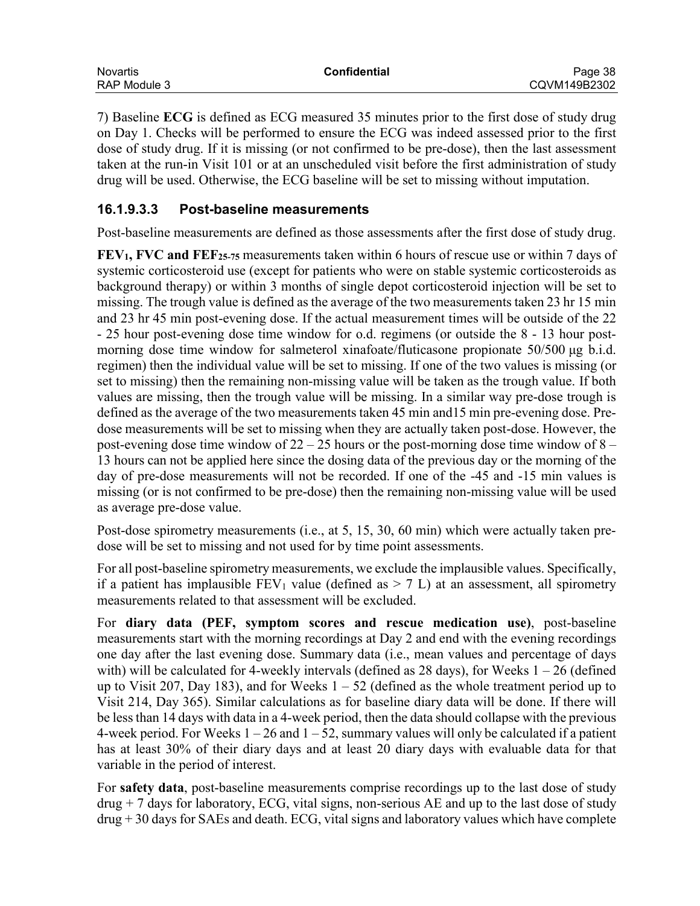7) Baseline **ECG** is defined as ECG measured 35 minutes prior to the first dose of study drug on Day 1. Checks will be performed to ensure the ECG was indeed assessed prior to the first dose of study drug. If it is missing (or not confirmed to be pre-dose), then the last assessment taken at the run-in Visit 101 or at an unscheduled visit before the first administration of study drug will be used. Otherwise, the ECG baseline will be set to missing without imputation.

### 16.1.9.3.3 Post-baseline measurements

Post-baseline measurements are defined as those assessments after the first dose of study drug.

**$FEV_1$, FVC and $FEF_{25\text{-}75}$** measurements taken within 6 hours of rescue use or within 7 days of systemic corticosteroid use (except for patients who were on stable systemic corticosteroids as background therapy) or within 3 months of single depot corticosteroid injection will be set to missing. The trough value is defined as the average of the two measurements taken 23 hr 15 min and 23 hr 45 min post-evening dose. If the actual measurement times will be outside of the 22 - 25 hour post-evening dose time window for o.d. regimens (or outside the 8 - 13 hour post-morning dose time window for salmeterol xinafoate/fluticasone propionate 50/500 µg b.i.d. regimen) then the individual value will be set to missing. If one of the two values is missing (or set to missing) then the remaining non-missing value will be taken as the trough value. If both values are missing, then the trough value will be missing. In a similar way pre-dose trough is defined as the average of the two measurements taken 45 min and15 min pre-evening dose. Pre-dose measurements will be set to missing when they are actually taken post-dose. However, the post-evening dose time window of 22 – 25 hours or the post-morning dose time window of 8 – 13 hours can not be applied here since the dosing data of the previous day or the morning of the day of pre-dose measurements will not be recorded. If one of the -45 and -15 min values is missing (or is not confirmed to be pre-dose) then the remaining non-missing value will be used as average pre-dose value.

Post-dose spirometry measurements (i.e., at 5, 15, 30, 60 min) which were actually taken pre-dose will be set to missing and not used for by time point assessments.

For all post-baseline spirometry measurements, we exclude the implausible values. Specifically, if a patient has implausible $FEV_1$ value (defined as > 7 L) at an assessment, all spirometry measurements related to that assessment will be excluded.

For **diary data (PEF, symptom scores and rescue medication use)**, post-baseline measurements start with the morning recordings at Day 2 and end with the evening recordings one day after the last evening dose. Summary data (i.e., mean values and percentage of days with) will be calculated for 4-weekly intervals (defined as 28 days), for Weeks 1 – 26 (defined up to Visit 207, Day 183), and for Weeks 1 – 52 (defined as the whole treatment period up to Visit 214, Day 365). Similar calculations as for baseline diary data will be done. If there will be less than 14 days with data in a 4-week period, then the data should collapse with the previous 4-week period. For Weeks 1 – 26 and 1 – 52, summary values will only be calculated if a patient has at least 30% of their diary days and at least 20 diary days with evaluable data for that variable in the period of interest.

For **safety data**, post-baseline measurements comprise recordings up to the last dose of study drug + 7 days for laboratory, ECG, vital signs, non-serious AE and up to the last dose of study drug + 30 days for SAEs and death. ECG, vital signs and laboratory values which have complete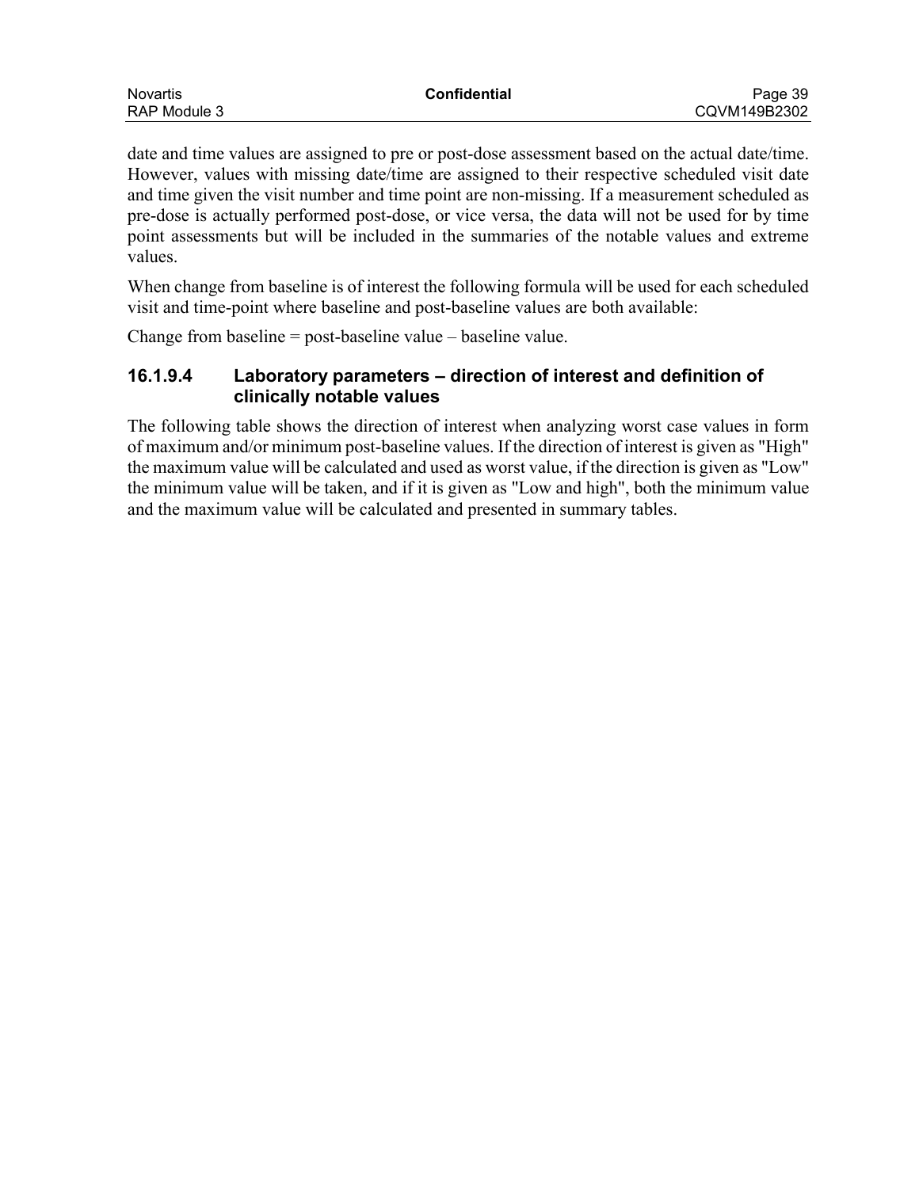date and time values are assigned to pre or post-dose assessment based on the actual date/time. However, values with missing date/time are assigned to their respective scheduled visit date and time given the visit number and time point are non-missing. If a measurement scheduled as pre-dose is actually performed post-dose, or vice versa, the data will not be used for by time point assessments but will be included in the summaries of the notable values and extreme values.

When change from baseline is of interest the following formula will be used for each scheduled visit and time-point where baseline and post-baseline values are both available:

Change from baseline = post-baseline value – baseline value.

#### 16.1.9.4 Laboratory parameters – direction of interest and definition of clinically notable values

The following table shows the direction of interest when analyzing worst case values in form of maximum and/or minimum post-baseline values. If the direction of interest is given as "High" the maximum value will be calculated and used as worst value, if the direction is given as "Low" the minimum value will be taken, and if it is given as "Low and high", both the minimum value and the maximum value will be calculated and presented in summary tables.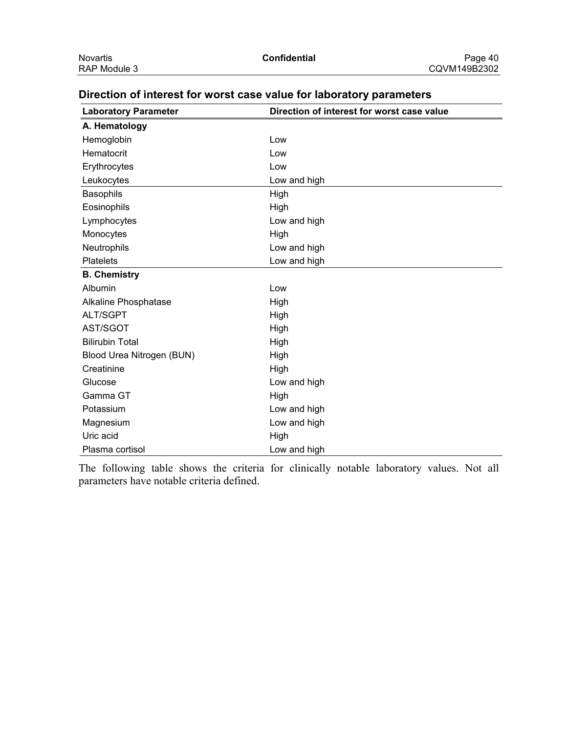### Direction of interest for worst case value for laboratory parameters

| Laboratory Parameter | Direction of interest for worst case value |
|---|---|
| **A. Hematology** | |
| Hemoglobin | Low |
| Hematocrit | Low |
| Erythrocytes | Low |
| Leukocytes | Low and high |
| Basophils | High |
| Eosinophils | High |
| Lymphocytes | Low and high |
| Monocytes | High |
| Neutrophils | Low and high |
| Platelets | Low and high |
| **B. Chemistry** | |
| Albumin | Low |
| Alkaline Phosphatase | High |
| ALT/SGPT | High |
| AST/SGOT | High |
| Bilirubin Total | High |
| Blood Urea Nitrogen (BUN) | High |
| Creatinine | High |
| Glucose | Low and high |
| Gamma GT | High |
| Potassium | Low and high |
| Magnesium | Low and high |
| Uric acid | High |
| Plasma cortisol | Low and high |

The following table shows the criteria for clinically notable laboratory values. Not all parameters have notable criteria defined.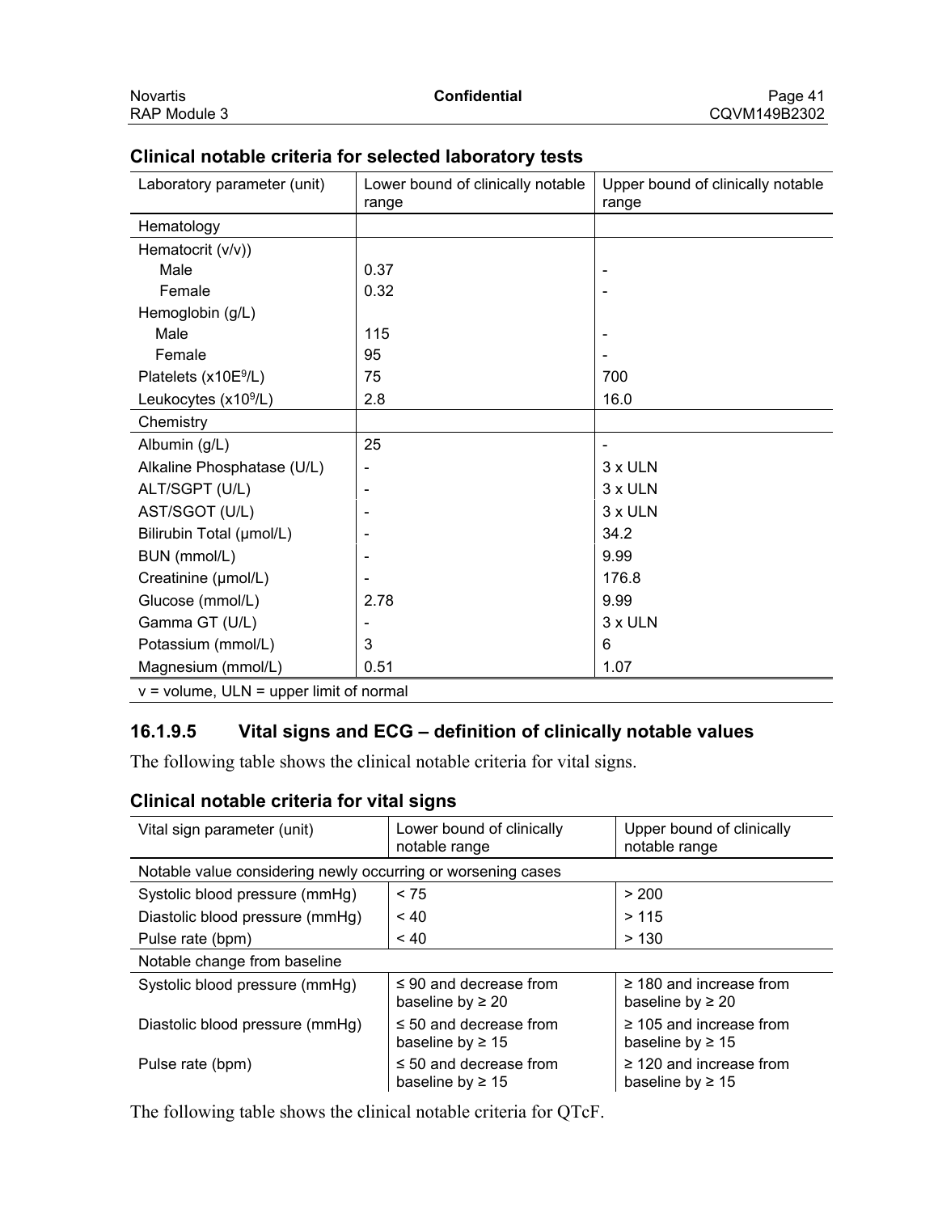### Clinical notable criteria for selected laboratory tests

| Laboratory parameter (unit) | Lower bound of clinically notable range | Upper bound of clinically notable range |
|---|---|---|
| Hematology | | |
| Hematocrit (v/v)) | | |
| Male | 0.37 | - |
| Female | 0.32 | - |
| Hemoglobin (g/L) | | |
| Male | 115 | - |
| Female | 95 | - |
| Platelets (x10E$^9$/L) | 75 | 700 |
| Leukocytes (x10$^9$/L) | 2.8 | 16.0 |
| Chemistry | | |
| Albumin (g/L) | 25 | - |
| Alkaline Phosphatase (U/L) | - | 3 x ULN |
| ALT/SGPT (U/L) | - | 3 x ULN |
| AST/SGOT (U/L) | - | 3 x ULN |
| Bilirubin Total (µmol/L) | - | 34.2 |
| BUN (mmol/L) | - | 9.99 |
| Creatinine (µmol/L) | - | 176.8 |
| Glucose (mmol/L) | 2.78 | 9.99 |
| Gamma GT (U/L) | - | 3 x ULN |
| Potassium (mmol/L) | 3 | 6 |
| Magnesium (mmol/L) | 0.51 | 1.07 |

v = volume, ULN = upper limit of normal

### 16.1.9.5 Vital signs and ECG – definition of clinically notable values

The following table shows the clinical notable criteria for vital signs.

### Clinical notable criteria for vital signs

| Vital sign parameter (unit) | Lower bound of clinically notable range | Upper bound of clinically notable range |
|---|---|---|
| Notable value considering newly occurring or worsening cases | | |
| Systolic blood pressure (mmHg) | < 75 | > 200 |
| Diastolic blood pressure (mmHg) | < 40 | > 115 |
| Pulse rate (bpm) | < 40 | > 130 |
| Notable change from baseline | | |
| Systolic blood pressure (mmHg) | ≤ 90 and decrease from baseline by ≥ 20 | ≥ 180 and increase from baseline by ≥ 20 |
| Diastolic blood pressure (mmHg) | ≤ 50 and decrease from baseline by ≥ 15 | ≥ 105 and increase from baseline by ≥ 15 |
| Pulse rate (bpm) | ≤ 50 and decrease from baseline by ≥ 15 | ≥ 120 and increase from baseline by ≥ 15 |

The following table shows the clinical notable criteria for QTcF.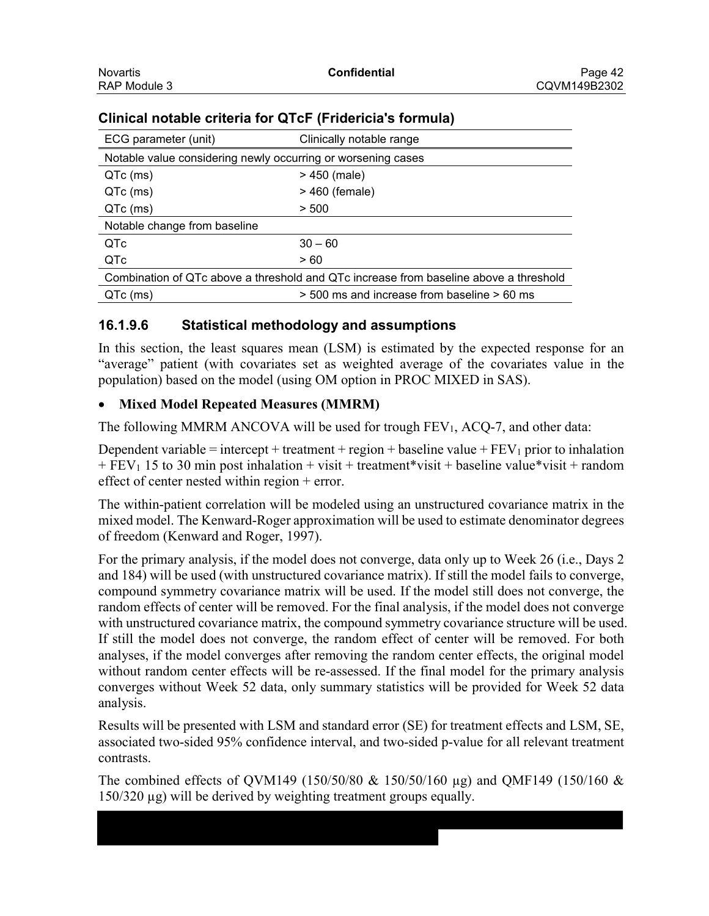### Clinical notable criteria for QTcF (Fridericia's formula)

| ECG parameter (unit) | Clinically notable range |
|---|---|
| Notable value considering newly occurring or worsening cases | |
| QTc (ms) | > 450 (male) |
| QTc (ms) | > 460 (female) |
| QTc (ms) | > 500 |
| Notable change from baseline | |
| QTc | 30 – 60 |
| QTc | > 60 |
| Combination of QTc above a threshold and QTc increase from baseline above a threshold | |
| QTc (ms) | > 500 ms and increase from baseline > 60 ms |

## 16.1.9.6 Statistical methodology and assumptions

In this section, the least squares mean (LSM) is estimated by the expected response for an "average" patient (with covariates set as weighted average of the covariates value in the population) based on the model (using OM option in PROC MIXED in SAS).

- **Mixed Model Repeated Measures (MMRM)**

The following MMRM ANCOVA will be used for trough $FEV_1$, ACQ-7, and other data:

Dependent variable = intercept + treatment + region + baseline value + $FEV_1$ prior to inhalation + $FEV_1$ 15 to 30 min post inhalation + visit + treatment*visit + baseline value*visit + random effect of center nested within region + error.

The within-patient correlation will be modeled using an unstructured covariance matrix in the mixed model. The Kenward-Roger approximation will be used to estimate denominator degrees of freedom (Kenward and Roger, 1997).

For the primary analysis, if the model does not converge, data only up to Week 26 (i.e., Days 2 and 184) will be used (with unstructured covariance matrix). If still the model fails to converge, compound symmetry covariance matrix will be used. If the model still does not converge, the random effects of center will be removed. For the final analysis, if the model does not converge with unstructured covariance matrix, the compound symmetry covariance structure will be used. If still the model does not converge, the random effect of center will be removed. For both analyses, if the model converges after removing the random center effects, the original model without random center effects will be re-assessed. If the final model for the primary analysis converges without Week 52 data, only summary statistics will be provided for Week 52 data analysis.

Results will be presented with LSM and standard error (SE) for treatment effects and LSM, SE, associated two-sided 95% confidence interval, and two-sided p-value for all relevant treatment contrasts.

The combined effects of QVM149 (150/50/80 & 150/50/160 µg) and QMF149 (150/160 & 150/320 µg) will be derived by weighting treatment groups equally.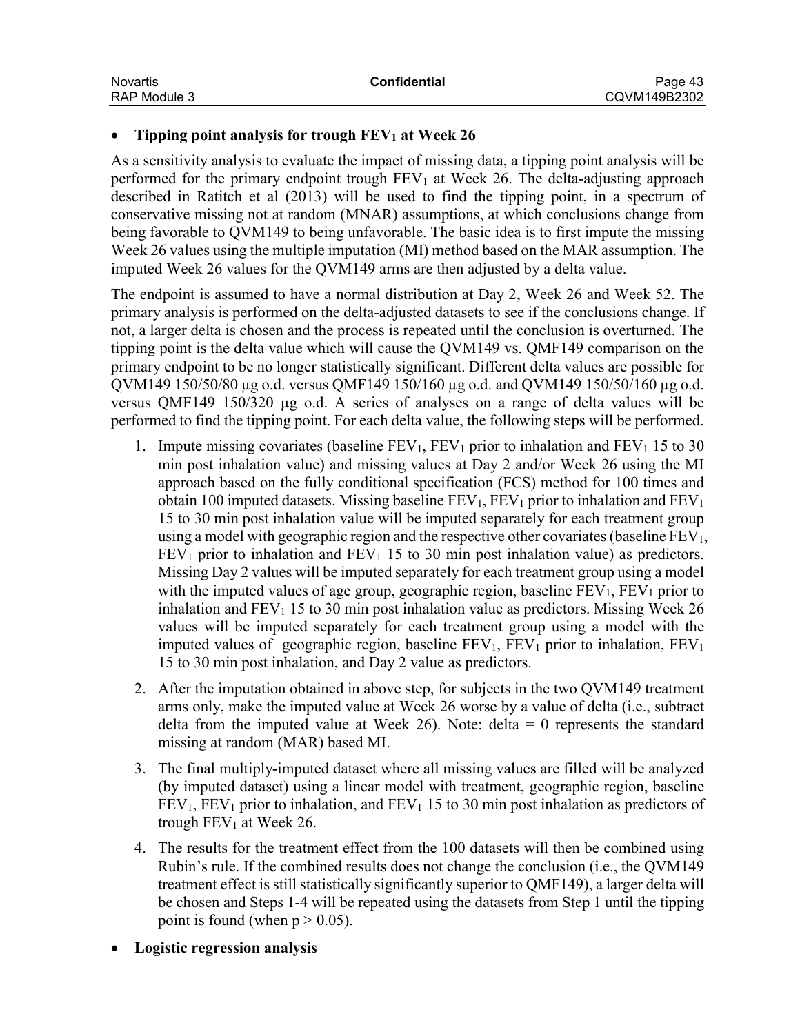- **Tipping point analysis for trough $FEV_1$ at Week 26**

As a sensitivity analysis to evaluate the impact of missing data, a tipping point analysis will be performed for the primary endpoint trough $FEV_1$ at Week 26. The delta-adjusting approach described in Ratitch et al (2013) will be used to find the tipping point, in a spectrum of conservative missing not at random (MNAR) assumptions, at which conclusions change from being favorable to QVM149 to being unfavorable. The basic idea is to first impute the missing Week 26 values using the multiple imputation (MI) method based on the MAR assumption. The imputed Week 26 values for the QVM149 arms are then adjusted by a delta value.

The endpoint is assumed to have a normal distribution at Day 2, Week 26 and Week 52. The primary analysis is performed on the delta-adjusted datasets to see if the conclusions change. If not, a larger delta is chosen and the process is repeated until the conclusion is overturned. The tipping point is the delta value which will cause the QVM149 vs. QMF149 comparison on the primary endpoint to be no longer statistically significant. Different delta values are possible for QVM149 150/50/80 µg o.d. versus QMF149 150/160 µg o.d. and QVM149 150/50/160 µg o.d. versus QMF149 150/320 µg o.d. A series of analyses on a range of delta values will be performed to find the tipping point. For each delta value, the following steps will be performed.

1. Impute missing covariates (baseline $FEV_1$, $FEV_1$ prior to inhalation and $FEV_1$ 15 to 30 min post inhalation value) and missing values at Day 2 and/or Week 26 using the MI approach based on the fully conditional specification (FCS) method for 100 times and obtain 100 imputed datasets. Missing baseline $FEV_1$, $FEV_1$ prior to inhalation and $FEV_1$ 15 to 30 min post inhalation value will be imputed separately for each treatment group using a model with geographic region and the respective other covariates (baseline $FEV_1$, $FEV_1$ prior to inhalation and $FEV_1$ 15 to 30 min post inhalation value) as predictors. Missing Day 2 values will be imputed separately for each treatment group using a model with the imputed values of age group, geographic region, baseline $FEV_1$, $FEV_1$ prior to inhalation and $FEV_1$ 15 to 30 min post inhalation value as predictors. Missing Week 26 values will be imputed separately for each treatment group using a model with the imputed values of geographic region, baseline $FEV_1$, $FEV_1$ prior to inhalation, $FEV_1$ 15 to 30 min post inhalation, and Day 2 value as predictors.
2. After the imputation obtained in above step, for subjects in the two QVM149 treatment arms only, make the imputed value at Week 26 worse by a value of delta (i.e., subtract delta from the imputed value at Week 26). Note: delta = 0 represents the standard missing at random (MAR) based MI.
3. The final multiply-imputed dataset where all missing values are filled will be analyzed (by imputed dataset) using a linear model with treatment, geographic region, baseline $FEV_1$, $FEV_1$ prior to inhalation, and $FEV_1$ 15 to 30 min post inhalation as predictors of trough $FEV_1$ at Week 26.
4. The results for the treatment effect from the 100 datasets will then be combined using Rubin's rule. If the combined results does not change the conclusion (i.e., the QVM149 treatment effect is still statistically significantly superior to QMF149), a larger delta will be chosen and Steps 1-4 will be repeated using the datasets from Step 1 until the tipping point is found (when $p > 0.05$).

- **Logistic regression analysis**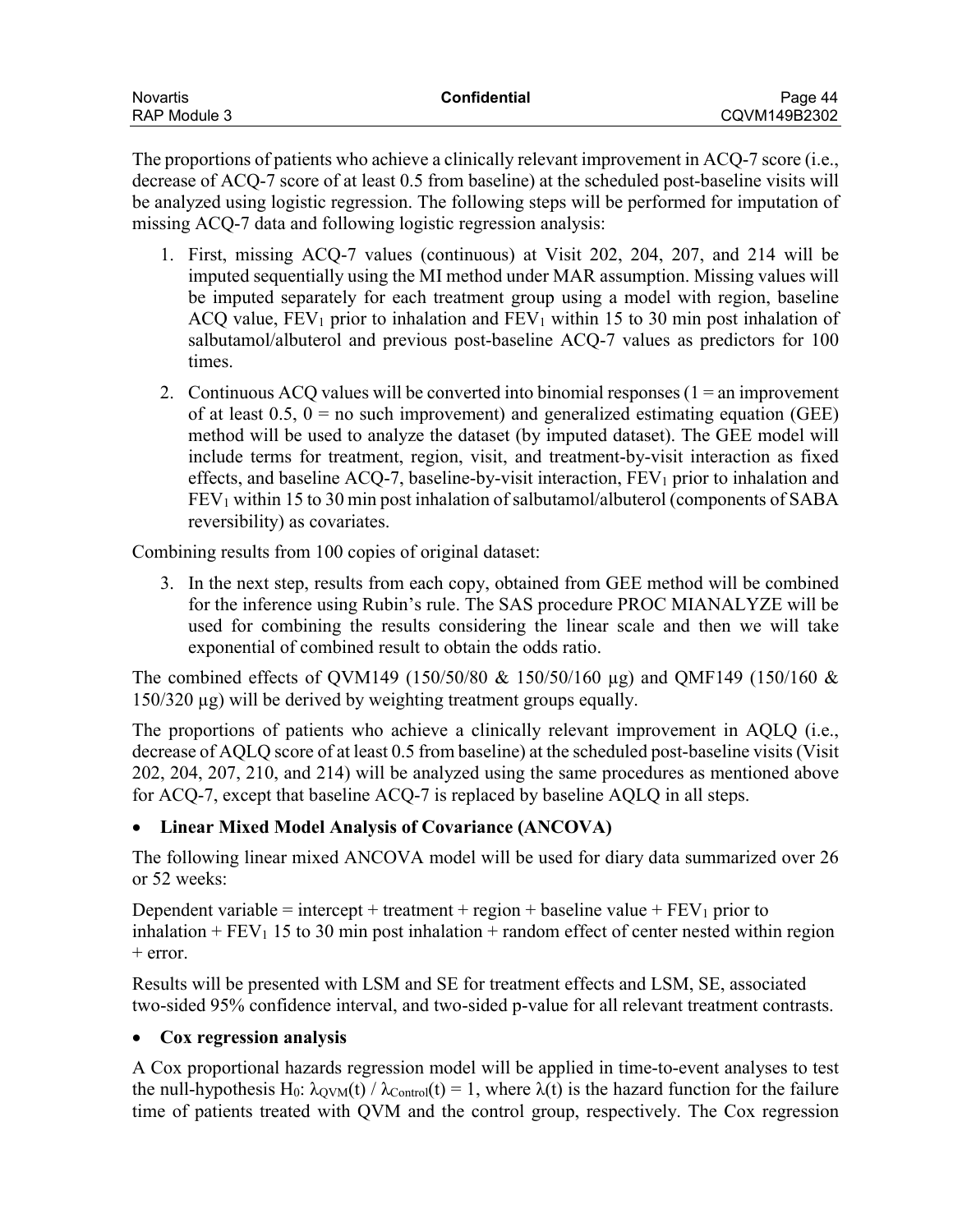The proportions of patients who achieve a clinically relevant improvement in ACQ-7 score (i.e., decrease of ACQ-7 score of at least 0.5 from baseline) at the scheduled post-baseline visits will be analyzed using logistic regression. The following steps will be performed for imputation of missing ACQ-7 data and following logistic regression analysis:

1. First, missing ACQ-7 values (continuous) at Visit 202, 204, 207, and 214 will be imputed sequentially using the MI method under MAR assumption. Missing values will be imputed separately for each treatment group using a model with region, baseline ACQ value, $FEV_1$ prior to inhalation and $FEV_1$ within 15 to 30 min post inhalation of salbutamol/albuterol and previous post-baseline ACQ-7 values as predictors for 100 times.
2. Continuous ACQ values will be converted into binomial responses (1 = an improvement of at least 0.5, 0 = no such improvement) and generalized estimating equation (GEE) method will be used to analyze the dataset (by imputed dataset). The GEE model will include terms for treatment, region, visit, and treatment-by-visit interaction as fixed effects, and baseline ACQ-7, baseline-by-visit interaction, $FEV_1$ prior to inhalation and $FEV_1$ within 15 to 30 min post inhalation of salbutamol/albuterol (components of SABA reversibility) as covariates.

Combining results from 100 copies of original dataset:

3. In the next step, results from each copy, obtained from GEE method will be combined for the inference using Rubin's rule. The SAS procedure PROC MIANALYZE will be used for combining the results considering the linear scale and then we will take exponential of combined result to obtain the odds ratio.

The combined effects of QVM149 (150/50/80 & 150/50/160 μg) and QMF149 (150/160 & 150/320 μg) will be derived by weighting treatment groups equally.

The proportions of patients who achieve a clinically relevant improvement in AQLQ (i.e., decrease of AQLQ score of at least 0.5 from baseline) at the scheduled post-baseline visits (Visit 202, 204, 207, 210, and 214) will be analyzed using the same procedures as mentioned above for ACQ-7, except that baseline ACQ-7 is replaced by baseline AQLQ in all steps.

- **Linear Mixed Model Analysis of Covariance (ANCOVA)**

The following linear mixed ANCOVA model will be used for diary data summarized over 26 or 52 weeks:

Dependent variable = intercept + treatment + region + baseline value + $FEV_1$ prior to inhalation + $FEV_1$ 15 to 30 min post inhalation + random effect of center nested within region + error.

Results will be presented with LSM and SE for treatment effects and LSM, SE, associated two-sided 95% confidence interval, and two-sided p-value for all relevant treatment contrasts.

- **Cox regression analysis**

A Cox proportional hazards regression model will be applied in time-to-event analyses to test the null-hypothesis $H_0$: $\lambda_{QVM}(t) / \lambda_{Control}(t) = 1$, where $\lambda(t)$ is the hazard function for the failure time of patients treated with QVM and the control group, respectively. The Cox regression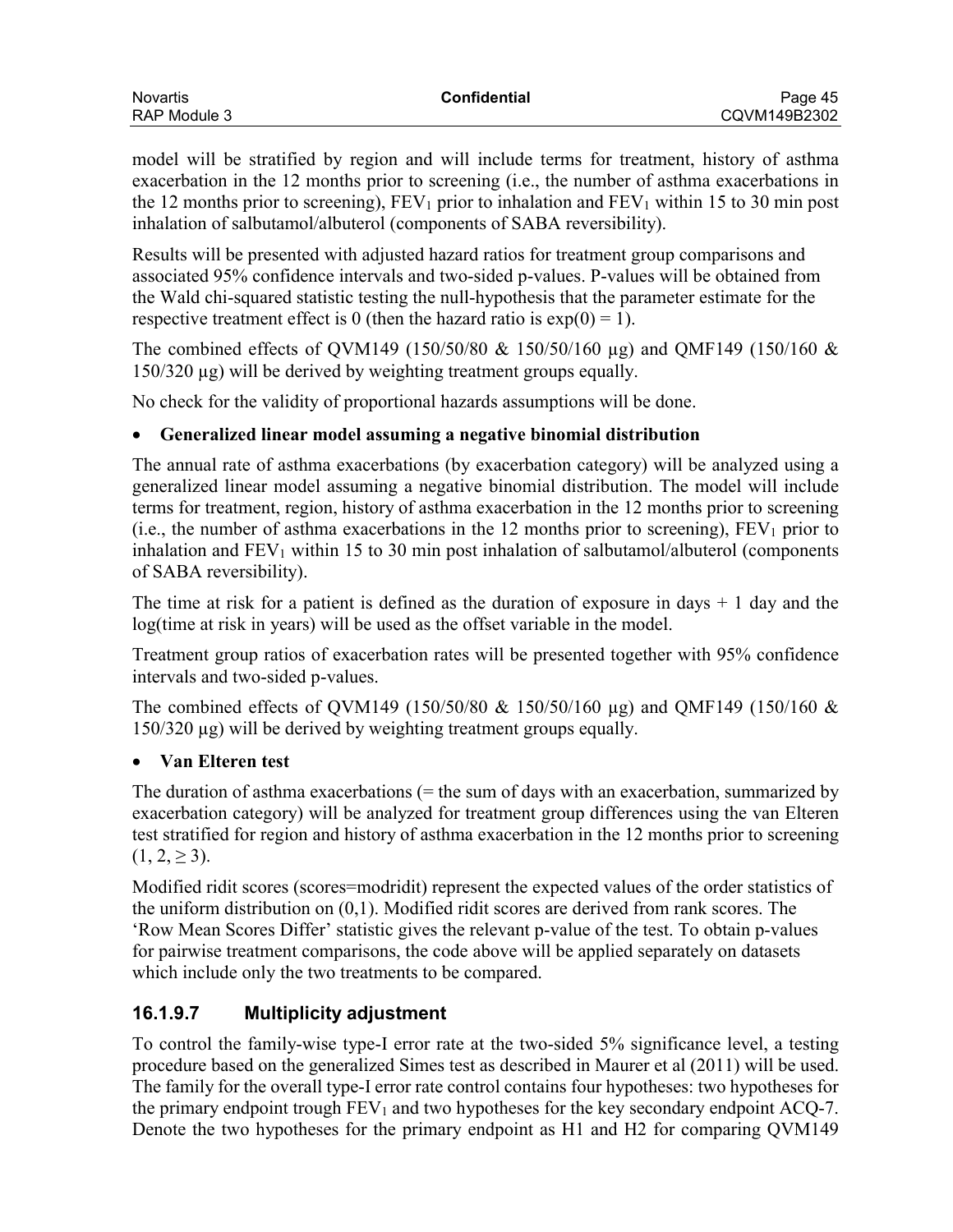model will be stratified by region and will include terms for treatment, history of asthma exacerbation in the 12 months prior to screening (i.e., the number of asthma exacerbations in the 12 months prior to screening), $FEV_1$ prior to inhalation and $FEV_1$ within 15 to 30 min post inhalation of salbutamol/albuterol (components of SABA reversibility).

Results will be presented with adjusted hazard ratios for treatment group comparisons and associated 95% confidence intervals and two-sided p-values. P-values will be obtained from the Wald chi-squared statistic testing the null-hypothesis that the parameter estimate for the respective treatment effect is 0 (then the hazard ratio is $\exp(0) = 1$).

The combined effects of QVM149 (150/50/80 & 150/50/160 µg) and QMF149 (150/160 & 150/320 µg) will be derived by weighting treatment groups equally.

No check for the validity of proportional hazards assumptions will be done.

- **Generalized linear model assuming a negative binomial distribution**

The annual rate of asthma exacerbations (by exacerbation category) will be analyzed using a generalized linear model assuming a negative binomial distribution. The model will include terms for treatment, region, history of asthma exacerbation in the 12 months prior to screening (i.e., the number of asthma exacerbations in the 12 months prior to screening), $FEV_1$ prior to inhalation and $FEV_1$ within 15 to 30 min post inhalation of salbutamol/albuterol (components of SABA reversibility).

The time at risk for a patient is defined as the duration of exposure in days + 1 day and the log(time at risk in years) will be used as the offset variable in the model.

Treatment group ratios of exacerbation rates will be presented together with 95% confidence intervals and two-sided p-values.

The combined effects of QVM149 (150/50/80 & 150/50/160 µg) and QMF149 (150/160 & 150/320 µg) will be derived by weighting treatment groups equally.

- **Van Elteren test**

The duration of asthma exacerbations (= the sum of days with an exacerbation, summarized by exacerbation category) will be analyzed for treatment group differences using the van Elteren test stratified for region and history of asthma exacerbation in the 12 months prior to screening $(1, 2, \geq 3)$.

Modified ridit scores (scores=modridit) represent the expected values of the order statistics of the uniform distribution on (0,1). Modified ridit scores are derived from rank scores. The 'Row Mean Scores Differ' statistic gives the relevant p-value of the test. To obtain p-values for pairwise treatment comparisons, the code above will be applied separately on datasets which include only the two treatments to be compared.

### 16.1.9.7 Multiplicity adjustment

To control the family-wise type-I error rate at the two-sided 5% significance level, a testing procedure based on the generalized Simes test as described in Maurer et al (2011) will be used. The family for the overall type-I error rate control contains four hypotheses: two hypotheses for the primary endpoint trough $FEV_1$ and two hypotheses for the key secondary endpoint ACQ-7. Denote the two hypotheses for the primary endpoint as H1 and H2 for comparing QVM149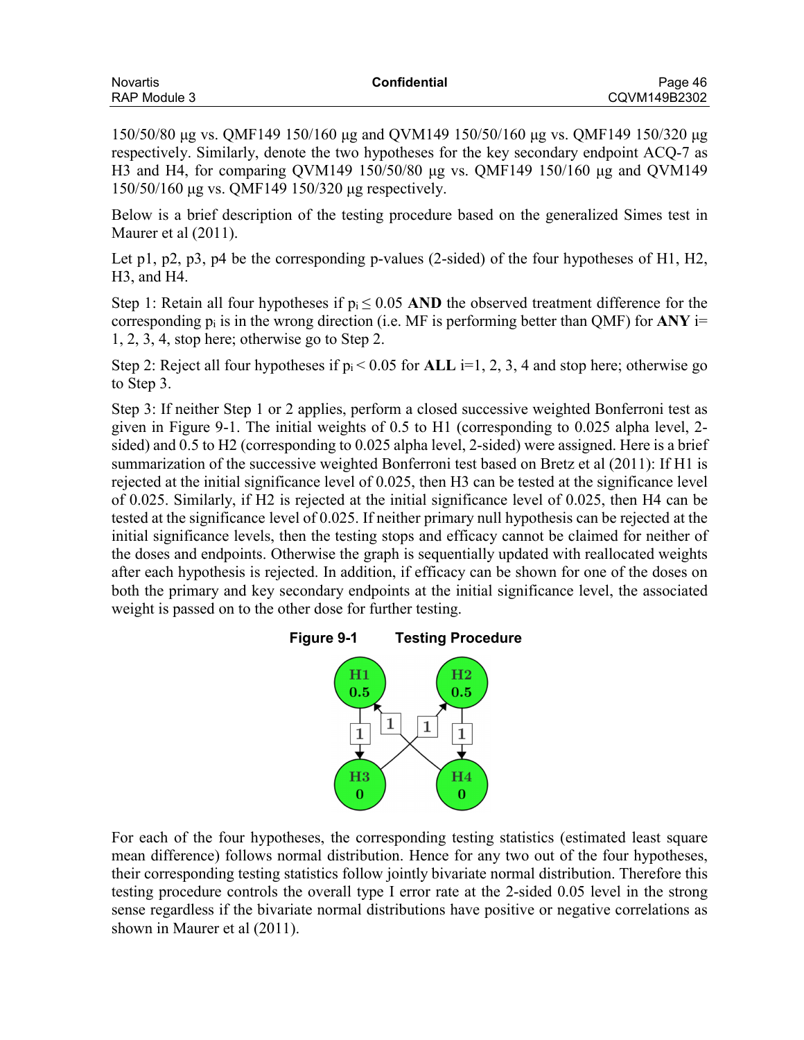150/50/80 µg vs. QMF149 150/160 µg and QVM149 150/50/160 µg vs. QMF149 150/320 µg respectively. Similarly, denote the two hypotheses for the key secondary endpoint ACQ-7 as H3 and H4, for comparing QVM149 150/50/80 µg vs. QMF149 150/160 µg and QVM149 150/50/160 µg vs. QMF149 150/320 µg respectively.

Below is a brief description of the testing procedure based on the generalized Simes test in Maurer et al (2011).

Let p1, p2, p3, p4 be the corresponding p-values (2-sided) of the four hypotheses of H1, H2, H3, and H4.

Step 1: Retain all four hypotheses if $p_i \leq 0.05$ **AND** the observed treatment difference for the corresponding $p_i$ is in the wrong direction (i.e. MF is performing better than QMF) for **ANY** i= 1, 2, 3, 4, stop here; otherwise go to Step 2.

Step 2: Reject all four hypotheses if $p_i < 0.05$ for **ALL** i=1, 2, 3, 4 and stop here; otherwise go to Step 3.

Step 3: If neither Step 1 or 2 applies, perform a closed successive weighted Bonferroni test as given in Figure 9-1. The initial weights of 0.5 to H1 (corresponding to 0.025 alpha level, 2-sided) and 0.5 to H2 (corresponding to 0.025 alpha level, 2-sided) were assigned. Here is a brief summarization of the successive weighted Bonferroni test based on Bretz et al (2011): If H1 is rejected at the initial significance level of 0.025, then H3 can be tested at the significance level of 0.025. Similarly, if H2 is rejected at the initial significance level of 0.025, then H4 can be tested at the significance level of 0.025. If neither primary null hypothesis can be rejected at the initial significance levels, then the testing stops and efficacy cannot be claimed for neither of the doses and endpoints. Otherwise the graph is sequentially updated with reallocated weights after each hypothesis is rejected. In addition, if efficacy can be shown for one of the doses on both the primary and key secondary endpoints at the initial significance level, the associated weight is passed on to the other dose for further testing.

**Figure 9-1 Testing Procedure**

For each of the four hypotheses, the corresponding testing statistics (estimated least square mean difference) follows normal distribution. Hence for any two out of the four hypotheses, their corresponding testing statistics follow jointly bivariate normal distribution. Therefore this testing procedure controls the overall type I error rate at the 2-sided 0.05 level in the strong sense regardless if the bivariate normal distributions have positive or negative correlations as shown in Maurer et al (2011).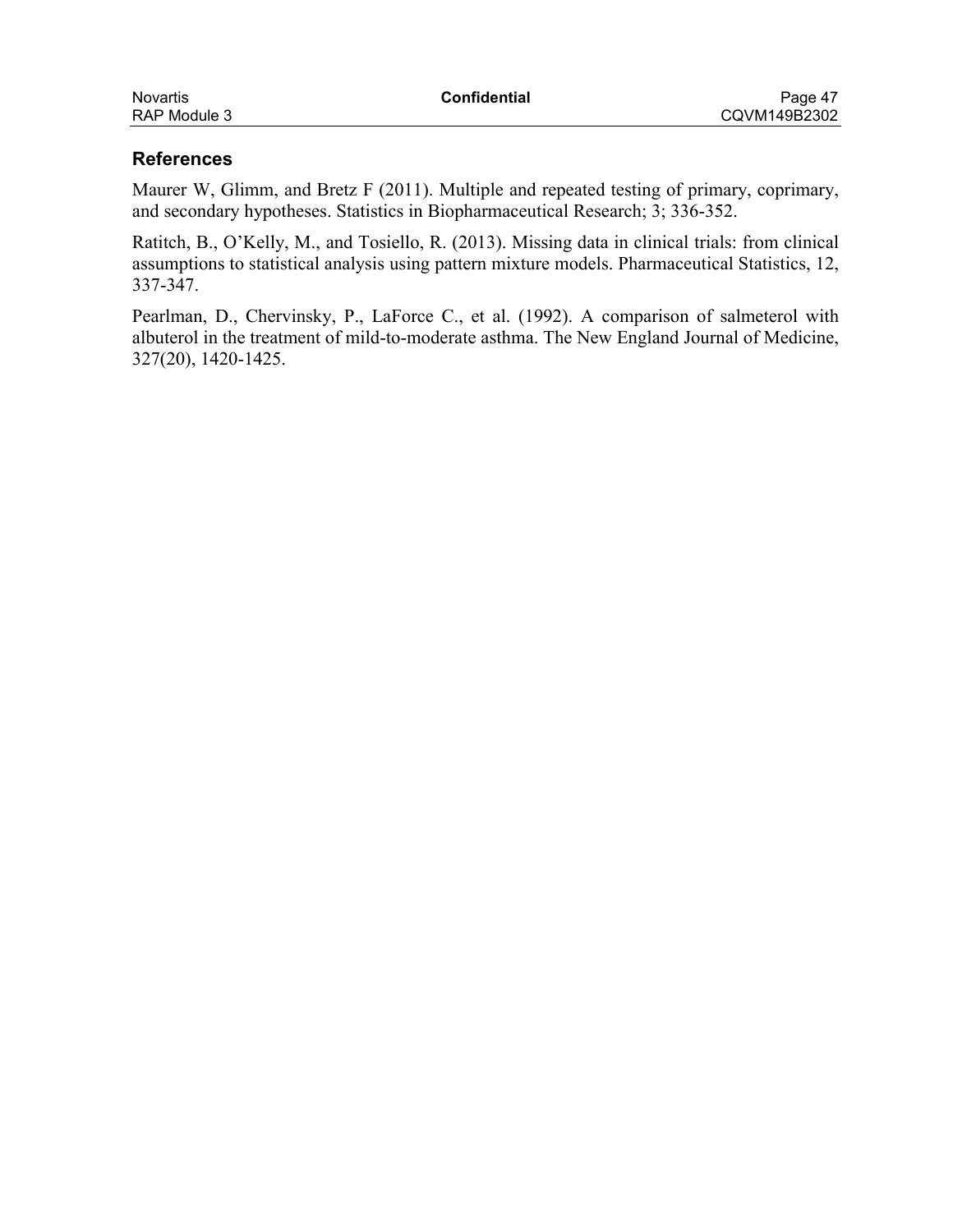## References

Maurer W, Glimm, and Bretz F (2011). Multiple and repeated testing of primary, coprimary, and secondary hypotheses. Statistics in Biopharmaceutical Research; 3; 336-352.

Ratitch, B., O'Kelly, M., and Tosiello, R. (2013). Missing data in clinical trials: from clinical assumptions to statistical analysis using pattern mixture models. Pharmaceutical Statistics, 12, 337-347.

Pearlman, D., Chervinsky, P., LaForce C., et al. (1992). A comparison of salmeterol with albuterol in the treatment of mild-to-moderate asthma. The New England Journal of Medicine, 327(20), 1420-1425.